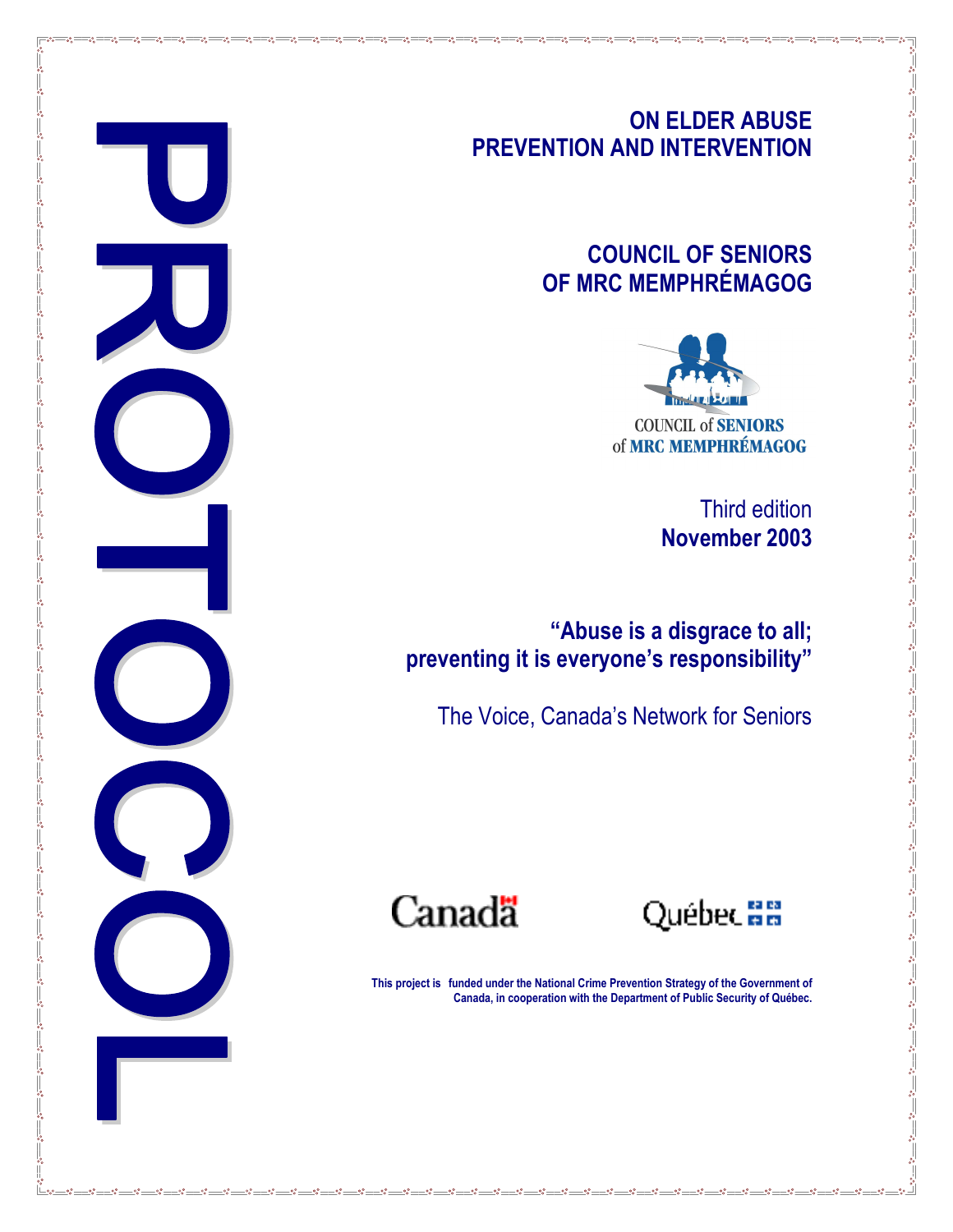# PROTOCOL

## ON ELDER ABUSE PREVENTION AND INTERVENTION

## COUNCIL OF SENIORS OF MRC MEMPHRÉMAGOG

COUNCIL of SENIORS of MRC MEMPHRÉMAGOG

Third edition
**November 2003**

**"Abuse is a disgrace to all; preventing it is everyone's responsibility"**

The Voice, Canada's Network for Seniors

Canada

Québec

**This project is funded under the National Crime Prevention Strategy of the Government of Canada, in cooperation with the Department of Public Security of Québec.**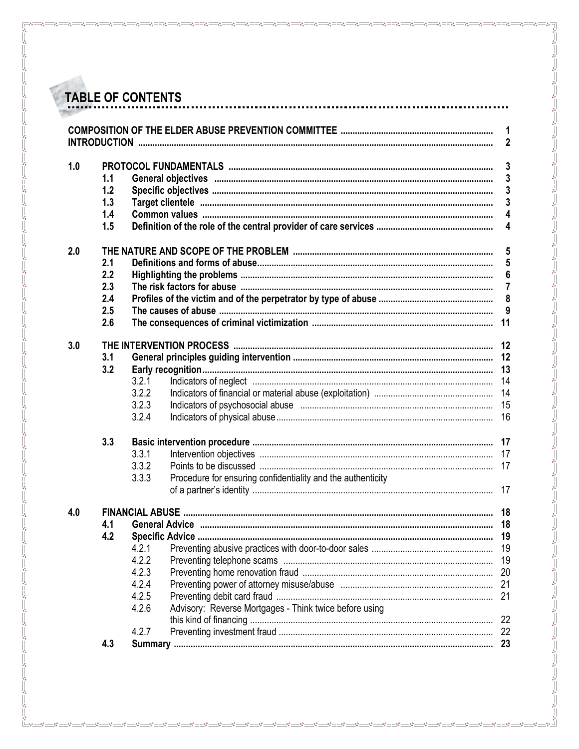# TABLE OF CONTENTS

| | | | | |
|---|---|---|---|---|
| **COMPOSITION OF THE ELDER ABUSE PREVENTION COMMITTEE** | | | | **1** |
| **INTRODUCTION** | | | | **2** |
| **1.0** | **PROTOCOL FUNDAMENTALS** | | | **3** |
| | **1.1** | **General objectives** | | **3** |
| | **1.2** | **Specific objectives** | | **3** |
| | **1.3** | **Target clientele** | | **3** |
| | **1.4** | **Common values** | | **4** |
| | **1.5** | **Definition of the role of the central provider of care services** | | **4** |
| **2.0** | **THE NATURE AND SCOPE OF THE PROBLEM** | | | **5** |
| | **2.1** | **Definitions and forms of abuse** | | **5** |
| | **2.2** | **Highlighting the problems** | | **6** |
| | **2.3** | **The risk factors for abuse** | | **7** |
| | **2.4** | **Profiles of the victim and of the perpetrator by type of abuse** | | **8** |
| | **2.5** | **The causes of abuse** | | **9** |
| | **2.6** | **The consequences of criminal victimization** | | **11** |
| **3.0** | **THE INTERVENTION PROCESS** | | | **12** |
| | **3.1** | **General principles guiding intervention** | | **12** |
| | **3.2** | **Early recognition** | | **13** |
| | | 3.2.1 | Indicators of neglect | 14 |
| | | 3.2.2 | Indicators of financial or material abuse (exploitation) | 14 |
| | | 3.2.3 | Indicators of psychosocial abuse | 15 |
| | | 3.2.4 | Indicators of physical abuse | 16 |
| | **3.3** | **Basic intervention procedure** | | **17** |
| | | 3.3.1 | Intervention objectives | 17 |
| | | 3.3.2 | Points to be discussed | 17 |
| | | 3.3.3 | Procedure for ensuring confidentiality and the authenticity of a partner's identity | 17 |
| **4.0** | **FINANCIAL ABUSE** | | | **18** |
| | **4.1** | **General Advice** | | **18** |
| | **4.2** | **Specific Advice** | | **19** |
| | | 4.2.1 | Preventing abusive practices with door-to-door sales | 19 |
| | | 4.2.2 | Preventing telephone scams | 19 |
| | | 4.2.3 | Preventing home renovation fraud | 20 |
| | | 4.2.4 | Preventing power of attorney misuse/abuse | 21 |
| | | 4.2.5 | Preventing debit card fraud | 21 |
| | | 4.2.6 | Advisory: Reverse Mortgages - Think twice before using this kind of financing | 22 |
| | | 4.2.7 | Preventing investment fraud | 22 |
| | **4.3** | **Summary** | | **23** |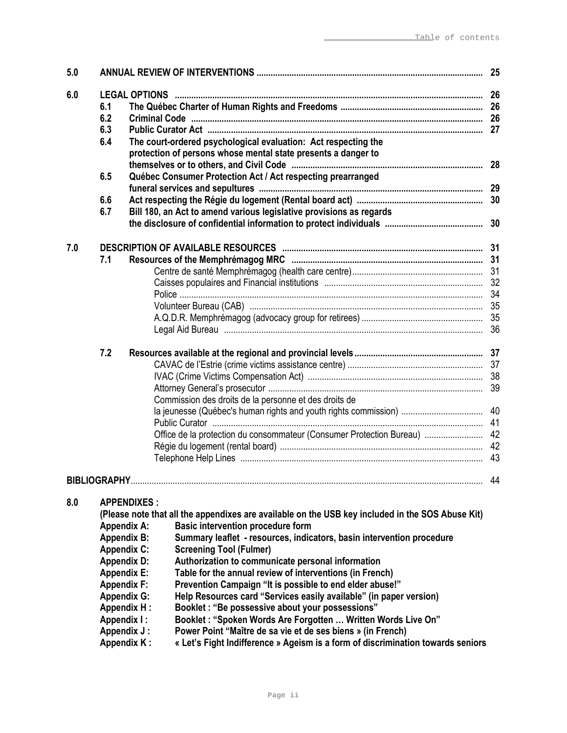**5.0 ANNUAL REVIEW OF INTERVENTIONS** ............ 25

**6.0 LEGAL OPTIONS** ............ 26

- **6.1 The Québec Charter of Human Rights and Freedoms** ............ 26
- **6.2 Criminal Code** ............ 26
- **6.3 Public Curator Act** ............ 27
- **6.4 The court-ordered psychological evaluation: Act respecting the protection of persons whose mental state presents a danger to themselves or to others, and Civil Code** ............ 28
- **6.5 Québec Consumer Protection Act / Act respecting prearranged funeral services and sepultures** ............ 29
- **6.6 Act respecting the Régie du logement (Rental board act)** ............ 30
- **6.7 Bill 180, an Act to amend various legislative provisions as regards the disclosure of confidential information to protect individuals** ............ 30

**7.0 DESCRIPTION OF AVAILABLE RESOURCES** ............ 31

- **7.1 Resources of the Memphrémagog MRC** ............ 31
  - Centre de santé Memphrémagog (health care centre) ............ 31
  - Caisses populaires and Financial institutions ............ 32
  - Police ............ 34
  - Volunteer Bureau (CAB) ............ 35
  - A.Q.D.R. Memphrémagog (advocacy group for retirees) ............ 35
  - Legal Aid Bureau ............ 36
- **7.2 Resources available at the regional and provincial levels** ............ 37
  - CAVAC de l'Estrie (crime victims assistance centre) ............ 37
  - IVAC (Crime Victims Compensation Act) ............ 38
  - Attorney General's prosecutor ............ 39
  - Commission des droits de la personne et des droits de la jeunesse (Québec's human rights and youth rights commission) ............ 40
  - Public Curator ............ 41
  - Office de la protection du consommateur (Consumer Protection Bureau) ............ 42
  - Régie du logement (rental board) ............ 42
  - Telephone Help Lines ............ 43

**BIBLIOGRAPHY** ............ 44

**8.0 APPENDIXES :**

**(Please note that all the appendixes are available on the USB key included in the SOS Abuse Kit)**

- **Appendix A:** Basic intervention procedure form
- **Appendix B:** Summary leaflet - resources, indicators, basin intervention procedure
- **Appendix C:** Screening Tool (Fulmer)
- **Appendix D:** Authorization to communicate personal information
- **Appendix E:** Table for the annual review of interventions (in French)
- **Appendix F:** Prevention Campaign "It is possible to end elder abuse!"
- **Appendix G:** Help Resources card "Services easily available" (in paper version)
- **Appendix H :** Booklet : "Be possessive about your possessions"
- **Appendix I :** Booklet : "Spoken Words Are Forgotten … Written Words Live On"
- **Appendix J :** Power Point "Maître de sa vie et de ses biens » (in French)
- **Appendix K :** « Let's Fight Indifference » Ageism is a form of discrimination towards seniors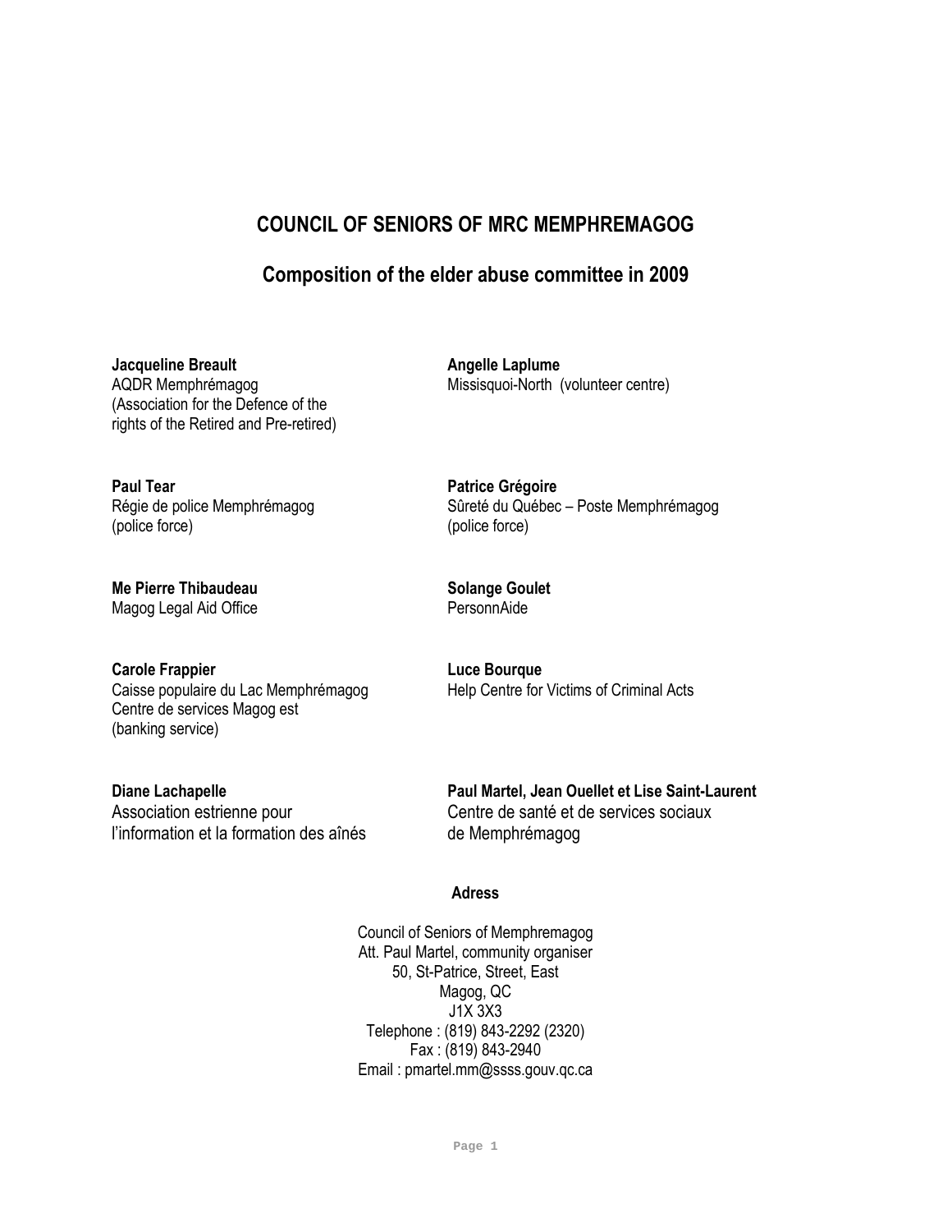# COUNCIL OF SENIORS OF MRC MEMPHREMAGOG

## Composition of the elder abuse committee in 2009

**Jacqueline Breault**
AQDR Memphrémagog
(Association for the Defence of the rights of the Retired and Pre-retired)

**Angelle Laplume**
Missisquoi-North (volunteer centre)

**Paul Tear**
Régie de police Memphrémagog
(police force)

**Patrice Grégoire**
Sûreté du Québec – Poste Memphrémagog
(police force)

**Me Pierre Thibaudeau**
Magog Legal Aid Office

**Solange Goulet**
PersonnAide

**Carole Frappier**
Caisse populaire du Lac Memphrémagog
Centre de services Magog est
(banking service)

**Luce Bourque**
Help Centre for Victims of Criminal Acts

**Diane Lachapelle**
Association estrienne pour l'information et la formation des aînés

**Paul Martel, Jean Ouellet et Lise Saint-Laurent**
Centre de santé et de services sociaux de Memphrémagog

**Adress**

Council of Seniors of Memphremagog
Att. Paul Martel, community organiser
50, St-Patrice, Street, East
Magog, QC
J1X 3X3
Telephone : (819) 843-2292 (2320)
Fax : (819) 843-2940
Email : pmartel.mm@ssss.gouv.qc.ca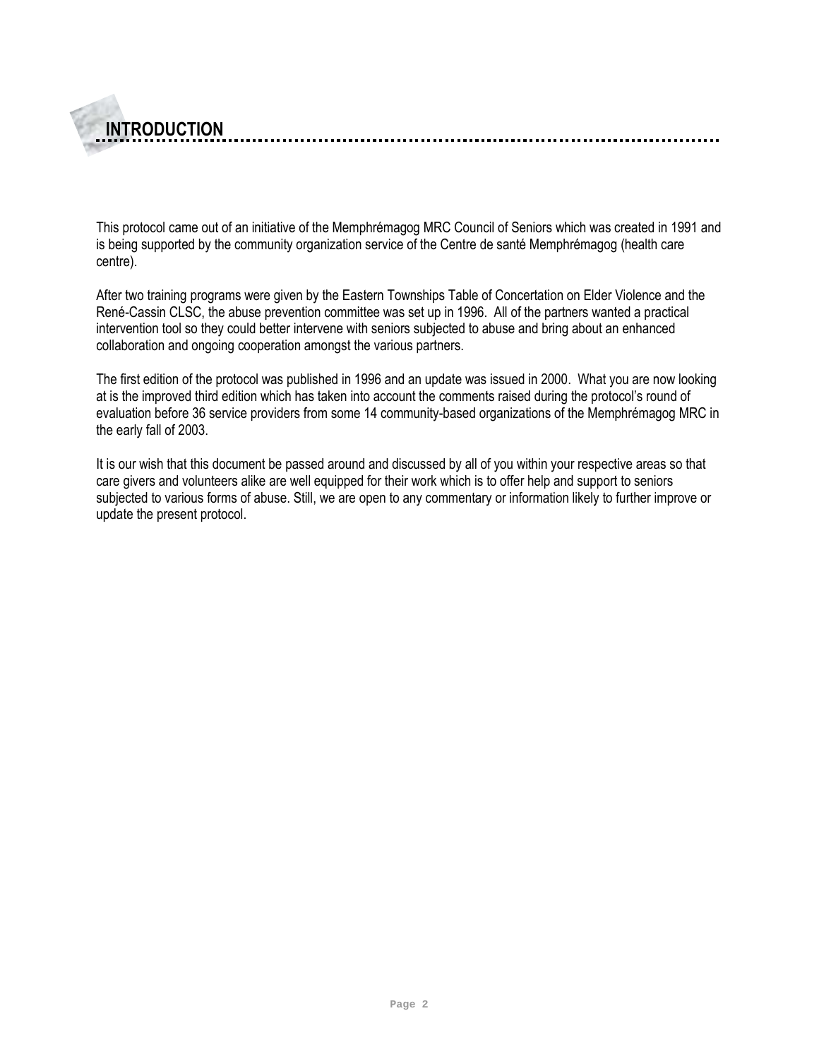# INTRODUCTION

This protocol came out of an initiative of the Memphrémagog MRC Council of Seniors which was created in 1991 and is being supported by the community organization service of the Centre de santé Memphrémagog (health care centre).

After two training programs were given by the Eastern Townships Table of Concertation on Elder Violence and the René-Cassin CLSC, the abuse prevention committee was set up in 1996. All of the partners wanted a practical intervention tool so they could better intervene with seniors subjected to abuse and bring about an enhanced collaboration and ongoing cooperation amongst the various partners.

The first edition of the protocol was published in 1996 and an update was issued in 2000. What you are now looking at is the improved third edition which has taken into account the comments raised during the protocol's round of evaluation before 36 service providers from some 14 community-based organizations of the Memphrémagog MRC in the early fall of 2003.

It is our wish that this document be passed around and discussed by all of you within your respective areas so that care givers and volunteers alike are well equipped for their work which is to offer help and support to seniors subjected to various forms of abuse. Still, we are open to any commentary or information likely to further improve or update the present protocol.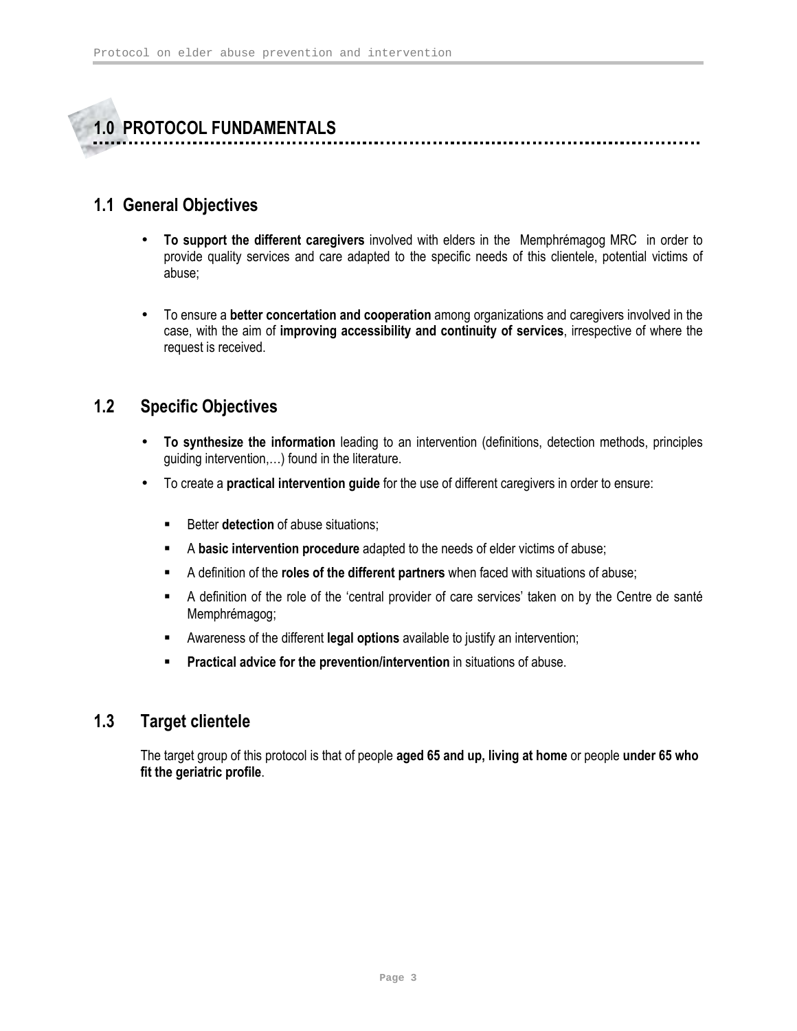# 1.0 PROTOCOL FUNDAMENTALS

## 1.1 General Objectives

- **To support the different caregivers** involved with elders in the Memphrémagog MRC in order to provide quality services and care adapted to the specific needs of this clientele, potential victims of abuse;

- To ensure a **better concertation and cooperation** among organizations and caregivers involved in the case, with the aim of **improving accessibility and continuity of services**, irrespective of where the request is received.

## 1.2 Specific Objectives

- **To synthesize the information** leading to an intervention (definitions, detection methods, principles guiding intervention,…) found in the literature.
- To create a **practical intervention guide** for the use of different caregivers in order to ensure:
  - Better **detection** of abuse situations;
  - A **basic intervention procedure** adapted to the needs of elder victims of abuse;
  - A definition of the **roles of the different partners** when faced with situations of abuse;
  - A definition of the role of the 'central provider of care services' taken on by the Centre de santé Memphrémagog;
  - Awareness of the different **legal options** available to justify an intervention;
  - **Practical advice for the prevention/intervention** in situations of abuse.

## 1.3 Target clientele

The target group of this protocol is that of people **aged 65 and up, living at home** or people **under 65 who fit the geriatric profile**.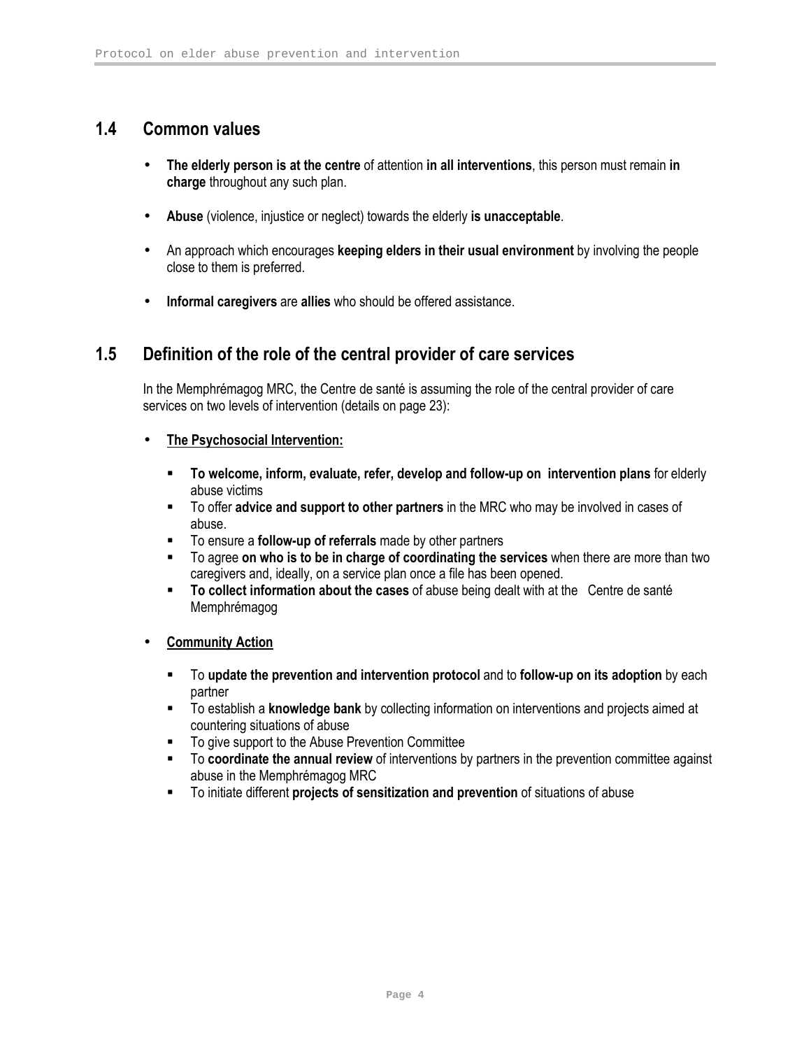## 1.4 Common values

- **The elderly person is at the centre** of attention **in all interventions**, this person must remain **in charge** throughout any such plan.
- **Abuse** (violence, injustice or neglect) towards the elderly **is unacceptable**.
- An approach which encourages **keeping elders in their usual environment** by involving the people close to them is preferred.
- **Informal caregivers** are **allies** who should be offered assistance.

## 1.5 Definition of the role of the central provider of care services

In the Memphrémagog MRC, the Centre de santé is assuming the role of the central provider of care services on two levels of intervention (details on page 23):

- **The Psychosocial Intervention:**
  - **To welcome, inform, evaluate, refer, develop and follow-up on intervention plans** for elderly abuse victims
  - To offer **advice and support to other partners** in the MRC who may be involved in cases of abuse.
  - To ensure a **follow-up of referrals** made by other partners
  - To agree **on who is to be in charge of coordinating the services** when there are more than two caregivers and, ideally, on a service plan once a file has been opened.
  - **To collect information about the cases** of abuse being dealt with at the Centre de santé Memphrémagog
- **Community Action**
  - To **update the prevention and intervention protocol** and to **follow-up on its adoption** by each partner
  - To establish a **knowledge bank** by collecting information on interventions and projects aimed at countering situations of abuse
  - To give support to the Abuse Prevention Committee
  - To **coordinate the annual review** of interventions by partners in the prevention committee against abuse in the Memphrémagog MRC
  - To initiate different **projects of sensitization and prevention** of situations of abuse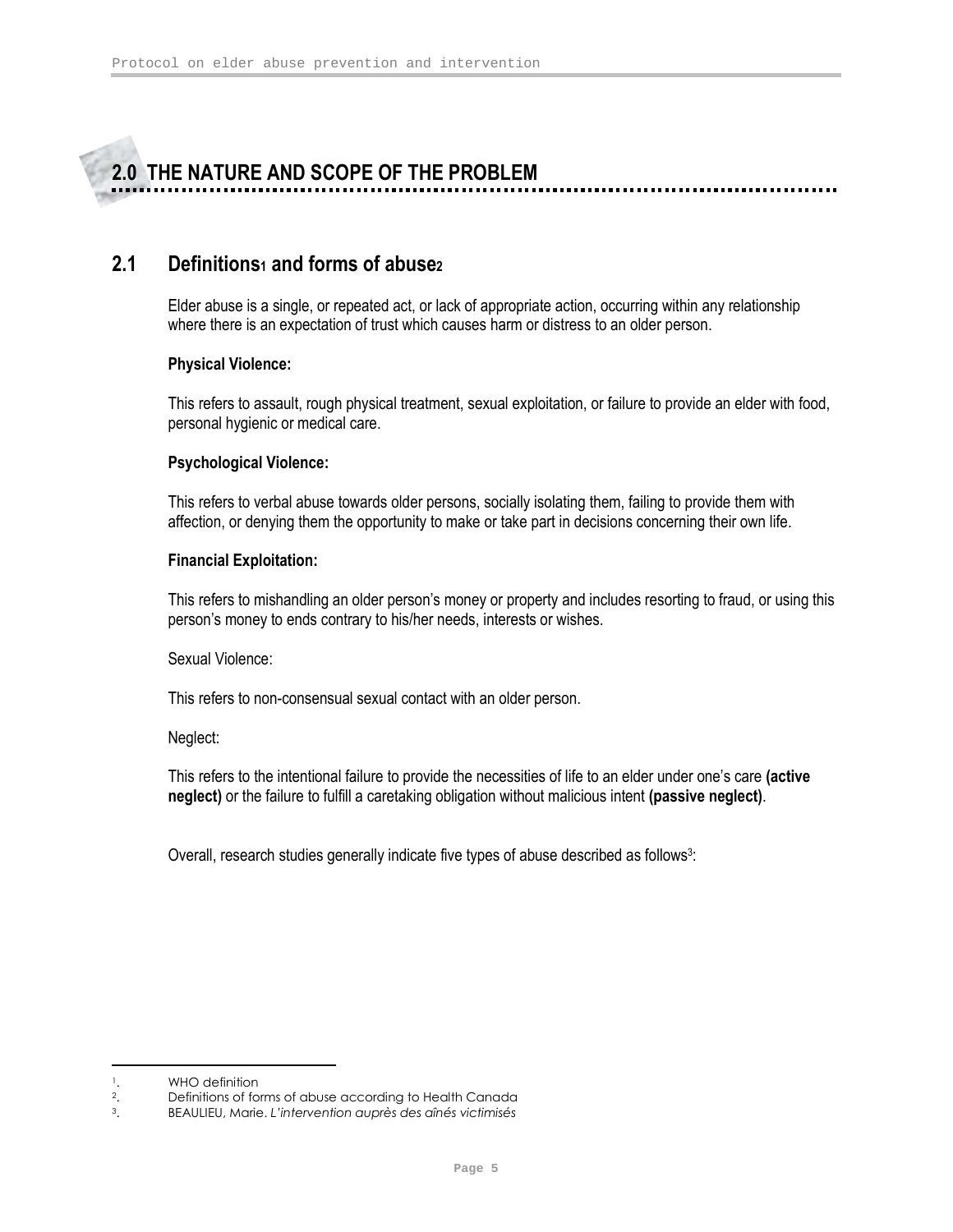# 2.0 THE NATURE AND SCOPE OF THE PROBLEM

## 2.1 Definitions[1] and forms of abuse[2]

Elder abuse is a single, or repeated act, or lack of appropriate action, occurring within any relationship where there is an expectation of trust which causes harm or distress to an older person.

**Physical Violence:**

This refers to assault, rough physical treatment, sexual exploitation, or failure to provide an elder with food, personal hygienic or medical care.

**Psychological Violence:**

This refers to verbal abuse towards older persons, socially isolating them, failing to provide them with affection, or denying them the opportunity to make or take part in decisions concerning their own life.

**Financial Exploitation:**

This refers to mishandling an older person's money or property and includes resorting to fraud, or using this person's money to ends contrary to his/her needs, interests or wishes.

Sexual Violence:

This refers to non-consensual sexual contact with an older person.

Neglect:

This refers to the intentional failure to provide the necessities of life to an elder under one's care **(active neglect)** or the failure to fulfill a caretaking obligation without malicious intent **(passive neglect)**.

Overall, research studies generally indicate five types of abuse described as follows[3]:

---

1. WHO definition
2. Definitions of forms of abuse according to Health Canada
3. BEAULIEU, Marie. *L'intervention auprès des aînés victimisés*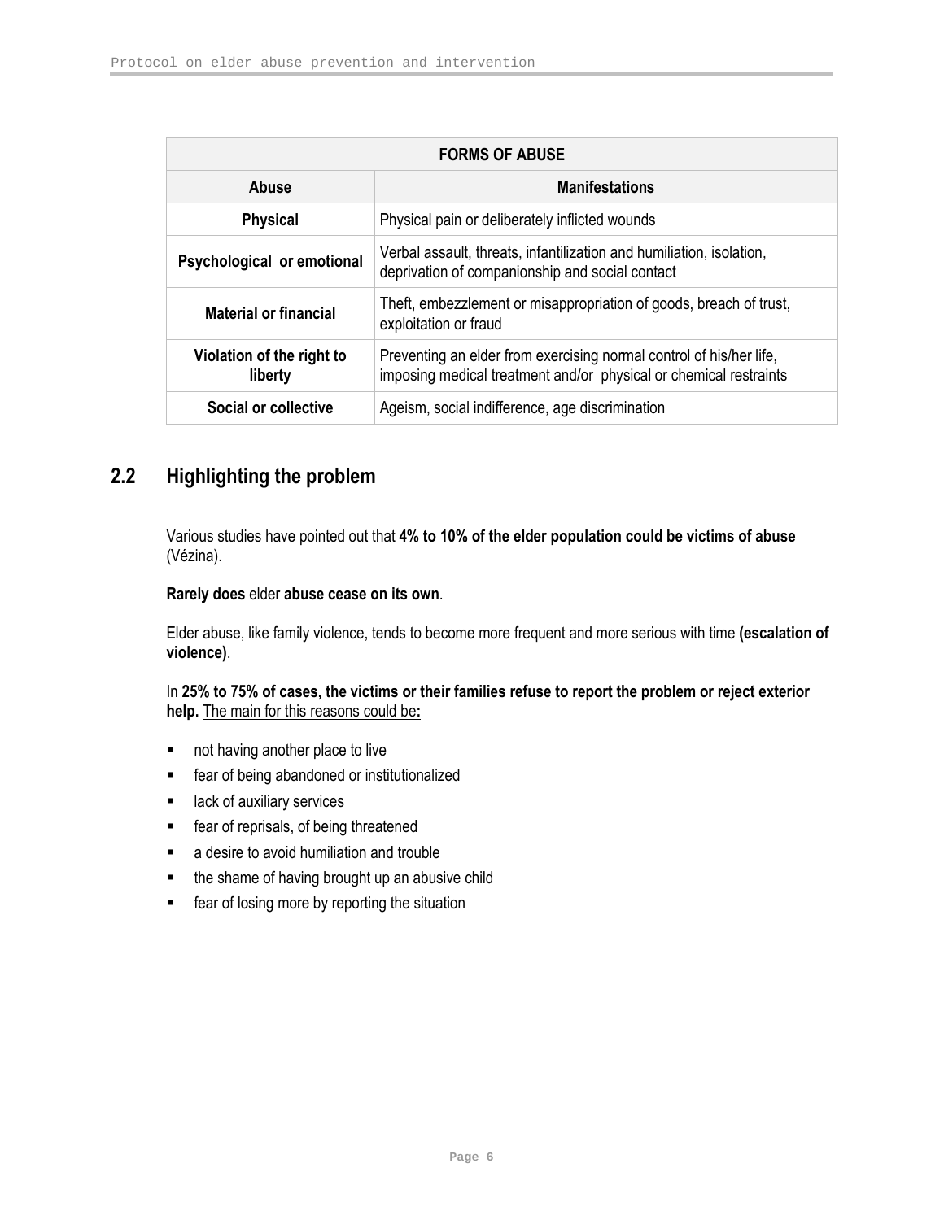| FORMS OF ABUSE | |
|---|---|
| **Abuse** | **Manifestations** |
| **Physical** | Physical pain or deliberately inflicted wounds |
| **Psychological or emotional** | Verbal assault, threats, infantilization and humiliation, isolation, deprivation of companionship and social contact |
| **Material or financial** | Theft, embezzlement or misappropriation of goods, breach of trust, exploitation or fraud |
| **Violation of the right to liberty** | Preventing an elder from exercising normal control of his/her life, imposing medical treatment and/or physical or chemical restraints |
| **Social or collective** | Ageism, social indifference, age discrimination |

## 2.2 Highlighting the problem

Various studies have pointed out that **4% to 10% of the elder population could be victims of abuse** (Vézina).

**Rarely does** elder **abuse cease on its own**.

Elder abuse, like family violence, tends to become more frequent and more serious with time **(escalation of violence)**.

In **25% to 75% of cases, the victims or their families refuse to report the problem or reject exterior help.** The main for this reasons could be**:**

- not having another place to live
- fear of being abandoned or institutionalized
- lack of auxiliary services
- fear of reprisals, of being threatened
- a desire to avoid humiliation and trouble
- the shame of having brought up an abusive child
- fear of losing more by reporting the situation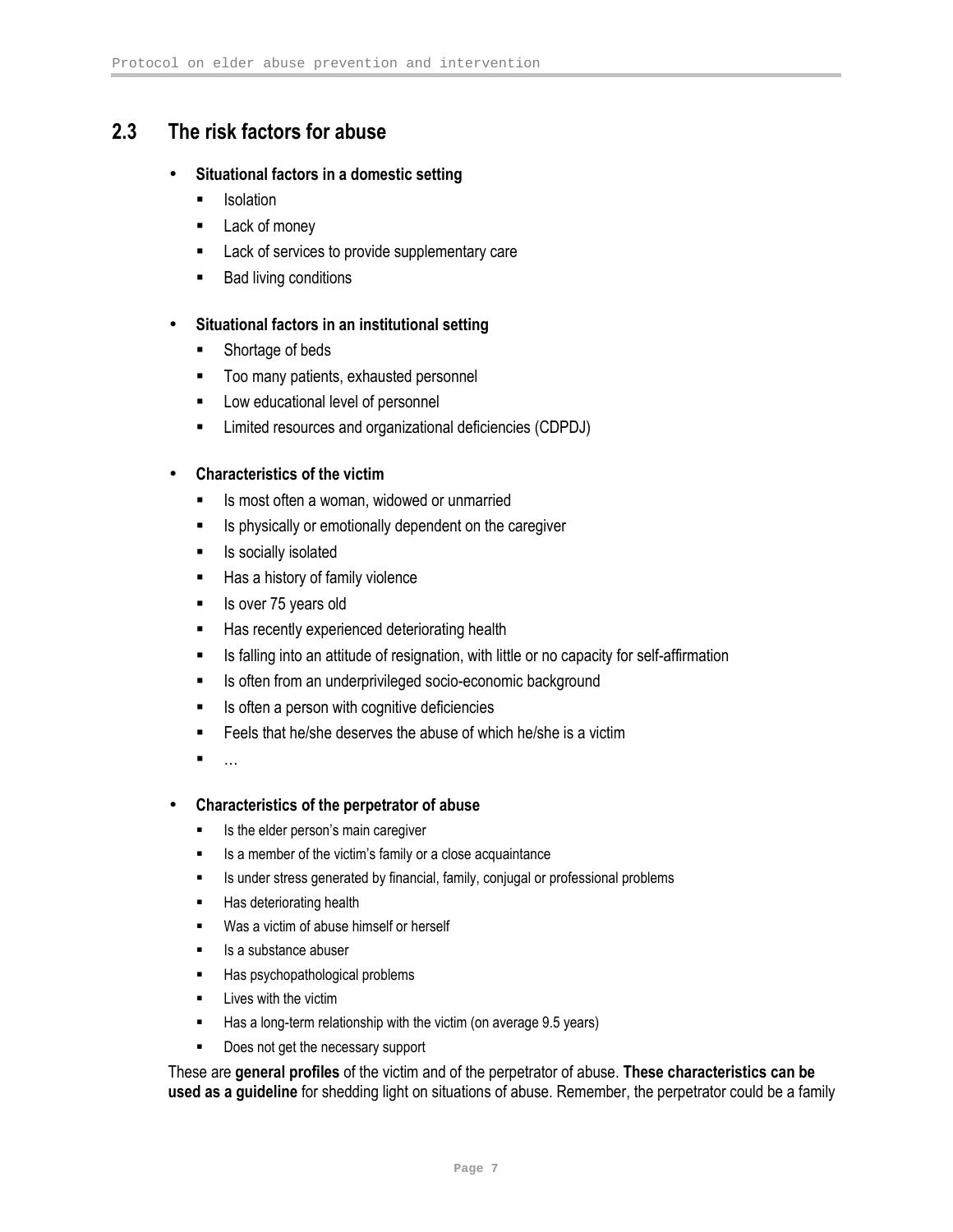## 2.3 The risk factors for abuse

- **Situational factors in a domestic setting**
  - Isolation
  - Lack of money
  - Lack of services to provide supplementary care
  - Bad living conditions

- **Situational factors in an institutional setting**
  - Shortage of beds
  - Too many patients, exhausted personnel
  - Low educational level of personnel
  - Limited resources and organizational deficiencies (CDPDJ)

- **Characteristics of the victim**
  - Is most often a woman, widowed or unmarried
  - Is physically or emotionally dependent on the caregiver
  - Is socially isolated
  - Has a history of family violence
  - Is over 75 years old
  - Has recently experienced deteriorating health
  - Is falling into an attitude of resignation, with little or no capacity for self-affirmation
  - Is often from an underprivileged socio-economic background
  - Is often a person with cognitive deficiencies
  - Feels that he/she deserves the abuse of which he/she is a victim
  - …

- **Characteristics of the perpetrator of abuse**
  - Is the elder person's main caregiver
  - Is a member of the victim's family or a close acquaintance
  - Is under stress generated by financial, family, conjugal or professional problems
  - Has deteriorating health
  - Was a victim of abuse himself or herself
  - Is a substance abuser
  - Has psychopathological problems
  - Lives with the victim
  - Has a long-term relationship with the victim (on average 9.5 years)
  - Does not get the necessary support

These are **general profiles** of the victim and of the perpetrator of abuse. **These characteristics can be used as a guideline** for shedding light on situations of abuse. Remember, the perpetrator could be a family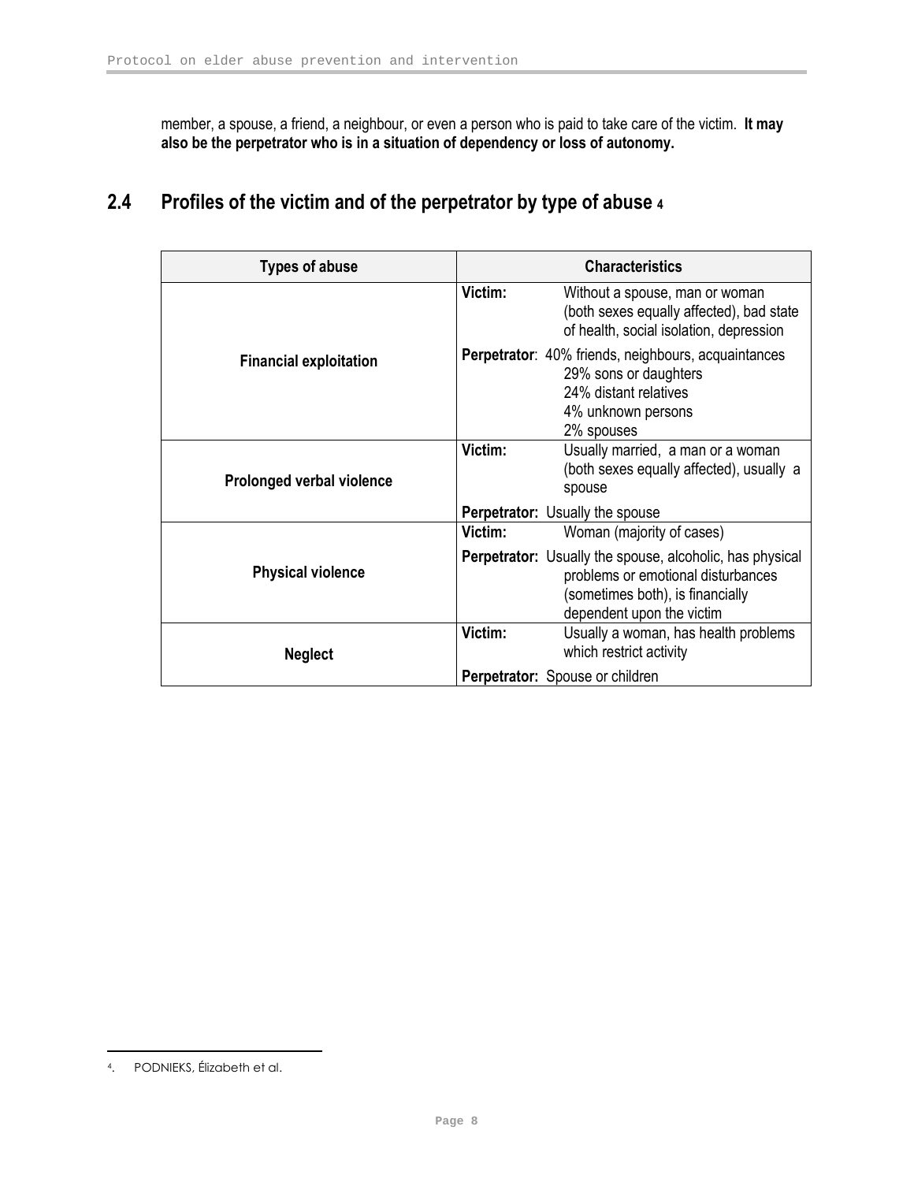member, a spouse, a friend, a neighbour, or even a person who is paid to take care of the victim. **It may also be the perpetrator who is in a situation of dependency or loss of autonomy.**

## 2.4 Profiles of the victim and of the perpetrator by type of abuse [4]

| Types of abuse | Characteristics |
|---|---|
| **Financial exploitation** | **Victim:** Without a spouse, man or woman (both sexes equally affected), bad state of health, social isolation, depression<br>**Perpetrator**: 40% friends, neighbours, acquaintances<br>29% sons or daughters<br>24% distant relatives<br>4% unknown persons<br>2% spouses |
| **Prolonged verbal violence** | **Victim:** Usually married, a man or a woman (both sexes equally affected), usually a spouse<br>**Perpetrator:** Usually the spouse |
| **Physical violence** | **Victim:** Woman (majority of cases)<br>**Perpetrator:** Usually the spouse, alcoholic, has physical problems or emotional disturbances (sometimes both), is financially dependent upon the victim |
| **Neglect** | **Victim:** Usually a woman, has health problems which restrict activity<br>**Perpetrator:** Spouse or children |

[4]. PODNIEKS, Élizabeth et al.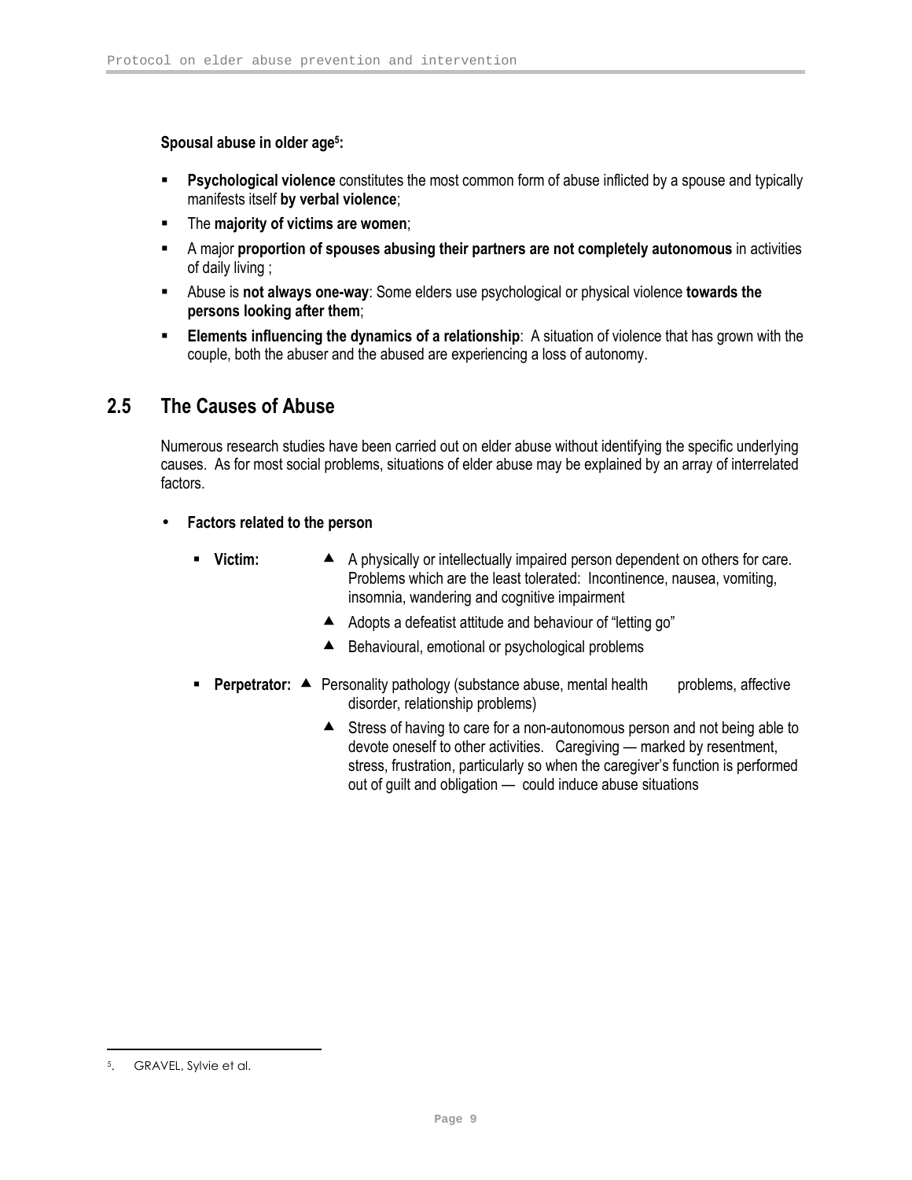**Spousal abuse in older age[5]:**

- **Psychological violence** constitutes the most common form of abuse inflicted by a spouse and typically manifests itself **by verbal violence**;
- The **majority of victims are women**;
- A major **proportion of spouses abusing their partners are not completely autonomous** in activities of daily living ;
- Abuse is **not always one-way**: Some elders use psychological or physical violence **towards the persons looking after them**;
- **Elements influencing the dynamics of a relationship**: A situation of violence that has grown with the couple, both the abuser and the abused are experiencing a loss of autonomy.

## 2.5 The Causes of Abuse

Numerous research studies have been carried out on elder abuse without identifying the specific underlying causes. As for most social problems, situations of elder abuse may be explained by an array of interrelated factors.

- **Factors related to the person**
  - **Victim:**
    - A physically or intellectually impaired person dependent on others for care. Problems which are the least tolerated: Incontinence, nausea, vomiting, insomnia, wandering and cognitive impairment
    - Adopts a defeatist attitude and behaviour of "letting go"
    - Behavioural, emotional or psychological problems
  - **Perpetrator:**
    - Personality pathology (substance abuse, mental health problems, affective disorder, relationship problems)
    - Stress of having to care for a non-autonomous person and not being able to devote oneself to other activities. Caregiving — marked by resentment, stress, frustration, particularly so when the caregiver's function is performed out of guilt and obligation — could induce abuse situations

[5]. GRAVEL, Sylvie et al.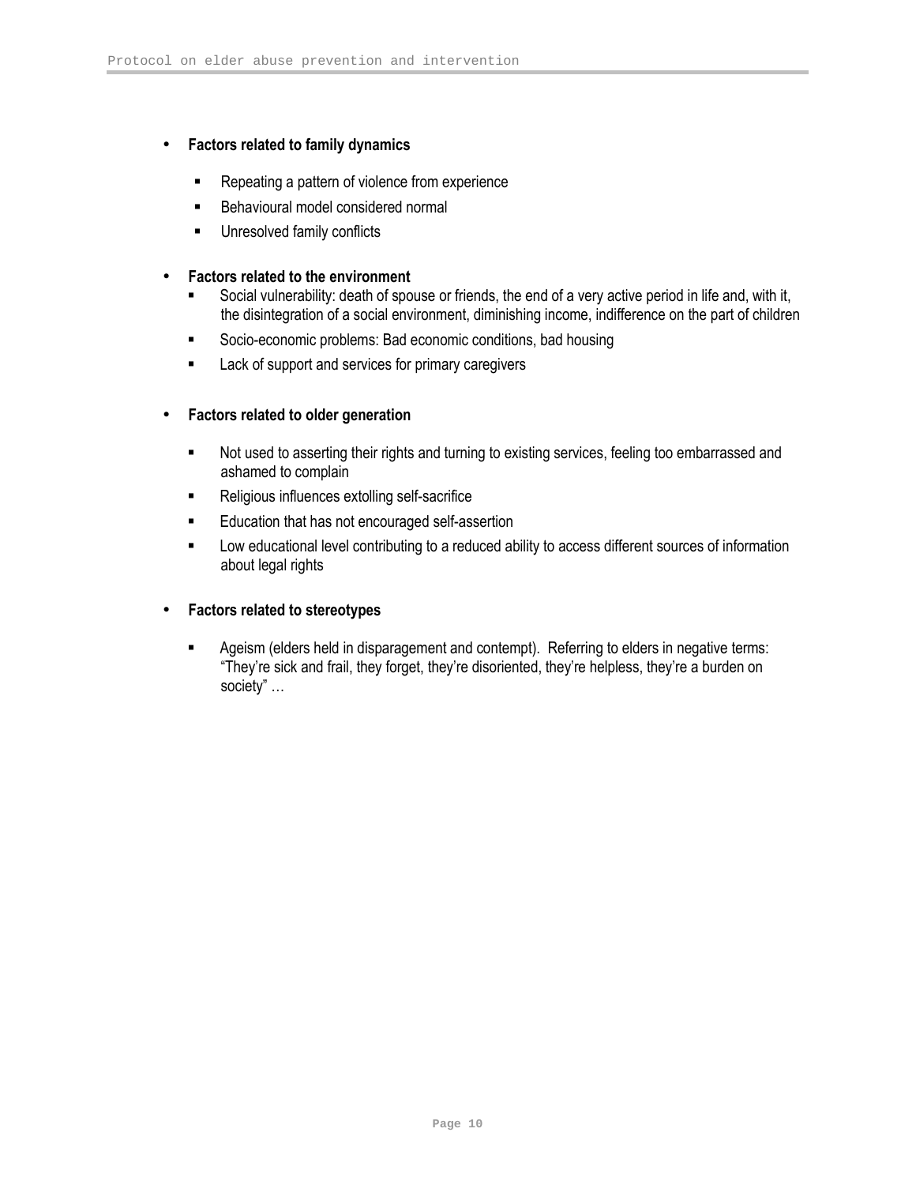- **Factors related to family dynamics**

  - Repeating a pattern of violence from experience
  - Behavioural model considered normal
  - Unresolved family conflicts

- **Factors related to the environment**
  - Social vulnerability: death of spouse or friends, the end of a very active period in life and, with it, the disintegration of a social environment, diminishing income, indifference on the part of children
  - Socio-economic problems: Bad economic conditions, bad housing
  - Lack of support and services for primary caregivers

- **Factors related to older generation**

  - Not used to asserting their rights and turning to existing services, feeling too embarrassed and ashamed to complain
  - Religious influences extolling self-sacrifice
  - Education that has not encouraged self-assertion
  - Low educational level contributing to a reduced ability to access different sources of information about legal rights

- **Factors related to stereotypes**

  - Ageism (elders held in disparagement and contempt). Referring to elders in negative terms: "They're sick and frail, they forget, they're disoriented, they're helpless, they're a burden on society" …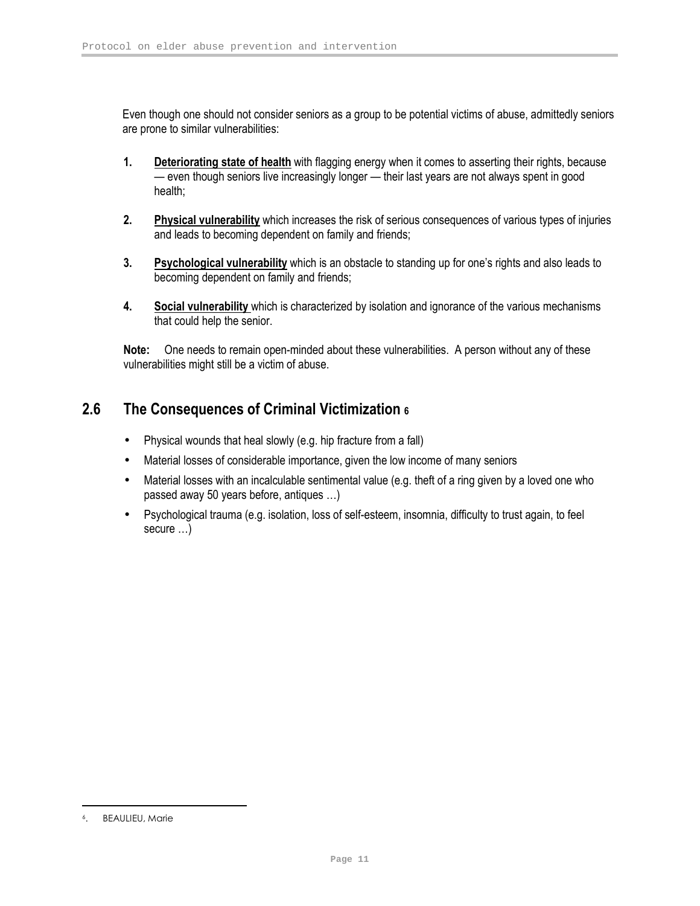Even though one should not consider seniors as a group to be potential victims of abuse, admittedly seniors are prone to similar vulnerabilities:

1. **Deteriorating state of health** with flagging energy when it comes to asserting their rights, because — even though seniors live increasingly longer — their last years are not always spent in good health;

2. **Physical vulnerability** which increases the risk of serious consequences of various types of injuries and leads to becoming dependent on family and friends;

3. **Psychological vulnerability** which is an obstacle to standing up for one's rights and also leads to becoming dependent on family and friends;

4. **Social vulnerability** which is characterized by isolation and ignorance of the various mechanisms that could help the senior.

**Note:** One needs to remain open-minded about these vulnerabilities. A person without any of these vulnerabilities might still be a victim of abuse.

## 2.6 The Consequences of Criminal Victimization [6]

- Physical wounds that heal slowly (e.g. hip fracture from a fall)
- Material losses of considerable importance, given the low income of many seniors
- Material losses with an incalculable sentimental value (e.g. theft of a ring given by a loved one who passed away 50 years before, antiques …)
- Psychological trauma (e.g. isolation, loss of self-esteem, insomnia, difficulty to trust again, to feel secure …)

[6]. BEAULIEU, Marie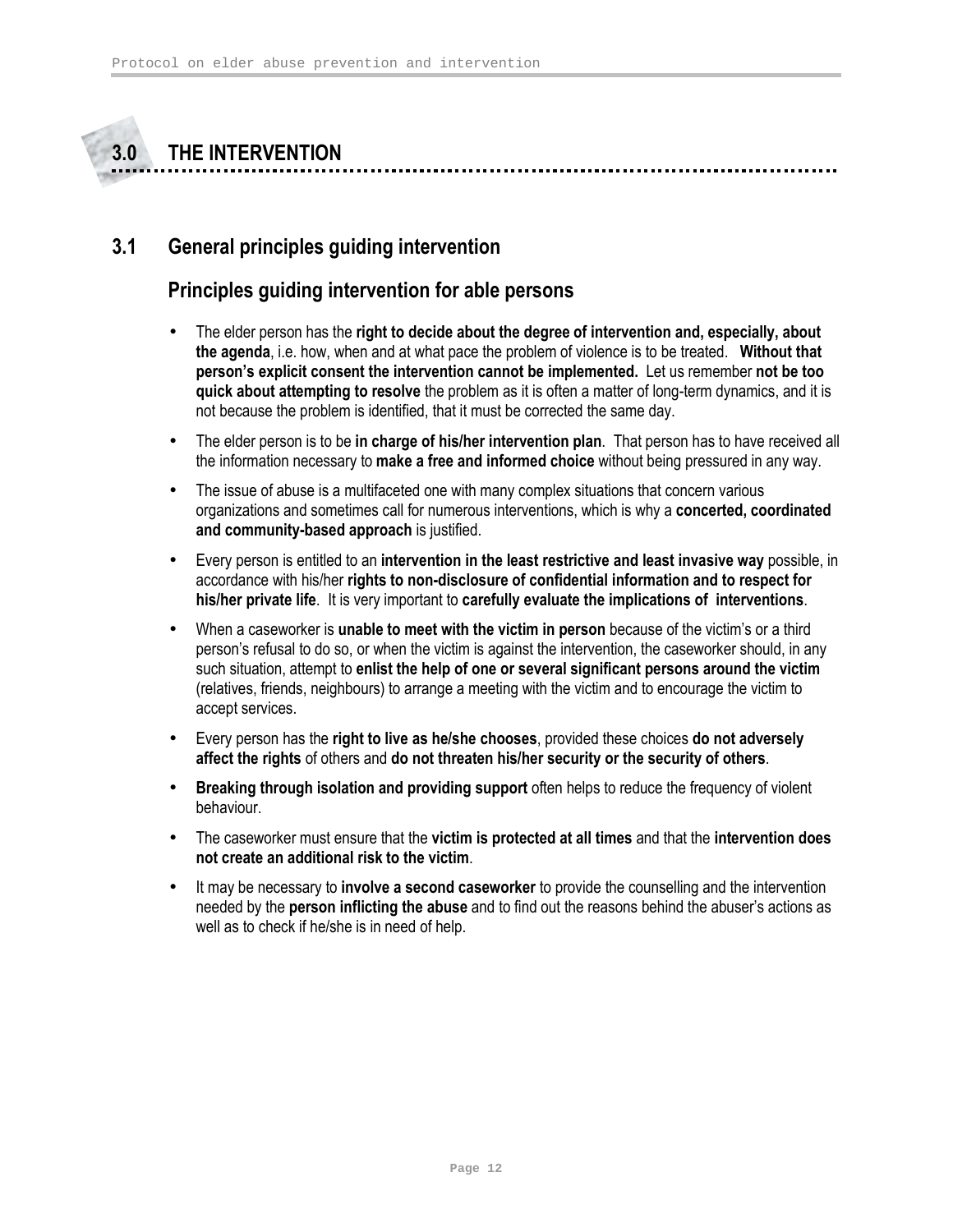# 3.0 THE INTERVENTION

## 3.1 General principles guiding intervention

### Principles guiding intervention for able persons

- The elder person has the **right to decide about the degree of intervention and, especially, about the agenda**, i.e. how, when and at what pace the problem of violence is to be treated. **Without that person's explicit consent the intervention cannot be implemented.** Let us remember **not be too quick about attempting to resolve** the problem as it is often a matter of long-term dynamics, and it is not because the problem is identified, that it must be corrected the same day.
- The elder person is to be **in charge of his/her intervention plan**. That person has to have received all the information necessary to **make a free and informed choice** without being pressured in any way.
- The issue of abuse is a multifaceted one with many complex situations that concern various organizations and sometimes call for numerous interventions, which is why a **concerted, coordinated and community-based approach** is justified.
- Every person is entitled to an **intervention in the least restrictive and least invasive way** possible, in accordance with his/her **rights to non-disclosure of confidential information and to respect for his/her private life**. It is very important to **carefully evaluate the implications of interventions**.
- When a caseworker is **unable to meet with the victim in person** because of the victim's or a third person's refusal to do so, or when the victim is against the intervention, the caseworker should, in any such situation, attempt to **enlist the help of one or several significant persons around the victim** (relatives, friends, neighbours) to arrange a meeting with the victim and to encourage the victim to accept services.
- Every person has the **right to live as he/she chooses**, provided these choices **do not adversely affect the rights** of others and **do not threaten his/her security or the security of others**.
- **Breaking through isolation and providing support** often helps to reduce the frequency of violent behaviour.
- The caseworker must ensure that the **victim is protected at all times** and that the **intervention does not create an additional risk to the victim**.
- It may be necessary to **involve a second caseworker** to provide the counselling and the intervention needed by the **person inflicting the abuse** and to find out the reasons behind the abuser's actions as well as to check if he/she is in need of help.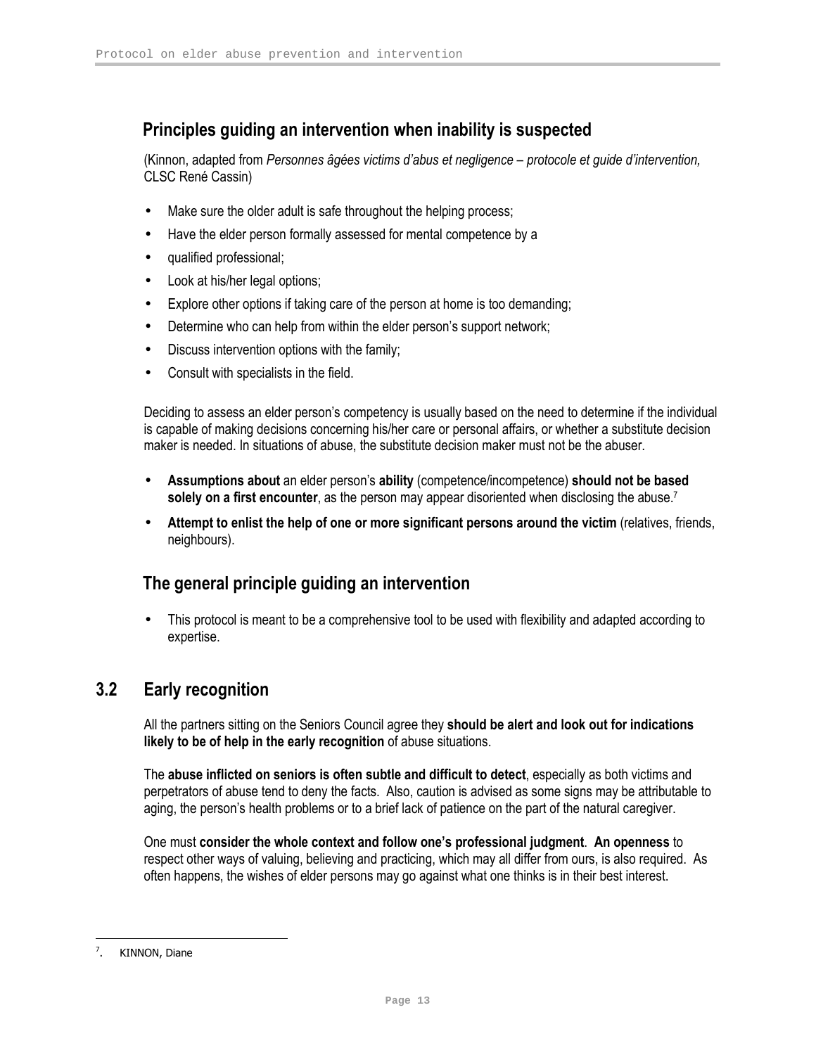### Principles guiding an intervention when inability is suspected

(Kinnon, adapted from *Personnes âgées victims d'abus et negligence – protocole et guide d'intervention,* CLSC René Cassin)

- Make sure the older adult is safe throughout the helping process;
- Have the elder person formally assessed for mental competence by a
- qualified professional;
- Look at his/her legal options;
- Explore other options if taking care of the person at home is too demanding;
- Determine who can help from within the elder person's support network;
- Discuss intervention options with the family;
- Consult with specialists in the field.

Deciding to assess an elder person's competency is usually based on the need to determine if the individual is capable of making decisions concerning his/her care or personal affairs, or whether a substitute decision maker is needed. In situations of abuse, the substitute decision maker must not be the abuser.

- **Assumptions about** an elder person's **ability** (competence/incompetence) **should not be based solely on a first encounter**, as the person may appear disoriented when disclosing the abuse.[7]
- **Attempt to enlist the help of one or more significant persons around the victim** (relatives, friends, neighbours).

### The general principle guiding an intervention

- This protocol is meant to be a comprehensive tool to be used with flexibility and adapted according to expertise.

## 3.2 Early recognition

All the partners sitting on the Seniors Council agree they **should be alert and look out for indications likely to be of help in the early recognition** of abuse situations.

The **abuse inflicted on seniors is often subtle and difficult to detect**, especially as both victims and perpetrators of abuse tend to deny the facts. Also, caution is advised as some signs may be attributable to aging, the person's health problems or to a brief lack of patience on the part of the natural caregiver.

One must **consider the whole context and follow one's professional judgment**. **An openness** to respect other ways of valuing, believing and practicing, which may all differ from ours, is also required. As often happens, the wishes of elder persons may go against what one thinks is in their best interest.

---

[7]. KINNON, Diane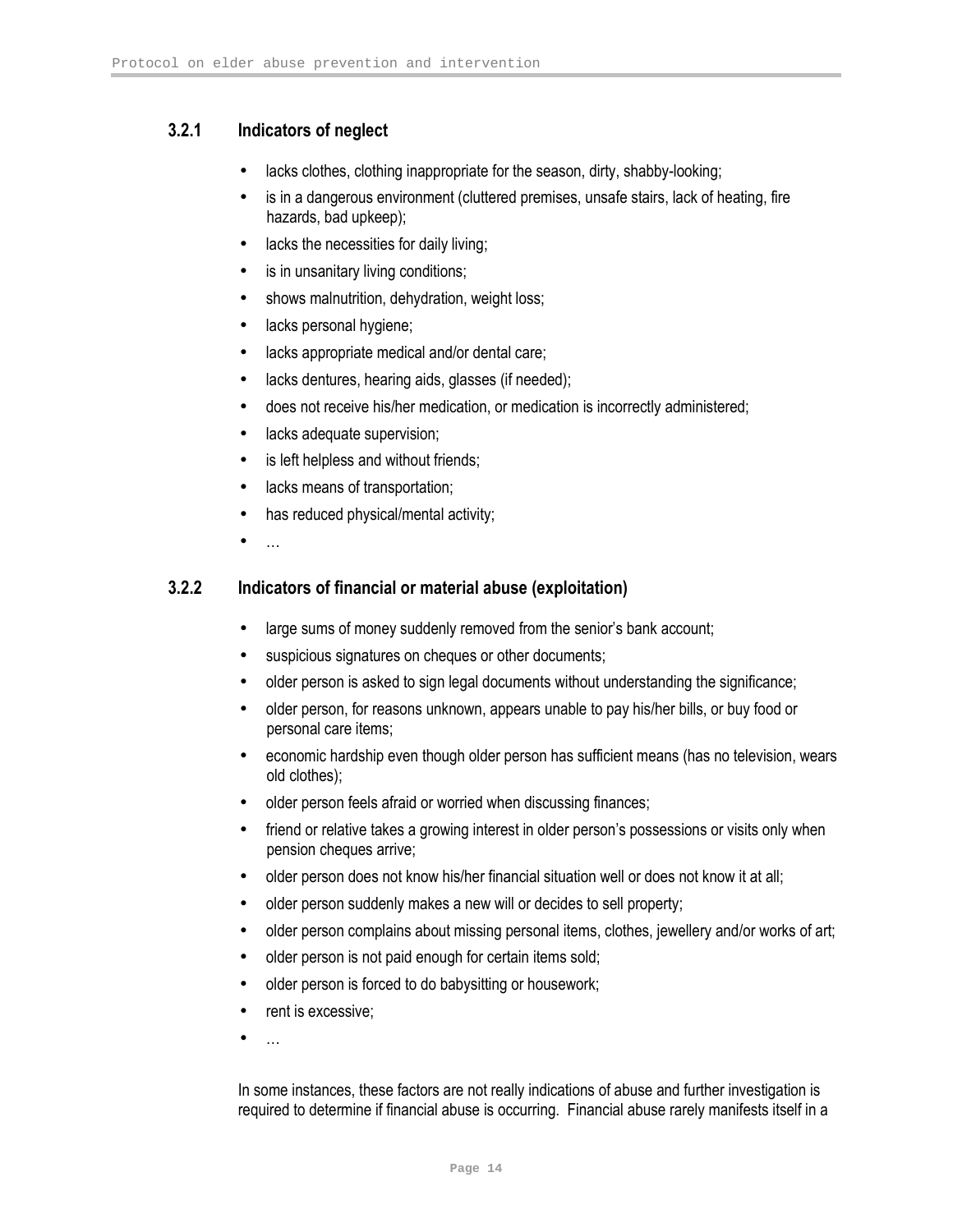### 3.2.1 Indicators of neglect

- lacks clothes, clothing inappropriate for the season, dirty, shabby-looking;
- is in a dangerous environment (cluttered premises, unsafe stairs, lack of heating, fire hazards, bad upkeep);
- lacks the necessities for daily living;
- is in unsanitary living conditions;
- shows malnutrition, dehydration, weight loss;
- lacks personal hygiene;
- lacks appropriate medical and/or dental care;
- lacks dentures, hearing aids, glasses (if needed);
- does not receive his/her medication, or medication is incorrectly administered;
- lacks adequate supervision;
- is left helpless and without friends;
- lacks means of transportation;
- has reduced physical/mental activity;
- …

### 3.2.2 Indicators of financial or material abuse (exploitation)

- large sums of money suddenly removed from the senior's bank account;
- suspicious signatures on cheques or other documents;
- older person is asked to sign legal documents without understanding the significance;
- older person, for reasons unknown, appears unable to pay his/her bills, or buy food or personal care items;
- economic hardship even though older person has sufficient means (has no television, wears old clothes);
- older person feels afraid or worried when discussing finances;
- friend or relative takes a growing interest in older person's possessions or visits only when pension cheques arrive;
- older person does not know his/her financial situation well or does not know it at all;
- older person suddenly makes a new will or decides to sell property;
- older person complains about missing personal items, clothes, jewellery and/or works of art;
- older person is not paid enough for certain items sold;
- older person is forced to do babysitting or housework;
- rent is excessive;
- …

In some instances, these factors are not really indications of abuse and further investigation is required to determine if financial abuse is occurring. Financial abuse rarely manifests itself in a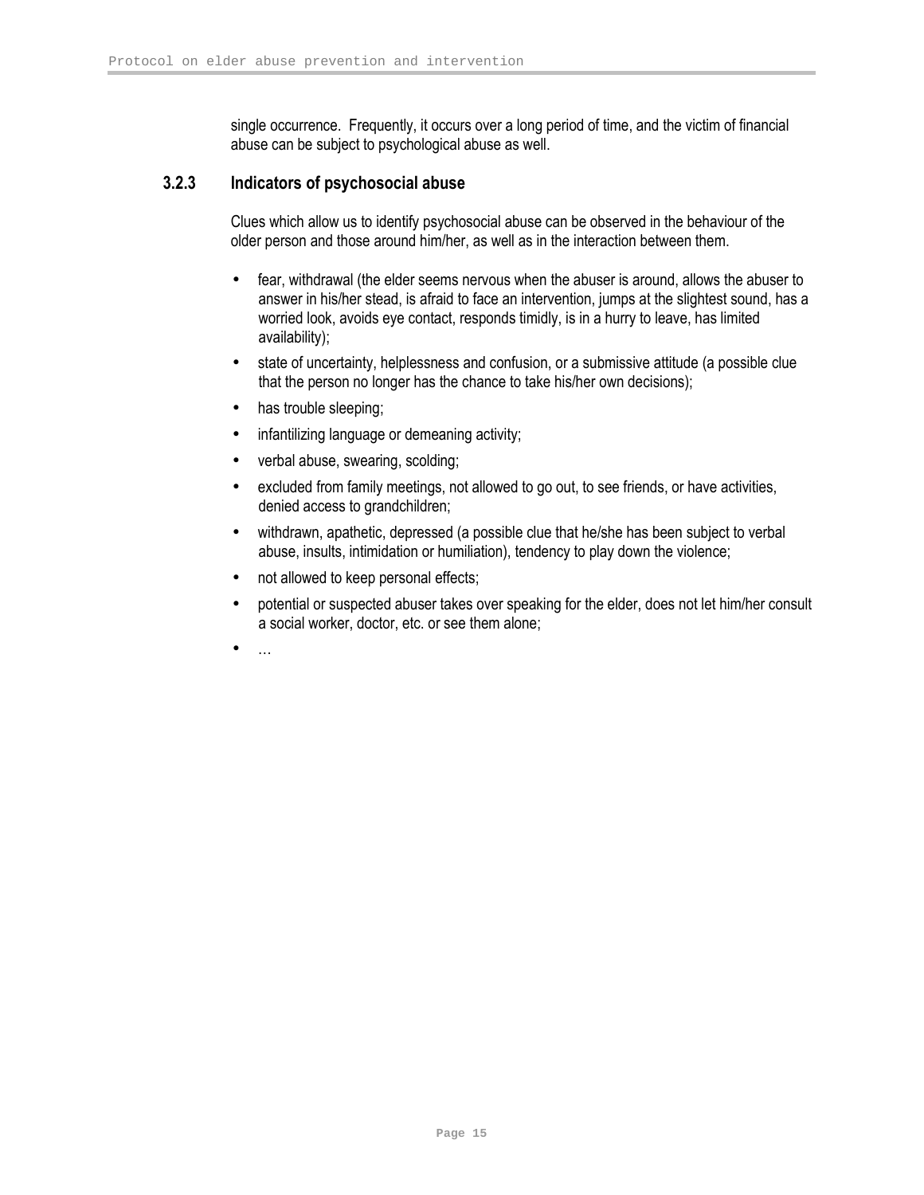single occurrence. Frequently, it occurs over a long period of time, and the victim of financial abuse can be subject to psychological abuse as well.

### 3.2.3 Indicators of psychosocial abuse

Clues which allow us to identify psychosocial abuse can be observed in the behaviour of the older person and those around him/her, as well as in the interaction between them.

- fear, withdrawal (the elder seems nervous when the abuser is around, allows the abuser to answer in his/her stead, is afraid to face an intervention, jumps at the slightest sound, has a worried look, avoids eye contact, responds timidly, is in a hurry to leave, has limited availability);
- state of uncertainty, helplessness and confusion, or a submissive attitude (a possible clue that the person no longer has the chance to take his/her own decisions);
- has trouble sleeping;
- infantilizing language or demeaning activity;
- verbal abuse, swearing, scolding;
- excluded from family meetings, not allowed to go out, to see friends, or have activities, denied access to grandchildren;
- withdrawn, apathetic, depressed (a possible clue that he/she has been subject to verbal abuse, insults, intimidation or humiliation), tendency to play down the violence;
- not allowed to keep personal effects;
- potential or suspected abuser takes over speaking for the elder, does not let him/her consult a social worker, doctor, etc. or see them alone;
- …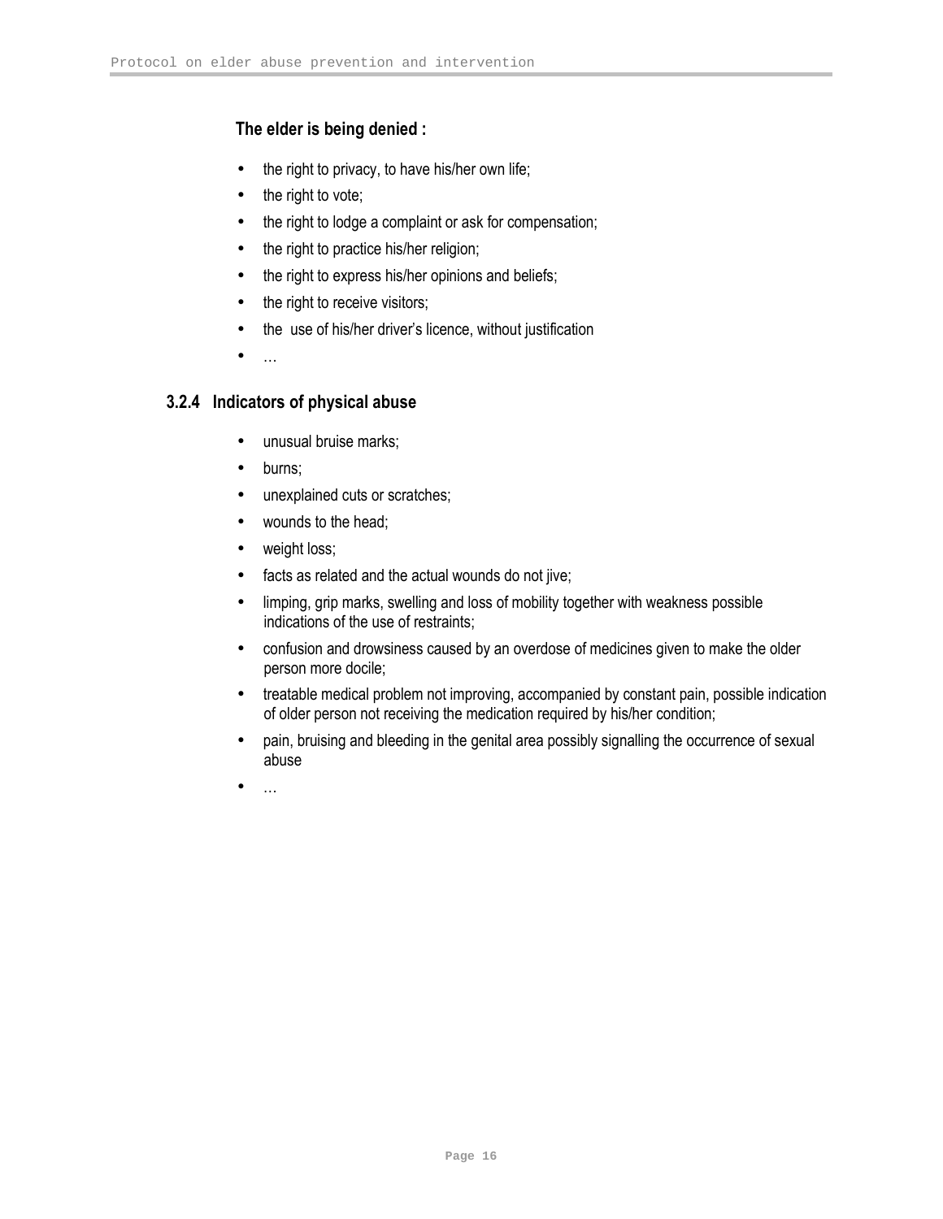**The elder is being denied :**

- the right to privacy, to have his/her own life;
- the right to vote;
- the right to lodge a complaint or ask for compensation;
- the right to practice his/her religion;
- the right to express his/her opinions and beliefs;
- the right to receive visitors;
- the use of his/her driver's licence, without justification
- …

### 3.2.4 Indicators of physical abuse

- unusual bruise marks;
- burns;
- unexplained cuts or scratches;
- wounds to the head;
- weight loss;
- facts as related and the actual wounds do not jive;
- limping, grip marks, swelling and loss of mobility together with weakness possible indications of the use of restraints;
- confusion and drowsiness caused by an overdose of medicines given to make the older person more docile;
- treatable medical problem not improving, accompanied by constant pain, possible indication of older person not receiving the medication required by his/her condition;
- pain, bruising and bleeding in the genital area possibly signalling the occurrence of sexual abuse
- …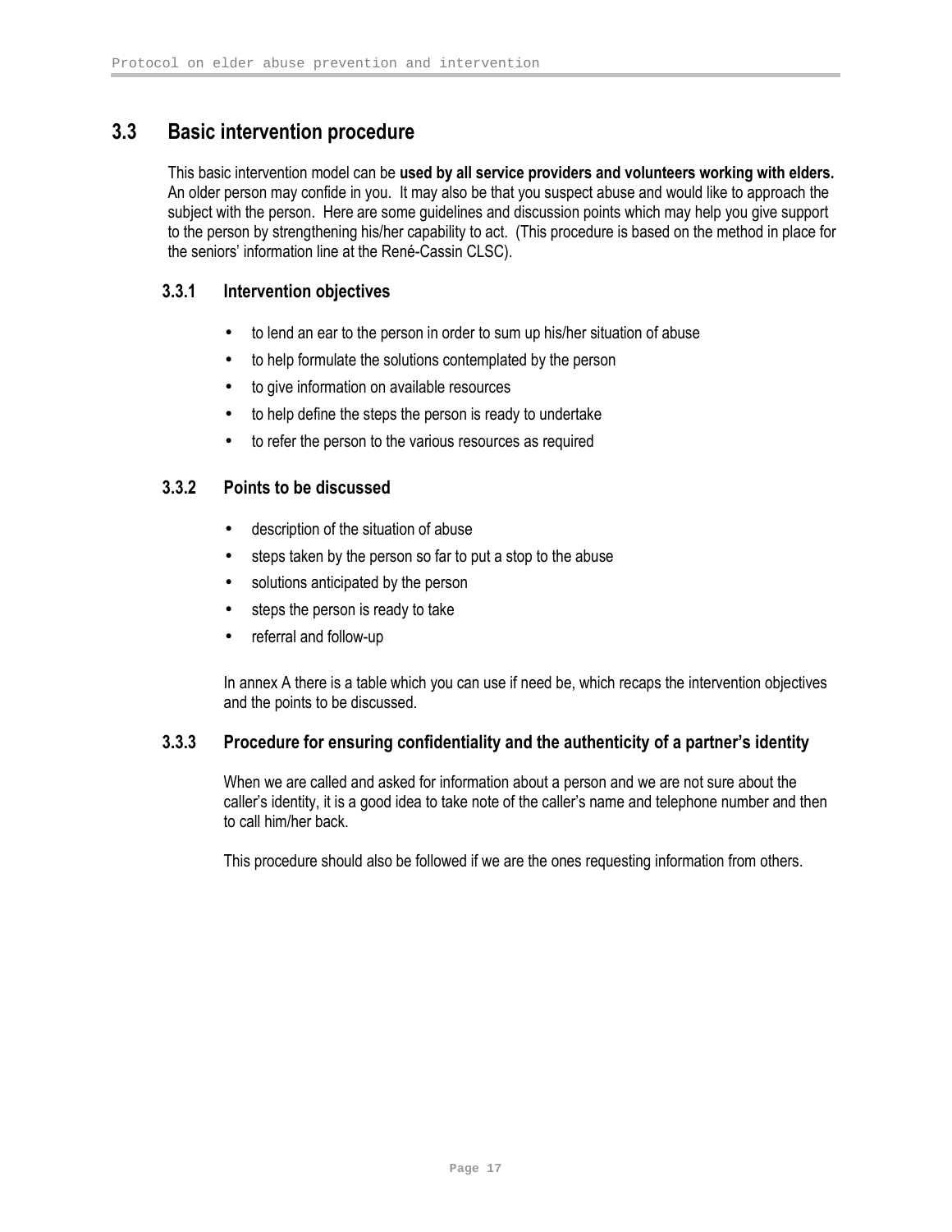## 3.3 Basic intervention procedure

This basic intervention model can be **used by all service providers and volunteers working with elders.** An older person may confide in you. It may also be that you suspect abuse and would like to approach the subject with the person. Here are some guidelines and discussion points which may help you give support to the person by strengthening his/her capability to act. (This procedure is based on the method in place for the seniors' information line at the René-Cassin CLSC).

### 3.3.1 Intervention objectives

- to lend an ear to the person in order to sum up his/her situation of abuse
- to help formulate the solutions contemplated by the person
- to give information on available resources
- to help define the steps the person is ready to undertake
- to refer the person to the various resources as required

### 3.3.2 Points to be discussed

- description of the situation of abuse
- steps taken by the person so far to put a stop to the abuse
- solutions anticipated by the person
- steps the person is ready to take
- referral and follow-up

In annex A there is a table which you can use if need be, which recaps the intervention objectives and the points to be discussed.

### 3.3.3 Procedure for ensuring confidentiality and the authenticity of a partner's identity

When we are called and asked for information about a person and we are not sure about the caller's identity, it is a good idea to take note of the caller's name and telephone number and then to call him/her back.

This procedure should also be followed if we are the ones requesting information from others.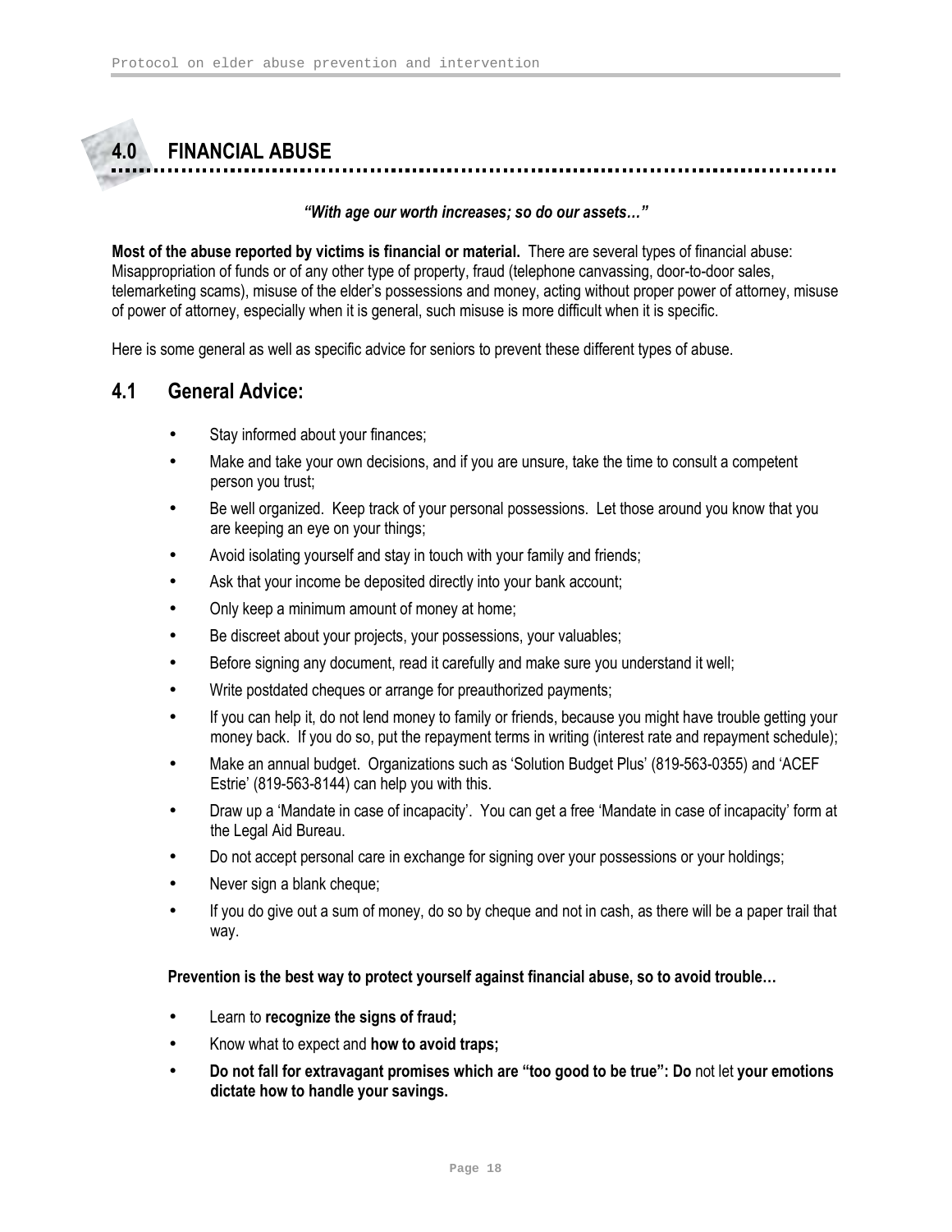## 4.0 FINANCIAL ABUSE

***"With age our worth increases; so do our assets…"***

**Most of the abuse reported by victims is financial or material.** There are several types of financial abuse: Misappropriation of funds or of any other type of property, fraud (telephone canvassing, door-to-door sales, telemarketing scams), misuse of the elder's possessions and money, acting without proper power of attorney, misuse of power of attorney, especially when it is general, such misuse is more difficult when it is specific.

Here is some general as well as specific advice for seniors to prevent these different types of abuse.

### 4.1 General Advice:

- Stay informed about your finances;
- Make and take your own decisions, and if you are unsure, take the time to consult a competent person you trust;
- Be well organized. Keep track of your personal possessions. Let those around you know that you are keeping an eye on your things;
- Avoid isolating yourself and stay in touch with your family and friends;
- Ask that your income be deposited directly into your bank account;
- Only keep a minimum amount of money at home;
- Be discreet about your projects, your possessions, your valuables;
- Before signing any document, read it carefully and make sure you understand it well;
- Write postdated cheques or arrange for preauthorized payments;
- If you can help it, do not lend money to family or friends, because you might have trouble getting your money back. If you do so, put the repayment terms in writing (interest rate and repayment schedule);
- Make an annual budget. Organizations such as 'Solution Budget Plus' (819-563-0355) and 'ACEF Estrie' (819-563-8144) can help you with this.
- Draw up a 'Mandate in case of incapacity'. You can get a free 'Mandate in case of incapacity' form at the Legal Aid Bureau.
- Do not accept personal care in exchange for signing over your possessions or your holdings;
- Never sign a blank cheque;
- If you do give out a sum of money, do so by cheque and not in cash, as there will be a paper trail that way.

**Prevention is the best way to protect yourself against financial abuse, so to avoid trouble…**

- Learn to **recognize the signs of fraud;**
- Know what to expect and **how to avoid traps;**
- **Do not fall for extravagant promises which are "too good to be true": Do** not let **your emotions dictate how to handle your savings.**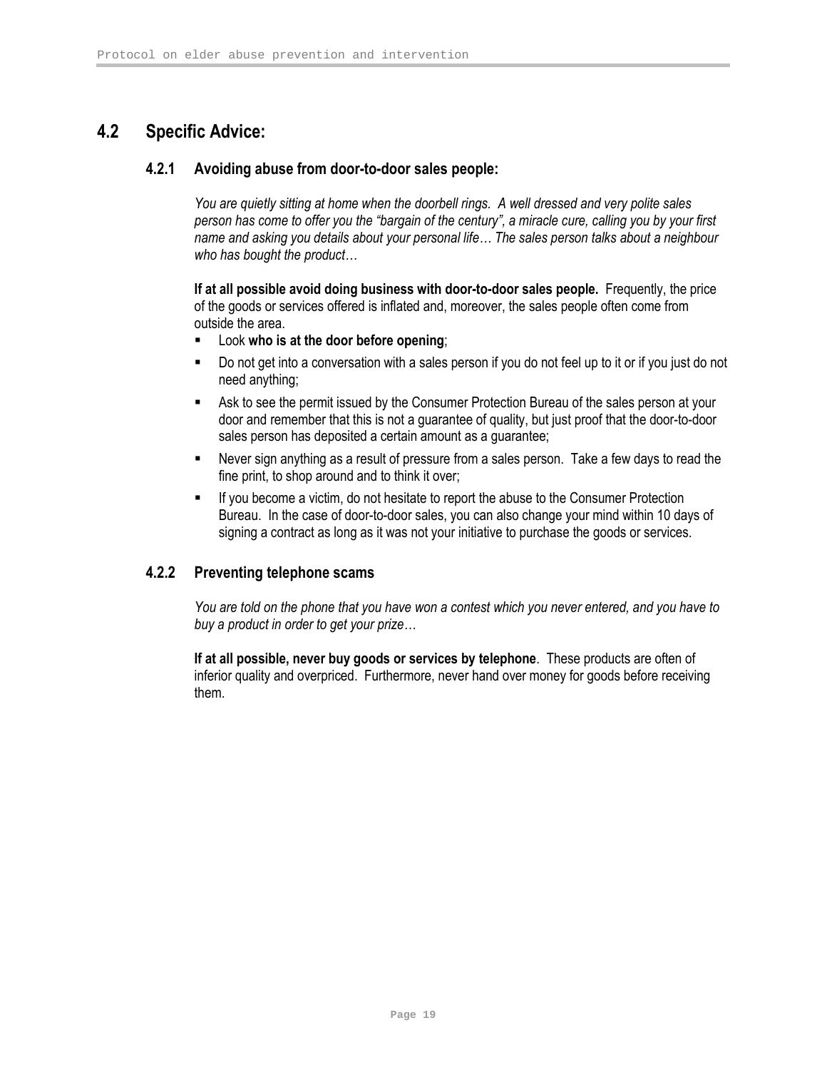## 4.2 Specific Advice:

### 4.2.1 Avoiding abuse from door-to-door sales people:

*You are quietly sitting at home when the doorbell rings. A well dressed and very polite sales person has come to offer you the "bargain of the century", a miracle cure, calling you by your first name and asking you details about your personal life… The sales person talks about a neighbour who has bought the product…*

**If at all possible avoid doing business with door-to-door sales people.** Frequently, the price of the goods or services offered is inflated and, moreover, the sales people often come from outside the area.

- Look **who is at the door before opening**;
- Do not get into a conversation with a sales person if you do not feel up to it or if you just do not need anything;
- Ask to see the permit issued by the Consumer Protection Bureau of the sales person at your door and remember that this is not a guarantee of quality, but just proof that the door-to-door sales person has deposited a certain amount as a guarantee;
- Never sign anything as a result of pressure from a sales person. Take a few days to read the fine print, to shop around and to think it over;
- If you become a victim, do not hesitate to report the abuse to the Consumer Protection Bureau. In the case of door-to-door sales, you can also change your mind within 10 days of signing a contract as long as it was not your initiative to purchase the goods or services.

### 4.2.2 Preventing telephone scams

*You are told on the phone that you have won a contest which you never entered, and you have to buy a product in order to get your prize…*

**If at all possible, never buy goods or services by telephone**. These products are often of inferior quality and overpriced. Furthermore, never hand over money for goods before receiving them.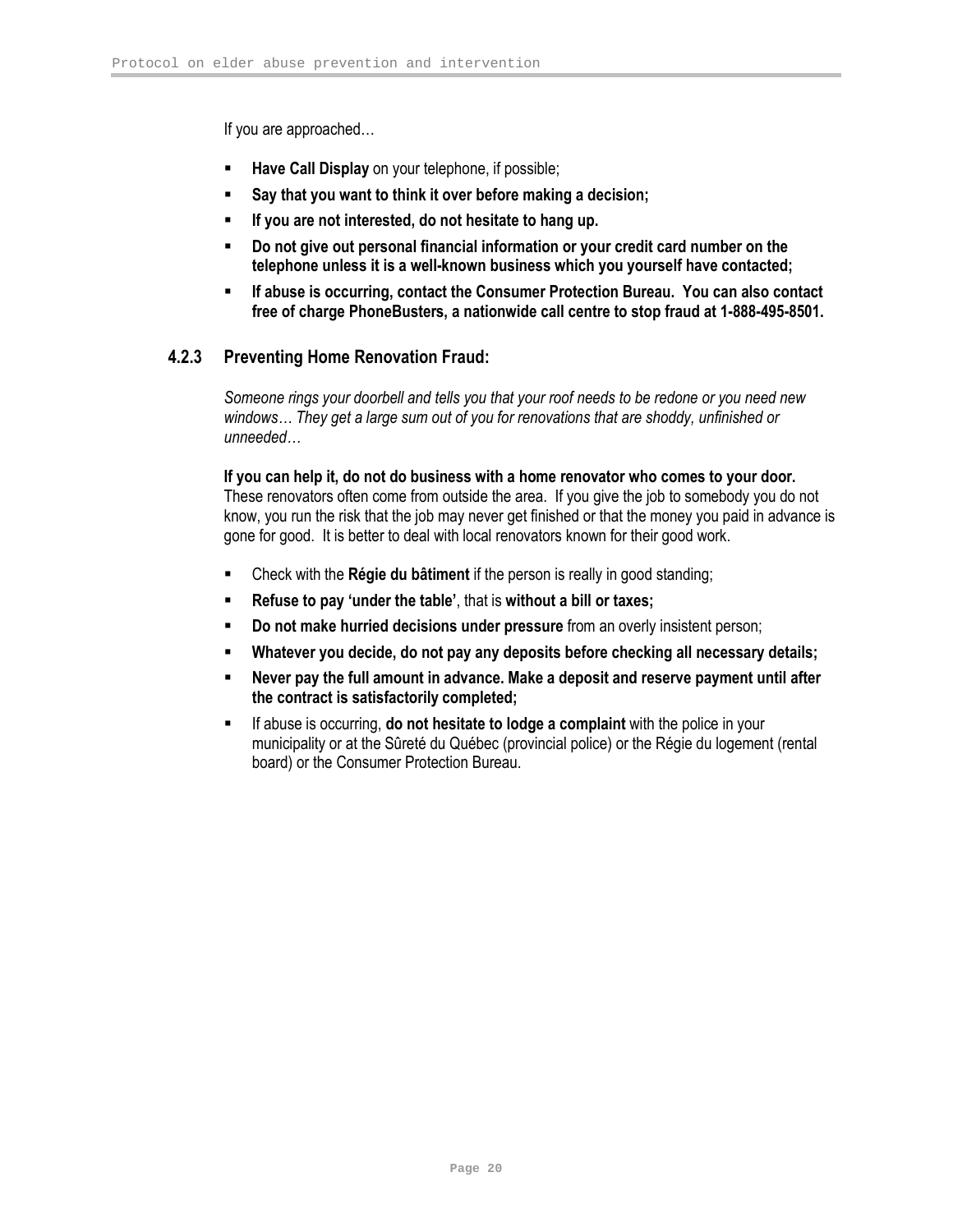If you are approached…

- **Have Call Display** on your telephone, if possible;
- **Say that you want to think it over before making a decision;**
- **If you are not interested, do not hesitate to hang up.**
- **Do not give out personal financial information or your credit card number on the telephone unless it is a well-known business which you yourself have contacted;**
- **If abuse is occurring, contact the Consumer Protection Bureau. You can also contact free of charge PhoneBusters, a nationwide call centre to stop fraud at 1-888-495-8501.**

### 4.2.3 Preventing Home Renovation Fraud:

*Someone rings your doorbell and tells you that your roof needs to be redone or you need new windows… They get a large sum out of you for renovations that are shoddy, unfinished or unneeded…*

**If you can help it, do not do business with a home renovator who comes to your door.** These renovators often come from outside the area. If you give the job to somebody you do not know, you run the risk that the job may never get finished or that the money you paid in advance is gone for good. It is better to deal with local renovators known for their good work.

- Check with the **Régie du bâtiment** if the person is really in good standing;
- **Refuse to pay 'under the table'**, that is **without a bill or taxes;**
- **Do not make hurried decisions under pressure** from an overly insistent person;
- **Whatever you decide, do not pay any deposits before checking all necessary details;**
- **Never pay the full amount in advance. Make a deposit and reserve payment until after the contract is satisfactorily completed;**
- If abuse is occurring, **do not hesitate to lodge a complaint** with the police in your municipality or at the Sûreté du Québec (provincial police) or the Régie du logement (rental board) or the Consumer Protection Bureau.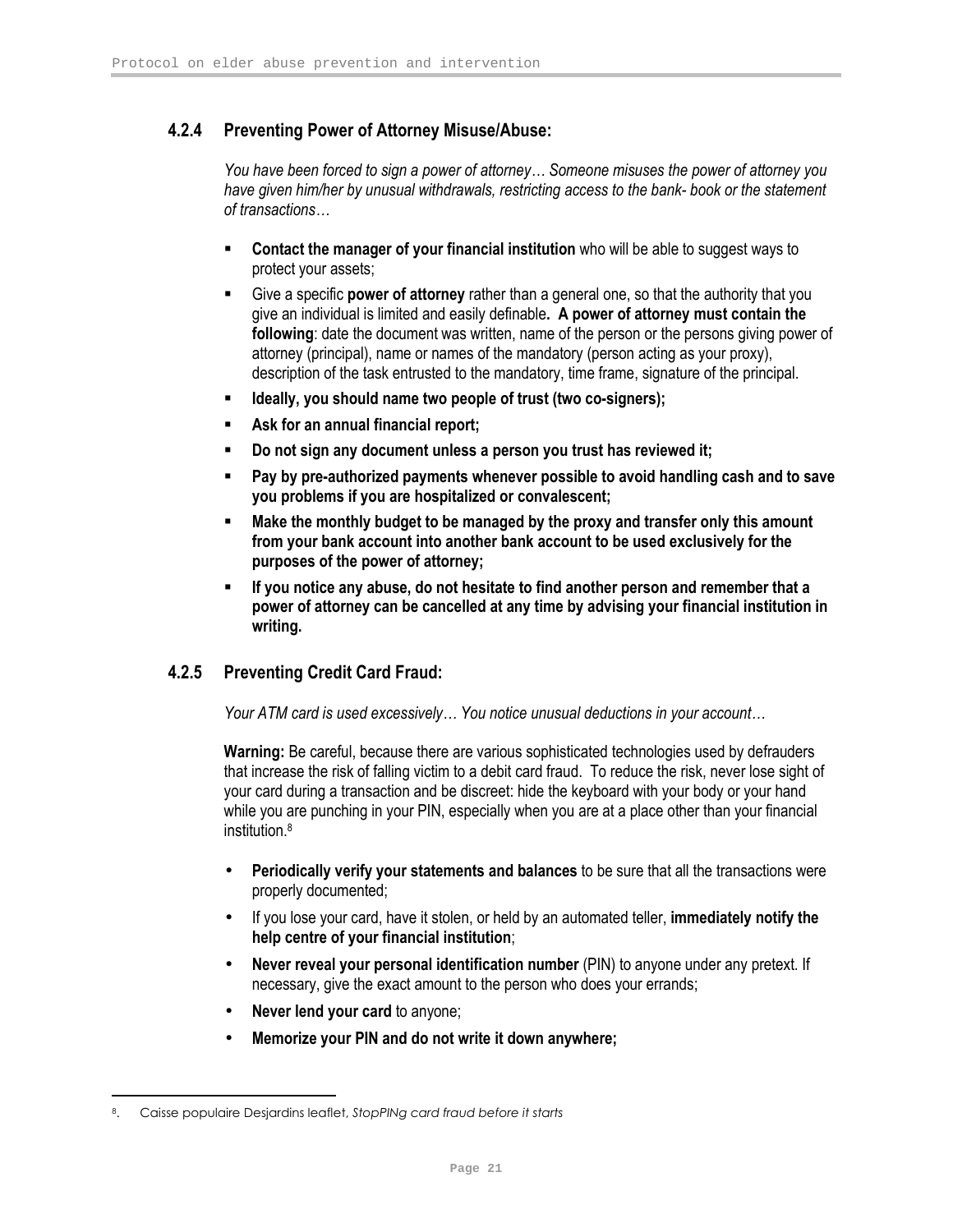### 4.2.4 Preventing Power of Attorney Misuse/Abuse:

*You have been forced to sign a power of attorney… Someone misuses the power of attorney you have given him/her by unusual withdrawals, restricting access to the bank- book or the statement of transactions…*

- **Contact the manager of your financial institution** who will be able to suggest ways to protect your assets;
- Give a specific **power of attorney** rather than a general one, so that the authority that you give an individual is limited and easily definable**. A power of attorney must contain the following**: date the document was written, name of the person or the persons giving power of attorney (principal), name or names of the mandatory (person acting as your proxy), description of the task entrusted to the mandatory, time frame, signature of the principal.
- **Ideally, you should name two people of trust (two co-signers);**
- **Ask for an annual financial report;**
- **Do not sign any document unless a person you trust has reviewed it;**
- **Pay by pre-authorized payments whenever possible to avoid handling cash and to save you problems if you are hospitalized or convalescent;**
- **Make the monthly budget to be managed by the proxy and transfer only this amount from your bank account into another bank account to be used exclusively for the purposes of the power of attorney;**
- **If you notice any abuse, do not hesitate to find another person and remember that a power of attorney can be cancelled at any time by advising your financial institution in writing.**

### 4.2.5 Preventing Credit Card Fraud:

*Your ATM card is used excessively… You notice unusual deductions in your account…*

**Warning:** Be careful, because there are various sophisticated technologies used by defrauders that increase the risk of falling victim to a debit card fraud. To reduce the risk, never lose sight of your card during a transaction and be discreet: hide the keyboard with your body or your hand while you are punching in your PIN, especially when you are at a place other than your financial institution.[8]

- **Periodically verify your statements and balances** to be sure that all the transactions were properly documented;
- If you lose your card, have it stolen, or held by an automated teller, **immediately notify the help centre of your financial institution**;
- **Never reveal your personal identification number** (PIN) to anyone under any pretext. If necessary, give the exact amount to the person who does your errands;
- **Never lend your card** to anyone;
- **Memorize your PIN and do not write it down anywhere;**

---

8. Caisse populaire Desjardins leaflet, *StopPINg card fraud before it starts*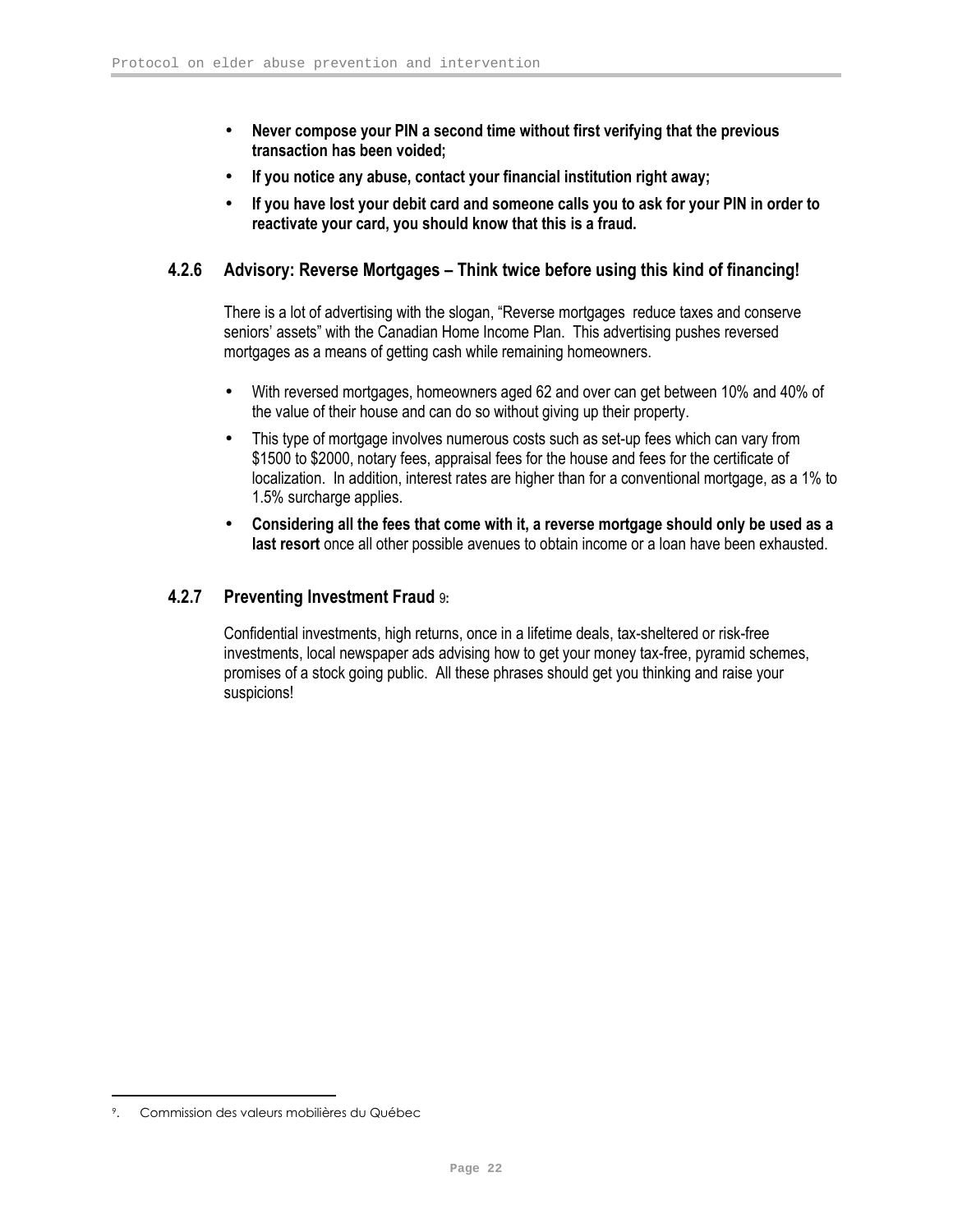- **Never compose your PIN a second time without first verifying that the previous transaction has been voided;**
- **If you notice any abuse, contact your financial institution right away;**
- **If you have lost your debit card and someone calls you to ask for your PIN in order to reactivate your card, you should know that this is a fraud.**

### 4.2.6 Advisory: Reverse Mortgages – Think twice before using this kind of financing!

There is a lot of advertising with the slogan, "Reverse mortgages reduce taxes and conserve seniors' assets" with the Canadian Home Income Plan. This advertising pushes reversed mortgages as a means of getting cash while remaining homeowners.

- With reversed mortgages, homeowners aged 62 and over can get between 10% and 40% of the value of their house and can do so without giving up their property.
- This type of mortgage involves numerous costs such as set-up fees which can vary from \$1500 to \$2000, notary fees, appraisal fees for the house and fees for the certificate of localization. In addition, interest rates are higher than for a conventional mortgage, as a 1% to 1.5% surcharge applies.
- **Considering all the fees that come with it, a reverse mortgage should only be used as a last resort** once all other possible avenues to obtain income or a loan have been exhausted.

### 4.2.7 Preventing Investment Fraud [9]:

Confidential investments, high returns, once in a lifetime deals, tax-sheltered or risk-free investments, local newspaper ads advising how to get your money tax-free, pyramid schemes, promises of a stock going public. All these phrases should get you thinking and raise your suspicions!

---

[9]. Commission des valeurs mobilières du Québec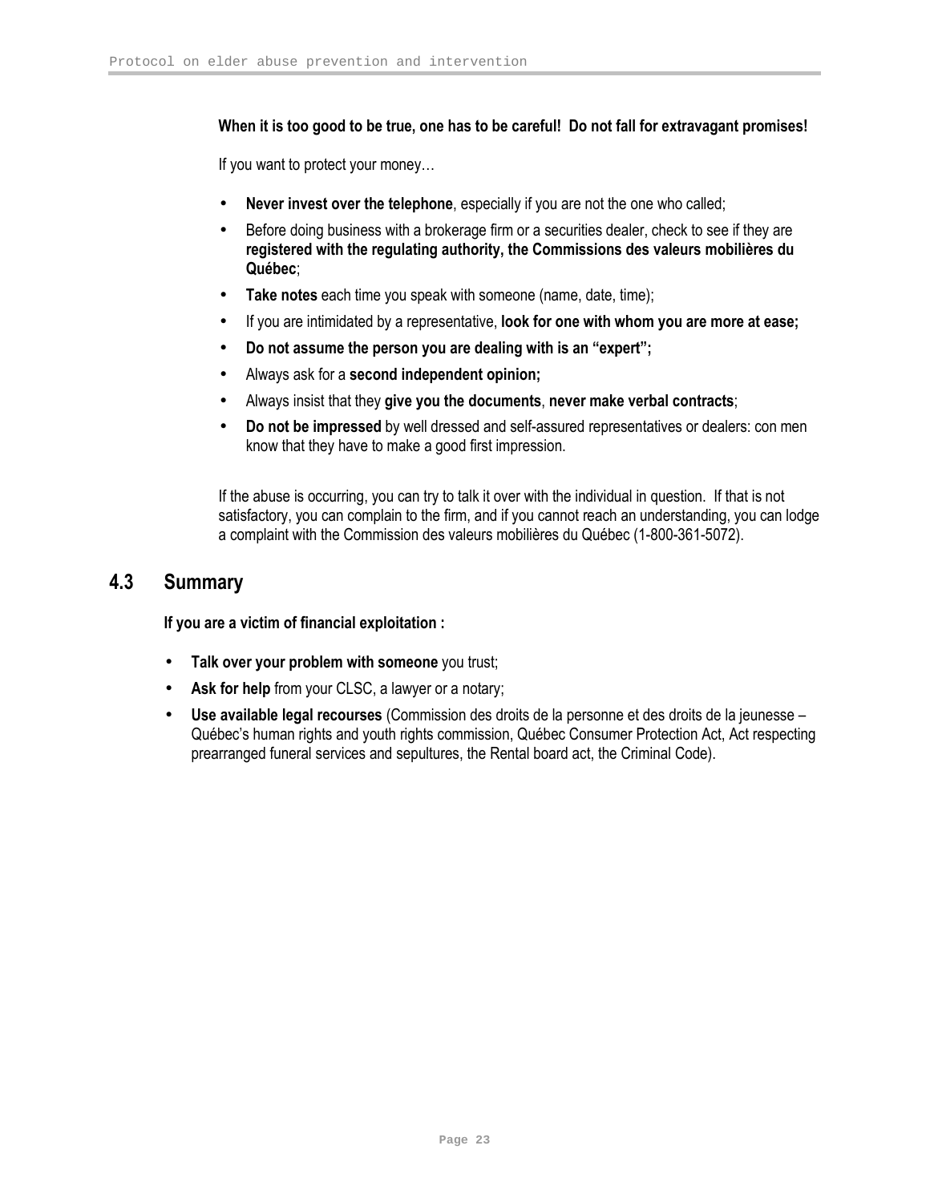**When it is too good to be true, one has to be careful! Do not fall for extravagant promises!**

If you want to protect your money…

- **Never invest over the telephone**, especially if you are not the one who called;
- Before doing business with a brokerage firm or a securities dealer, check to see if they are **registered with the regulating authority, the Commissions des valeurs mobilières du Québec**;
- **Take notes** each time you speak with someone (name, date, time);
- If you are intimidated by a representative, **look for one with whom you are more at ease;**
- **Do not assume the person you are dealing with is an "expert";**
- Always ask for a **second independent opinion;**
- Always insist that they **give you the documents**, **never make verbal contracts**;
- **Do not be impressed** by well dressed and self-assured representatives or dealers: con men know that they have to make a good first impression.

If the abuse is occurring, you can try to talk it over with the individual in question. If that is not satisfactory, you can complain to the firm, and if you cannot reach an understanding, you can lodge a complaint with the Commission des valeurs mobilières du Québec (1-800-361-5072).

## 4.3 Summary

**If you are a victim of financial exploitation :**

- **Talk over your problem with someone** you trust;
- **Ask for help** from your CLSC, a lawyer or a notary;
- **Use available legal recourses** (Commission des droits de la personne et des droits de la jeunesse – Québec's human rights and youth rights commission, Québec Consumer Protection Act, Act respecting prearranged funeral services and sepultures, the Rental board act, the Criminal Code).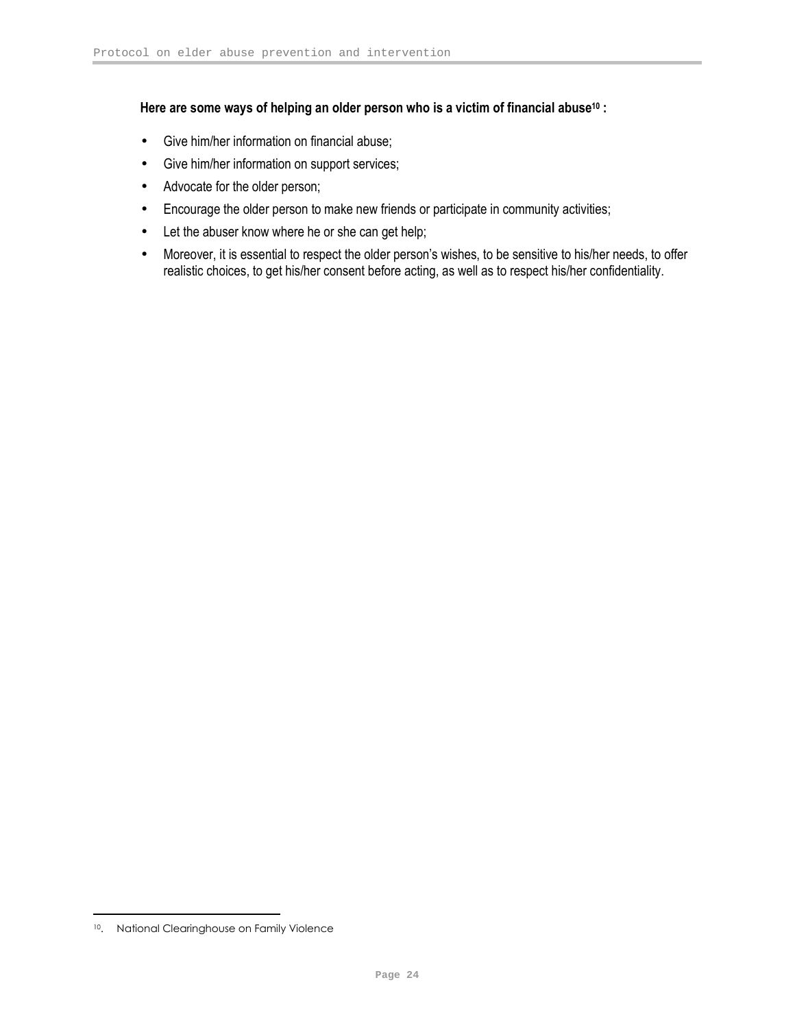**Here are some ways of helping an older person who is a victim of financial abuse[10] :**

- Give him/her information on financial abuse;
- Give him/her information on support services;
- Advocate for the older person;
- Encourage the older person to make new friends or participate in community activities;
- Let the abuser know where he or she can get help;
- Moreover, it is essential to respect the older person's wishes, to be sensitive to his/her needs, to offer realistic choices, to get his/her consent before acting, as well as to respect his/her confidentiality.

---

[10]. National Clearinghouse on Family Violence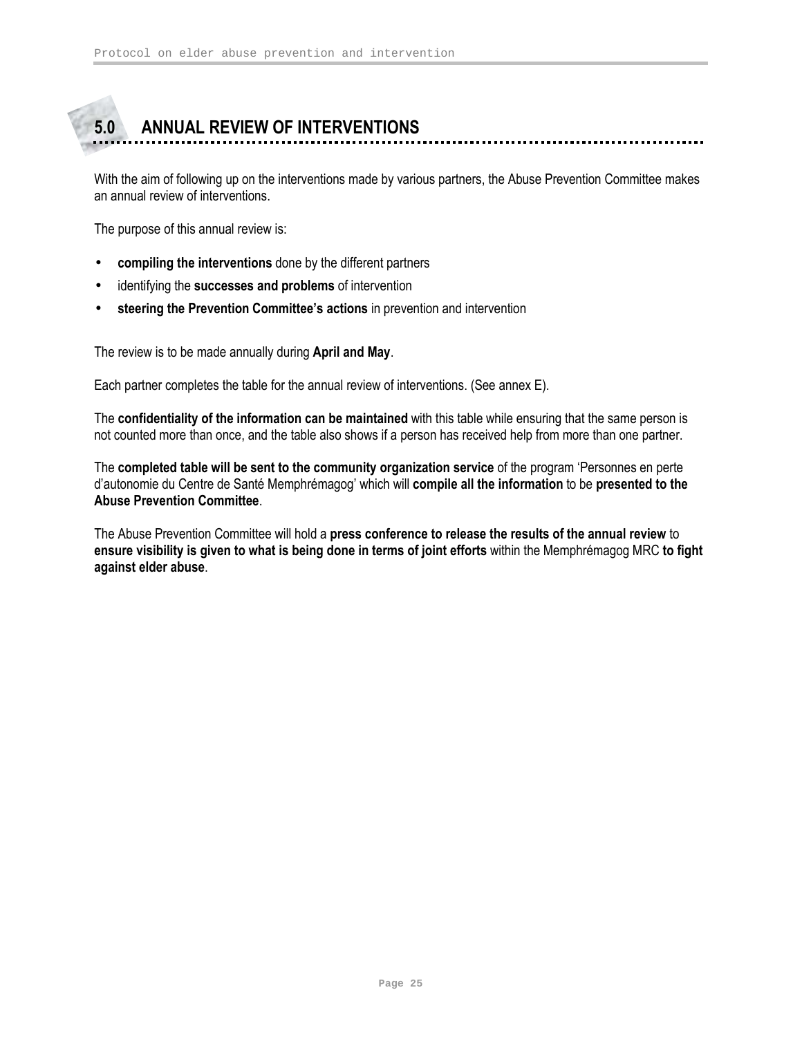# 5.0 ANNUAL REVIEW OF INTERVENTIONS

With the aim of following up on the interventions made by various partners, the Abuse Prevention Committee makes an annual review of interventions.

The purpose of this annual review is:

- **compiling the interventions** done by the different partners
- identifying the **successes and problems** of intervention
- **steering the Prevention Committee's actions** in prevention and intervention

The review is to be made annually during **April and May**.

Each partner completes the table for the annual review of interventions. (See annex E).

The **confidentiality of the information can be maintained** with this table while ensuring that the same person is not counted more than once, and the table also shows if a person has received help from more than one partner.

The **completed table will be sent to the community organization service** of the program 'Personnes en perte d'autonomie du Centre de Santé Memphrémagog' which will **compile all the information** to be **presented to the Abuse Prevention Committee**.

The Abuse Prevention Committee will hold a **press conference to release the results of the annual review** to **ensure visibility is given to what is being done in terms of joint efforts** within the Memphrémagog MRC **to fight against elder abuse**.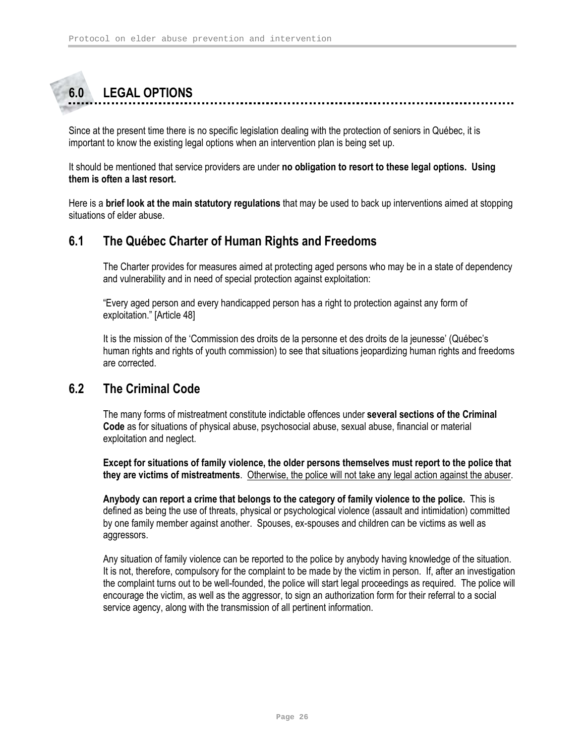## 6.0 LEGAL OPTIONS

Since at the present time there is no specific legislation dealing with the protection of seniors in Québec, it is important to know the existing legal options when an intervention plan is being set up.

It should be mentioned that service providers are under **no obligation to resort to these legal options. Using them is often a last resort.**

Here is a **brief look at the main statutory regulations** that may be used to back up interventions aimed at stopping situations of elder abuse.

### 6.1 The Québec Charter of Human Rights and Freedoms

The Charter provides for measures aimed at protecting aged persons who may be in a state of dependency and vulnerability and in need of special protection against exploitation:

"Every aged person and every handicapped person has a right to protection against any form of exploitation." [Article 48]

It is the mission of the 'Commission des droits de la personne et des droits de la jeunesse' (Québec's human rights and rights of youth commission) to see that situations jeopardizing human rights and freedoms are corrected.

### 6.2 The Criminal Code

The many forms of mistreatment constitute indictable offences under **several sections of the Criminal Code** as for situations of physical abuse, psychosocial abuse, sexual abuse, financial or material exploitation and neglect.

**Except for situations of family violence, the older persons themselves must report to the police that they are victims of mistreatments**. <u>Otherwise, the police will not take any legal action against the abuser</u>.

**Anybody can report a crime that belongs to the category of family violence to the police.** This is defined as being the use of threats, physical or psychological violence (assault and intimidation) committed by one family member against another. Spouses, ex-spouses and children can be victims as well as aggressors.

Any situation of family violence can be reported to the police by anybody having knowledge of the situation. It is not, therefore, compulsory for the complaint to be made by the victim in person. If, after an investigation the complaint turns out to be well-founded, the police will start legal proceedings as required. The police will encourage the victim, as well as the aggressor, to sign an authorization form for their referral to a social service agency, along with the transmission of all pertinent information.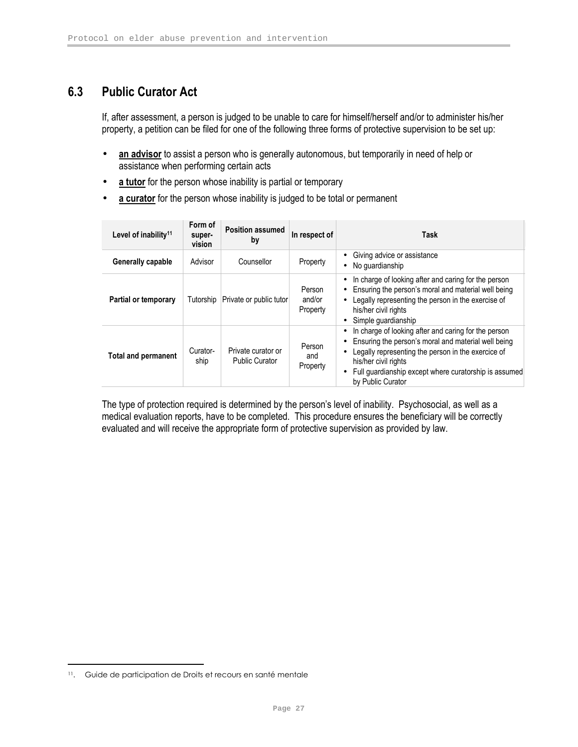## 6.3 Public Curator Act

If, after assessment, a person is judged to be unable to care for himself/herself and/or to administer his/her property, a petition can be filed for one of the following three forms of protective supervision to be set up:

- **an advisor** to assist a person who is generally autonomous, but temporarily in need of help or assistance when performing certain acts
- **a tutor** for the person whose inability is partial or temporary
- **a curator** for the person whose inability is judged to be total or permanent

| Level of inability[11] | Form of super-vision | Position assumed by | In respect of | Task |
|---|---|---|---|---|
| **Generally capable** | Advisor | Counsellor | Property | • Giving advice or assistance<br>• No guardianship |
| **Partial or temporary** | Tutorship | Private or public tutor | Person and/or Property | • In charge of looking after and caring for the person<br>• Ensuring the person's moral and material well being<br>• Legally representing the person in the exercise of his/her civil rights<br>• Simple guardianship |
| **Total and permanent** | Curator-ship | Private curator or Public Curator | Person and Property | • In charge of looking after and caring for the person<br>• Ensuring the person's moral and material well being<br>• Legally representing the person in the exercice of his/her civil rights<br>• Full guardianship except where curatorship is assumed by Public Curator |

The type of protection required is determined by the person's level of inability. Psychosocial, as well as a medical evaluation reports, have to be completed. This procedure ensures the beneficiary will be correctly evaluated and will receive the appropriate form of protective supervision as provided by law.

---

11. Guide de participation de Droits et recours en santé mentale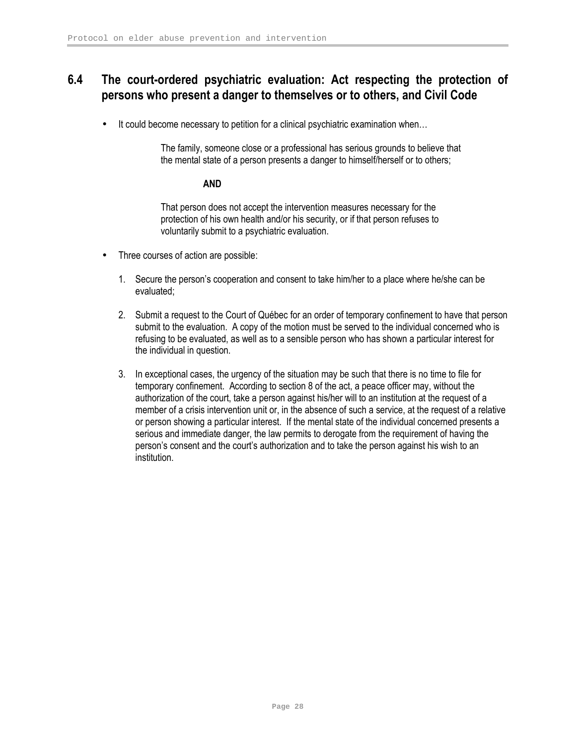## 6.4 The court-ordered psychiatric evaluation: Act respecting the protection of persons who present a danger to themselves or to others, and Civil Code

- It could become necessary to petition for a clinical psychiatric examination when…

  The family, someone close or a professional has serious grounds to believe that the mental state of a person presents a danger to himself/herself or to others;

  **AND**

  That person does not accept the intervention measures necessary for the protection of his own health and/or his security, or if that person refuses to voluntarily submit to a psychiatric evaluation.

- Three courses of action are possible:

  1. Secure the person's cooperation and consent to take him/her to a place where he/she can be evaluated;

  2. Submit a request to the Court of Québec for an order of temporary confinement to have that person submit to the evaluation. A copy of the motion must be served to the individual concerned who is refusing to be evaluated, as well as to a sensible person who has shown a particular interest for the individual in question.

  3. In exceptional cases, the urgency of the situation may be such that there is no time to file for temporary confinement. According to section 8 of the act, a peace officer may, without the authorization of the court, take a person against his/her will to an institution at the request of a member of a crisis intervention unit or, in the absence of such a service, at the request of a relative or person showing a particular interest. If the mental state of the individual concerned presents a serious and immediate danger, the law permits to derogate from the requirement of having the person's consent and the court's authorization and to take the person against his wish to an institution.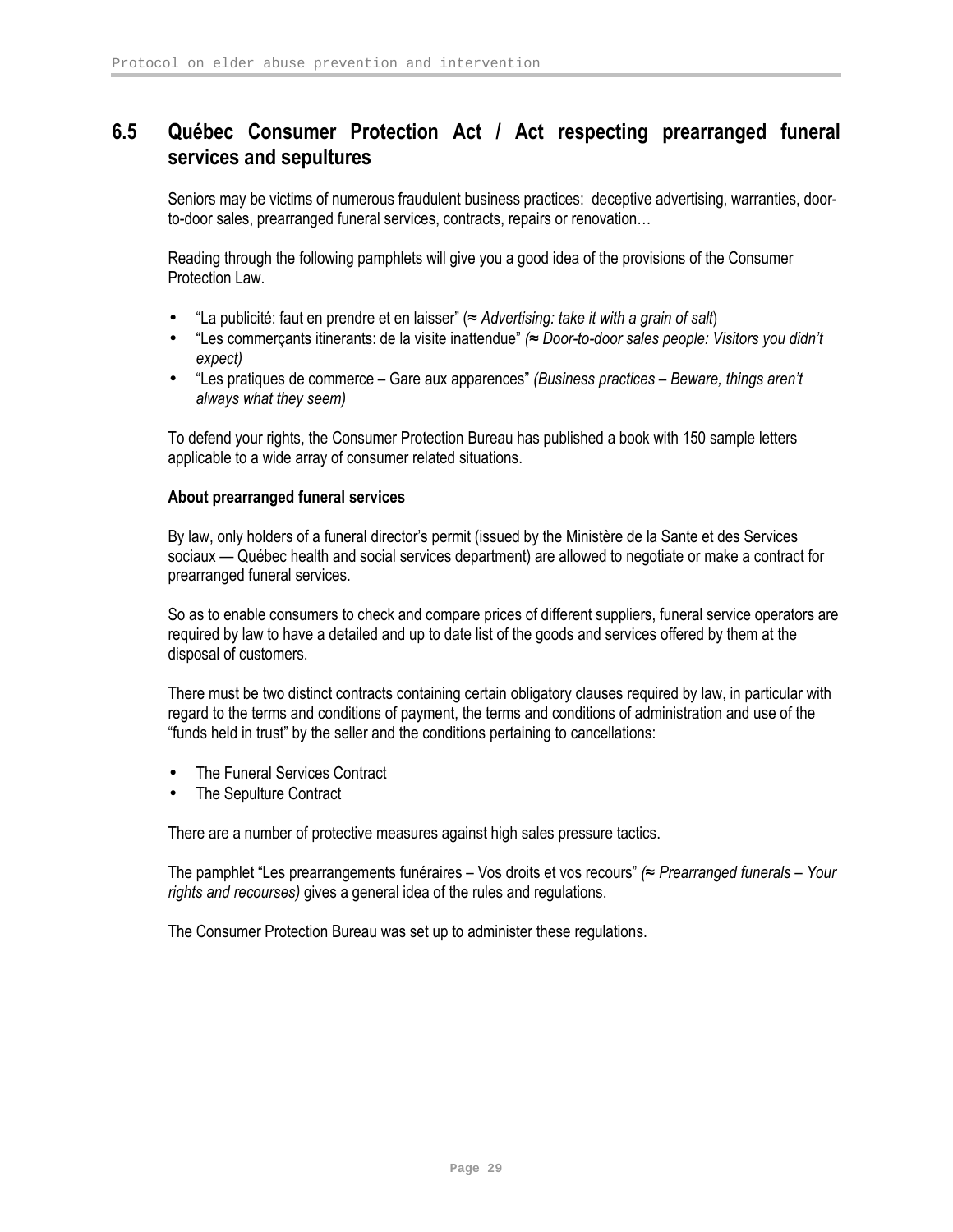## 6.5 Québec Consumer Protection Act / Act respecting prearranged funeral services and sepultures

Seniors may be victims of numerous fraudulent business practices: deceptive advertising, warranties, door-to-door sales, prearranged funeral services, contracts, repairs or renovation…

Reading through the following pamphlets will give you a good idea of the provisions of the Consumer Protection Law.

- "La publicité: faut en prendre et en laisser" (≈ *Advertising: take it with a grain of salt*)
- "Les commerçants itinerants: de la visite inattendue" *(≈ Door-to-door sales people: Visitors you didn't expect)*
- "Les pratiques de commerce – Gare aux apparences" *(Business practices – Beware, things aren't always what they seem)*

To defend your rights, the Consumer Protection Bureau has published a book with 150 sample letters applicable to a wide array of consumer related situations.

**About prearranged funeral services**

By law, only holders of a funeral director's permit (issued by the Ministère de la Sante et des Services sociaux — Québec health and social services department) are allowed to negotiate or make a contract for prearranged funeral services.

So as to enable consumers to check and compare prices of different suppliers, funeral service operators are required by law to have a detailed and up to date list of the goods and services offered by them at the disposal of customers.

There must be two distinct contracts containing certain obligatory clauses required by law, in particular with regard to the terms and conditions of payment, the terms and conditions of administration and use of the "funds held in trust" by the seller and the conditions pertaining to cancellations:

- The Funeral Services Contract
- The Sepulture Contract

There are a number of protective measures against high sales pressure tactics.

The pamphlet "Les prearrangements funéraires – Vos droits et vos recours" *(≈ Prearranged funerals – Your rights and recourses)* gives a general idea of the rules and regulations.

The Consumer Protection Bureau was set up to administer these regulations.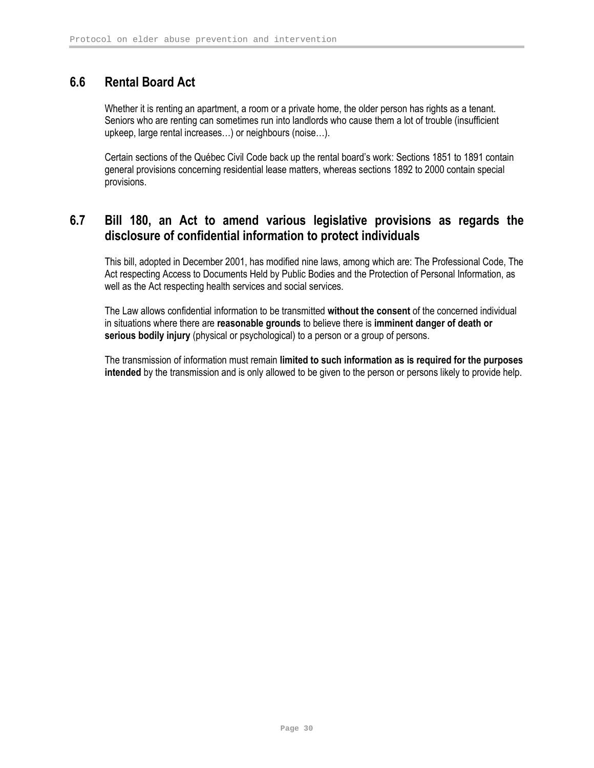## 6.6 Rental Board Act

Whether it is renting an apartment, a room or a private home, the older person has rights as a tenant. Seniors who are renting can sometimes run into landlords who cause them a lot of trouble (insufficient upkeep, large rental increases…) or neighbours (noise…).

Certain sections of the Québec Civil Code back up the rental board's work: Sections 1851 to 1891 contain general provisions concerning residential lease matters, whereas sections 1892 to 2000 contain special provisions.

## 6.7 Bill 180, an Act to amend various legislative provisions as regards the disclosure of confidential information to protect individuals

This bill, adopted in December 2001, has modified nine laws, among which are: The Professional Code, The Act respecting Access to Documents Held by Public Bodies and the Protection of Personal Information, as well as the Act respecting health services and social services.

The Law allows confidential information to be transmitted **without the consent** of the concerned individual in situations where there are **reasonable grounds** to believe there is **imminent danger of death or serious bodily injury** (physical or psychological) to a person or a group of persons.

The transmission of information must remain **limited to such information as is required for the purposes intended** by the transmission and is only allowed to be given to the person or persons likely to provide help.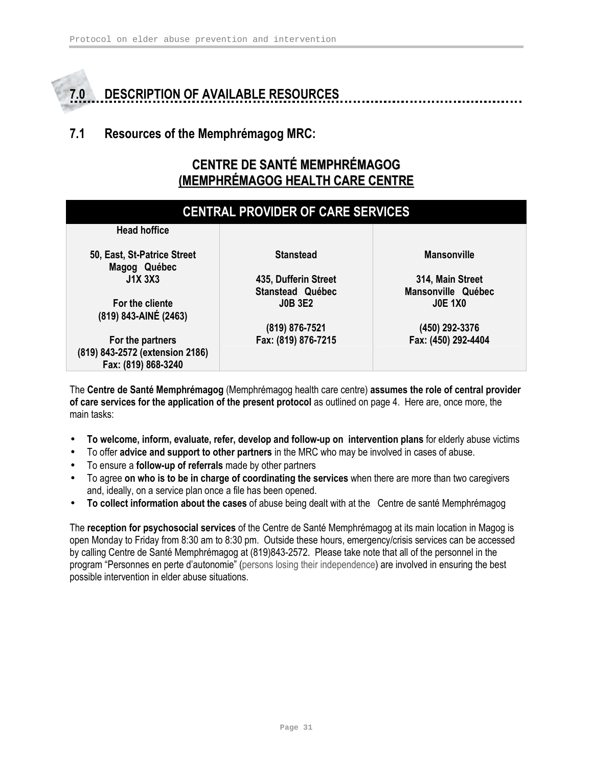# 7.0 DESCRIPTION OF AVAILABLE RESOURCES

## 7.1 Resources of the Memphrémagog MRC:

### CENTRE DE SANTÉ MEMPHRÉMAGOG (MEMPHRÉMAGOG HEALTH CARE CENTRE

| CENTRAL PROVIDER OF CARE SERVICES | | |
|---|---|---|
| **Head hoffice**<br><br>**50, East, St-Patrice Street**<br>**Magog Québec**<br>**J1X 3X3**<br><br>**For the cliente**<br>**(819) 843-AINÉ (2463)**<br><br>**For the partners**<br>**(819) 843-2572 (extension 2186)**<br>**Fax: (819) 868-3240** | **Stanstead**<br><br>**435, Dufferin Street**<br>**Stanstead Québec**<br>**J0B 3E2**<br><br>**(819) 876-7521**<br>**Fax: (819) 876-7215** | **Mansonville**<br><br>**314, Main Street**<br>**Mansonville Québec**<br>**J0E 1X0**<br><br>**(450) 292-3376**<br>**Fax: (450) 292-4404** |

The **Centre de Santé Memphrémagog** (Memphrémagog health care centre) **assumes the role of central provider of care services for the application of the present protocol** as outlined on page 4. Here are, once more, the main tasks:

- **To welcome, inform, evaluate, refer, develop and follow-up on intervention plans** for elderly abuse victims
- To offer **advice and support to other partners** in the MRC who may be involved in cases of abuse.
- To ensure a **follow-up of referrals** made by other partners
- To agree **on who is to be in charge of coordinating the services** when there are more than two caregivers and, ideally, on a service plan once a file has been opened.
- **To collect information about the cases** of abuse being dealt with at the Centre de santé Memphrémagog

The **reception for psychosocial services** of the Centre de Santé Memphrémagog at its main location in Magog is open Monday to Friday from 8:30 am to 8:30 pm. Outside these hours, emergency/crisis services can be accessed by calling Centre de Santé Memphrémagog at (819)843-2572. Please take note that all of the personnel in the program "Personnes en perte d'autonomie" (persons losing their independence) are involved in ensuring the best possible intervention in elder abuse situations.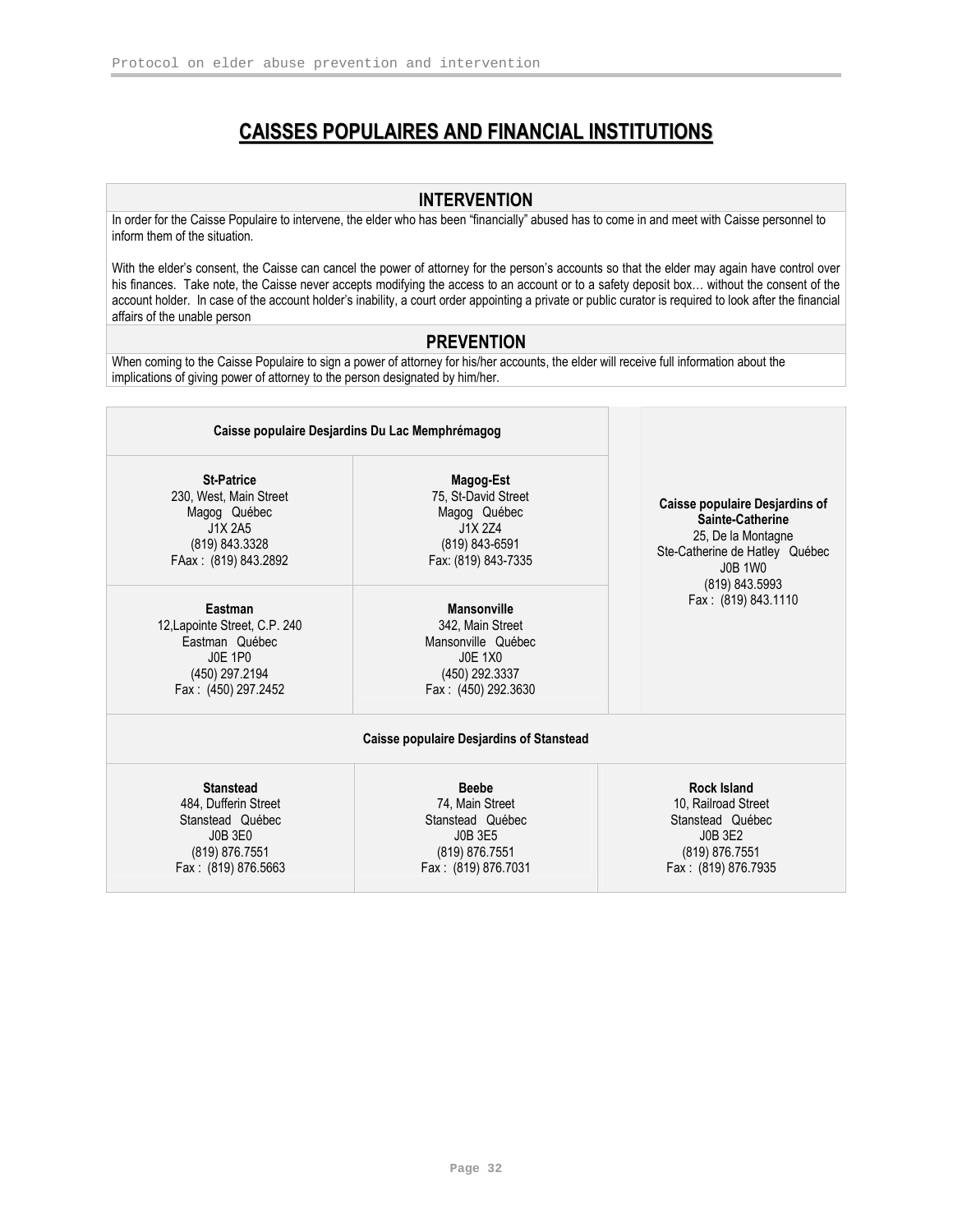# CAISSES POPULAIRES AND FINANCIAL INSTITUTIONS

## INTERVENTION

In order for the Caisse Populaire to intervene, the elder who has been "financially" abused has to come in and meet with Caisse personnel to inform them of the situation.

With the elder's consent, the Caisse can cancel the power of attorney for the person's accounts so that the elder may again have control over his finances. Take note, the Caisse never accepts modifying the access to an account or to a safety deposit box… without the consent of the account holder. In case of the account holder's inability, a court order appointing a private or public curator is required to look after the financial affairs of the unable person

## PREVENTION

When coming to the Caisse Populaire to sign a power of attorney for his/her accounts, the elder will receive full information about the implications of giving power of attorney to the person designated by him/her.

| **Caisse populaire Desjardins Du Lac Memphrémagog** | | **Caisse populaire Desjardins of Sainte-Catherine** |
|---|---|---|
| **St-Patrice**<br>230, West, Main Street<br>Magog Québec<br>J1X 2A5<br>(819) 843.3328<br>FAax : (819) 843.2892 | **Magog-Est**<br>75, St-David Street<br>Magog Québec<br>J1X 2Z4<br>(819) 843-6591<br>Fax: (819) 843-7335 | 25, De la Montagne<br>Ste-Catherine de Hatley Québec<br>J0B 1W0<br>(819) 843.5993<br>Fax : (819) 843.1110 |
| **Eastman**<br>12,Lapointe Street, C.P. 240<br>Eastman Québec<br>J0E 1P0<br>(450) 297.2194<br>Fax : (450) 297.2452 | **Mansonville**<br>342, Main Street<br>Mansonville Québec<br>J0E 1X0<br>(450) 292.3337<br>Fax : (450) 292.3630 | |
| **Caisse populaire Desjardins of Stanstead** | | |
| **Stanstead**<br>484, Dufferin Street<br>Stanstead Québec<br>J0B 3E0<br>(819) 876.7551<br>Fax : (819) 876.5663 | **Beebe**<br>74, Main Street<br>Stanstead Québec<br>J0B 3E5<br>(819) 876.7551<br>Fax : (819) 876.7031 | **Rock Island**<br>10, Railroad Street<br>Stanstead Québec<br>J0B 3E2<br>(819) 876.7551<br>Fax : (819) 876.7935 |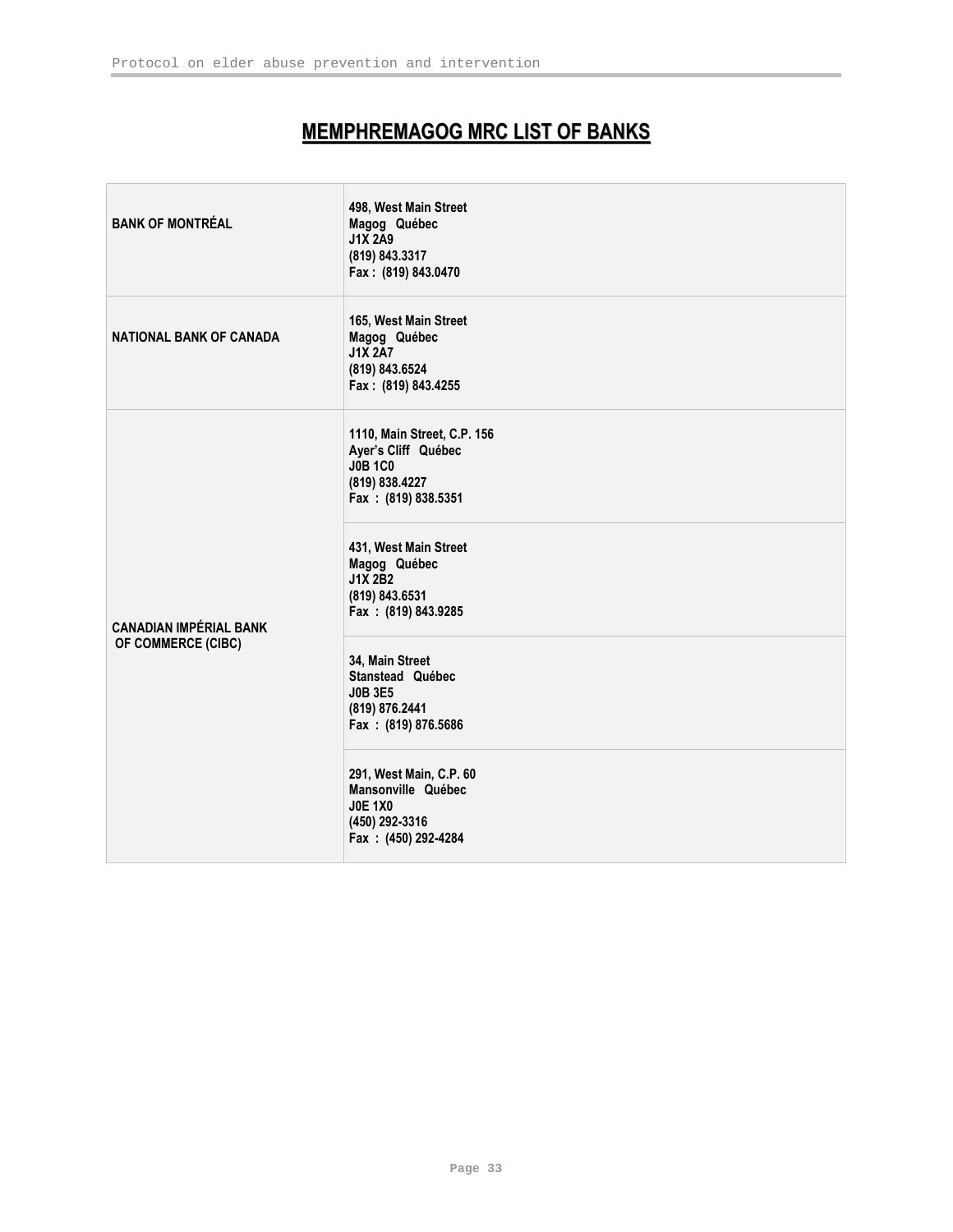# MEMPHREMAGOG MRC LIST OF BANKS

| | |
|---|---|
| **BANK OF MONTRÉAL** | **498, West Main Street<br>Magog Québec<br>J1X 2A9<br>(819) 843.3317<br>Fax : (819) 843.0470** |
| **NATIONAL BANK OF CANADA** | **165, West Main Street<br>Magog Québec<br>J1X 2A7<br>(819) 843.6524<br>Fax : (819) 843.4255** |
| **CANADIAN IMPÉRIAL BANK OF COMMERCE (CIBC)** | **1110, Main Street, C.P. 156<br>Ayer's Cliff Québec<br>J0B 1C0<br>(819) 838.4227<br>Fax : (819) 838.5351** |
| | **431, West Main Street<br>Magog Québec<br>J1X 2B2<br>(819) 843.6531<br>Fax : (819) 843.9285** |
| | **34, Main Street<br>Stanstead Québec<br>J0B 3E5<br>(819) 876.2441<br>Fax : (819) 876.5686** |
| | **291, West Main, C.P. 60<br>Mansonville Québec<br>J0E 1X0<br>(450) 292-3316<br>Fax : (450) 292-4284** |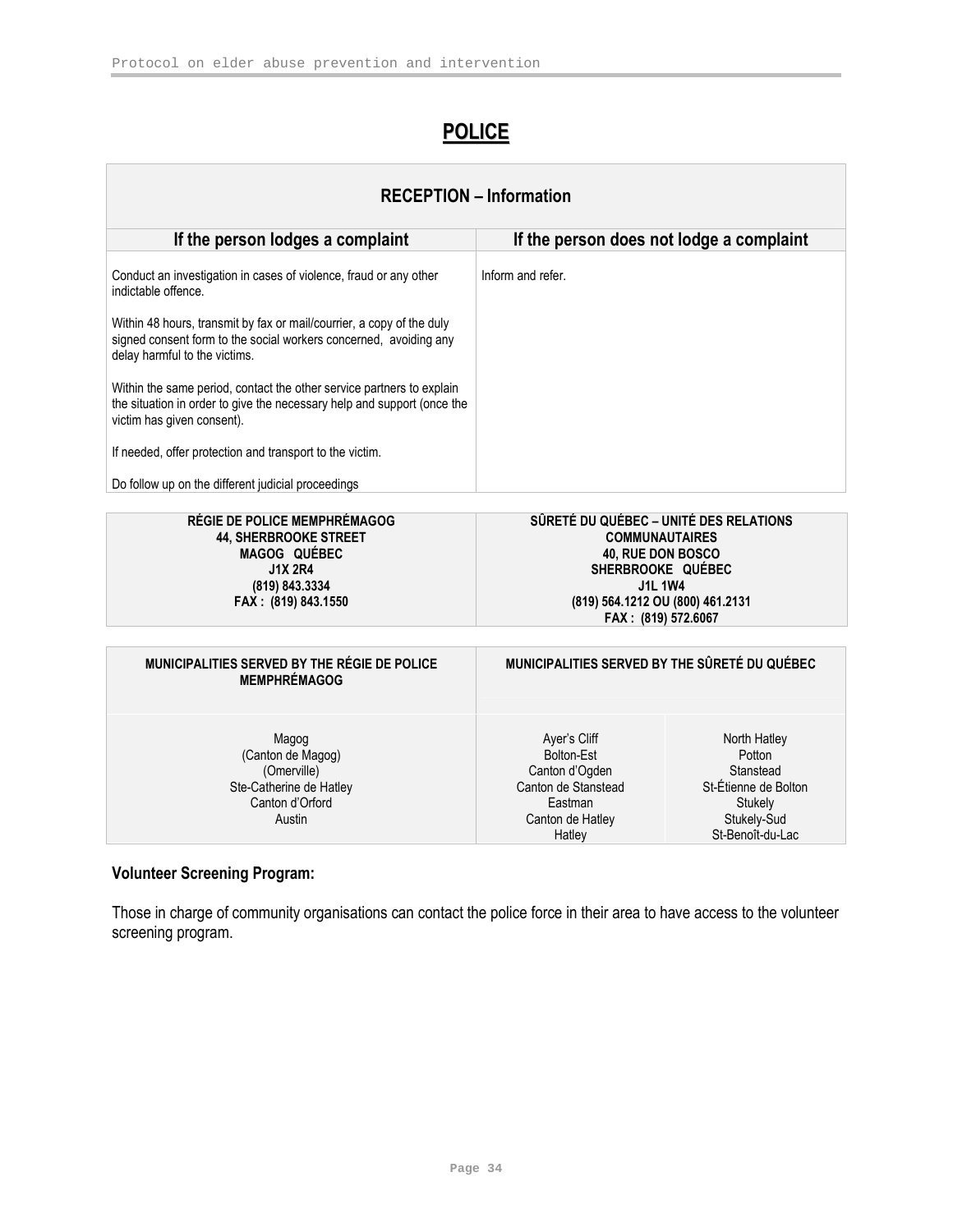# POLICE

| RECEPTION – Information | |
|---|---|
| **If the person lodges a complaint** | **If the person does not lodge a complaint** |
| Conduct an investigation in cases of violence, fraud or any other indictable offence.<br><br>Within 48 hours, transmit by fax or mail/courrier, a copy of the duly signed consent form to the social workers concerned, avoiding any delay harmful to the victims.<br><br>Within the same period, contact the other service partners to explain the situation in order to give the necessary help and support (once the victim has given consent).<br><br>If needed, offer protection and transport to the victim.<br><br>Do follow up on the different judicial proceedings | Inform and refer. |

| RÉGIE DE POLICE MEMPHRÉMAGOG<br>44, SHERBROOKE STREET<br>MAGOG QUÉBEC<br>J1X 2R4<br>(819) 843.3334<br>FAX : (819) 843.1550 | SÛRETÉ DU QUÉBEC – UNITÉ DES RELATIONS COMMUNAUTAIRES<br>40, RUE DON BOSCO<br>SHERBROOKE QUÉBEC<br>J1L 1W4<br>(819) 564.1212 OU (800) 461.2131<br>FAX : (819) 572.6067 |
|---|---|

| MUNICIPALITIES SERVED BY THE RÉGIE DE POLICE MEMPHRÉMAGOG | MUNICIPALITIES SERVED BY THE SÛRETÉ DU QUÉBEC | |
|---|---|---|
| Magog<br>(Canton de Magog)<br>(Omerville)<br>Ste-Catherine de Hatley<br>Canton d'Orford<br>Austin | Ayer's Cliff<br>Bolton-Est<br>Canton d'Ogden<br>Canton de Stanstead<br>Eastman<br>Canton de Hatley<br>Hatley | North Hatley<br>Potton<br>Stanstead<br>St-Étienne de Bolton<br>Stukely<br>Stukely-Sud<br>St-Benoît-du-Lac |

**Volunteer Screening Program:**

Those in charge of community organisations can contact the police force in their area to have access to the volunteer screening program.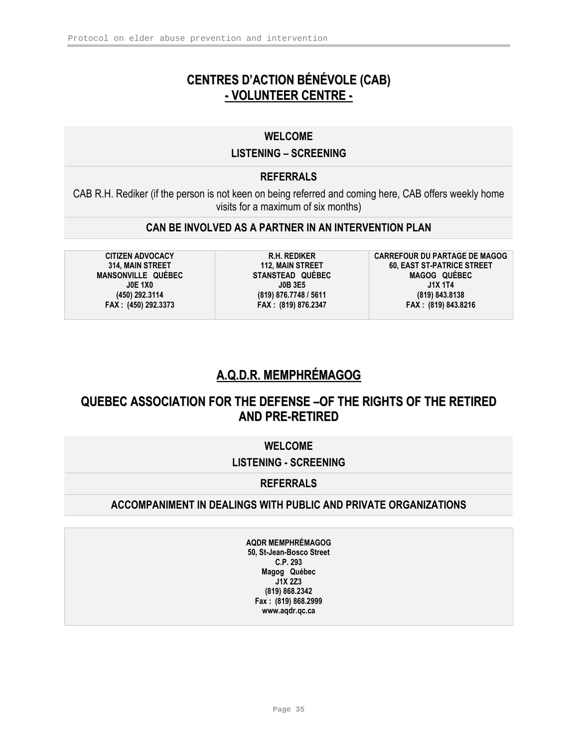# CENTRES D'ACTION BÉNÉVOLE (CAB)
## - VOLUNTEER CENTRE -

**WELCOME**

**LISTENING – SCREENING**

**REFERRALS**

CAB R.H. Rediker (if the person is not keen on being referred and coming here, CAB offers weekly home visits for a maximum of six months)

**CAN BE INVOLVED AS A PARTNER IN AN INTERVENTION PLAN**

| CITIZEN ADVOCACY<br>314, MAIN STREET<br>MANSONVILLE QUÉBEC<br>J0E 1X0<br>(450) 292.3114<br>FAX : (450) 292.3373 | R.H. REDIKER<br>112, MAIN STREET<br>STANSTEAD QUÉBEC<br>J0B 3E5<br>(819) 876.7748 / 5611<br>FAX : (819) 876.2347 | CARREFOUR DU PARTAGE DE MAGOG<br>60, EAST ST-PATRICE STREET<br>MAGOG QUÉBEC<br>J1X 1T4<br>(819) 843.8138<br>FAX : (819) 843.8216 |
|---|---|---|

# A.Q.D.R. MEMPHRÉMAGOG

## QUEBEC ASSOCIATION FOR THE DEFENSE –OF THE RIGHTS OF THE RETIRED AND PRE-RETIRED

**WELCOME**

**LISTENING - SCREENING**

**REFERRALS**

**ACCOMPANIMENT IN DEALINGS WITH PUBLIC AND PRIVATE ORGANIZATIONS**

**AQDR MEMPHRÉMAGOG**
**50, St-Jean-Bosco Street**
**C.P. 293**
**Magog Québec**
**J1X 2Z3**
**(819) 868.2342**
**Fax : (819) 868.2999**
**www.aqdr.qc.ca**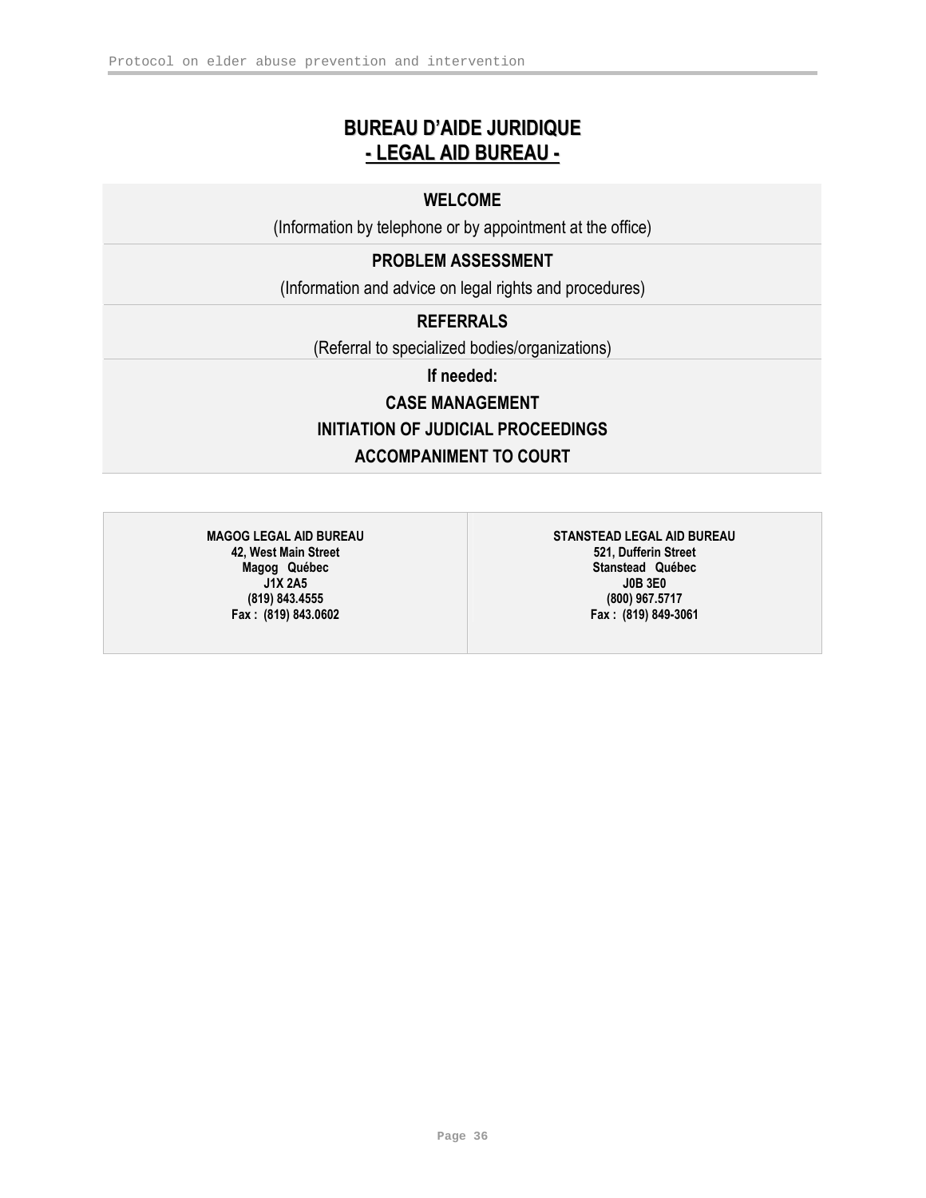# BUREAU D'AIDE JURIDIQUE
## - LEGAL AID BUREAU -

**WELCOME**

(Information by telephone or by appointment at the office)

**PROBLEM ASSESSMENT**

(Information and advice on legal rights and procedures)

**REFERRALS**

(Referral to specialized bodies/organizations)

**If needed:**

**CASE MANAGEMENT**

**INITIATION OF JUDICIAL PROCEEDINGS**

**ACCOMPANIMENT TO COURT**

| MAGOG LEGAL AID BUREAU | STANSTEAD LEGAL AID BUREAU |
|---|---|
| 42, West Main Street<br>Magog Québec<br>J1X 2A5<br>(819) 843.4555<br>Fax : (819) 843.0602 | 521, Dufferin Street<br>Stanstead Québec<br>J0B 3E0<br>(800) 967.5717<br>Fax : (819) 849-3061 |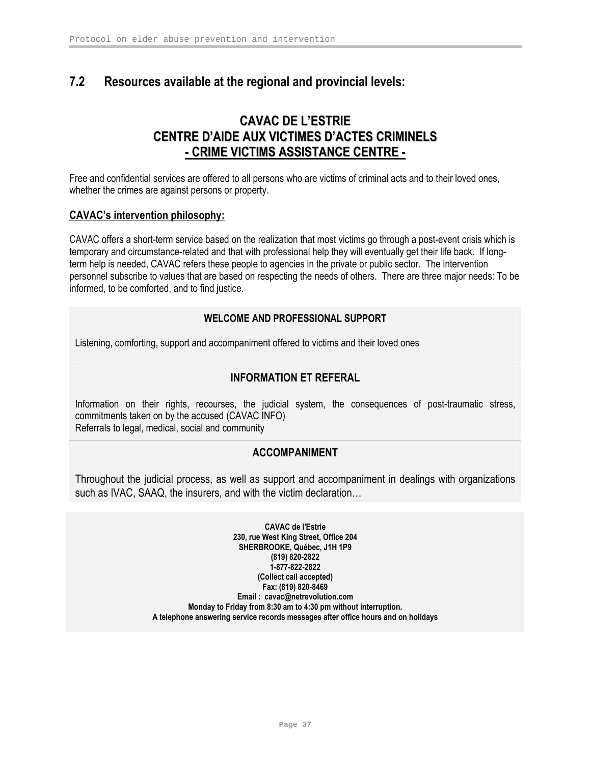## 7.2 Resources available at the regional and provincial levels:

### CAVAC DE L'ESTRIE
### CENTRE D'AIDE AUX VICTIMES D'ACTES CRIMINELS
### - CRIME VICTIMS ASSISTANCE CENTRE -

Free and confidential services are offered to all persons who are victims of criminal acts and to their loved ones, whether the crimes are against persons or property.

**CAVAC's intervention philosophy:**

CAVAC offers a short-term service based on the realization that most victims go through a post-event crisis which is temporary and circumstance-related and that with professional help they will eventually get their life back. If long-term help is needed, CAVAC refers these people to agencies in the private or public sector. The intervention personnel subscribe to values that are based on respecting the needs of others. There are three major needs: To be informed, to be comforted, and to find justice.

**WELCOME AND PROFESSIONAL SUPPORT**

Listening, comforting, support and accompaniment offered to victims and their loved ones

**INFORMATION ET REFERAL**

Information on their rights, recourses, the judicial system, the consequences of post-traumatic stress, commitments taken on by the accused (CAVAC INFO)
Referrals to legal, medical, social and community

**ACCOMPANIMENT**

Throughout the judicial process, as well as support and accompaniment in dealings with organizations such as IVAC, SAAQ, the insurers, and with the victim declaration…

**CAVAC de l'Estrie**
**230, rue West King Street, Office 204**
**SHERBROOKE, Québec, J1H 1P9**
**(819) 820-2822**
**1-877-822-2822**
**(Collect call accepted)**
**Fax: (819) 820-8469**
**Email : cavac@netrevolution.com**
**Monday to Friday from 8:30 am to 4:30 pm without interruption.**
**A telephone answering service records messages after office hours and on holidays**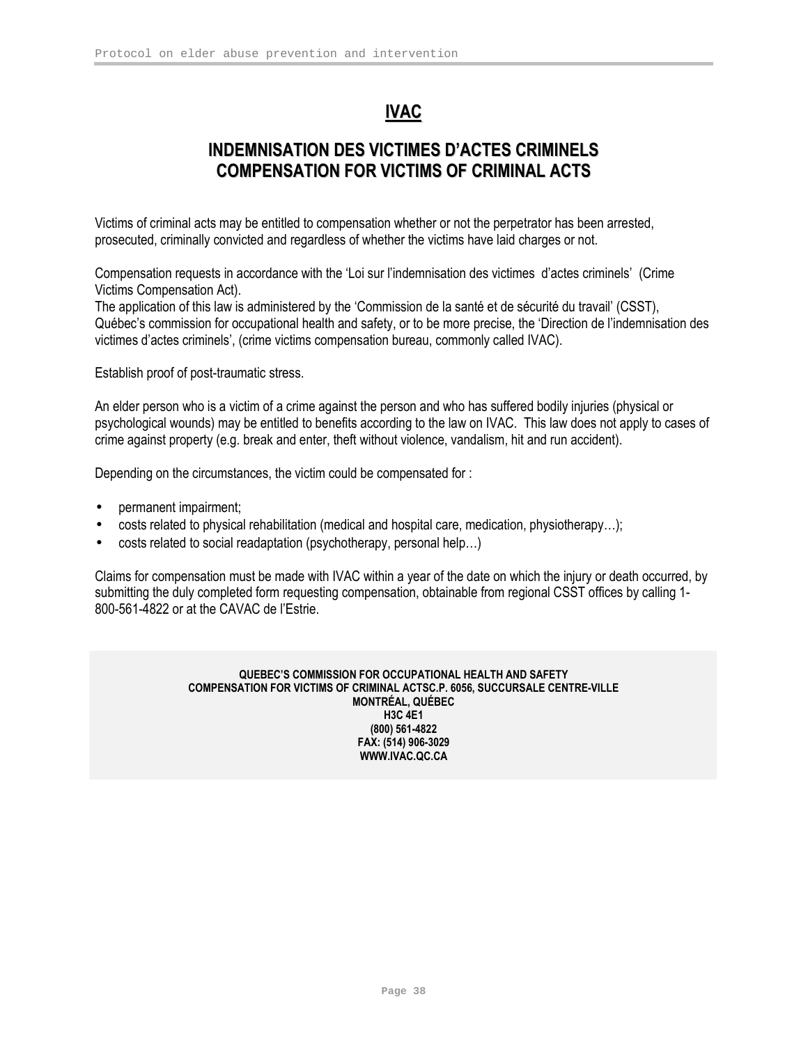# IVAC

## INDEMNISATION DES VICTIMES D'ACTES CRIMINELS COMPENSATION FOR VICTIMS OF CRIMINAL ACTS

Victims of criminal acts may be entitled to compensation whether or not the perpetrator has been arrested, prosecuted, criminally convicted and regardless of whether the victims have laid charges or not.

Compensation requests in accordance with the 'Loi sur l'indemnisation des victimes d'actes criminels' (Crime Victims Compensation Act).
The application of this law is administered by the 'Commission de la santé et de sécurité du travail' (CSST), Québec's commission for occupational health and safety, or to be more precise, the 'Direction de l'indemnisation des victimes d'actes criminels', (crime victims compensation bureau, commonly called IVAC).

Establish proof of post-traumatic stress.

An elder person who is a victim of a crime against the person and who has suffered bodily injuries (physical or psychological wounds) may be entitled to benefits according to the law on IVAC. This law does not apply to cases of crime against property (e.g. break and enter, theft without violence, vandalism, hit and run accident).

Depending on the circumstances, the victim could be compensated for :

- permanent impairment;
- costs related to physical rehabilitation (medical and hospital care, medication, physiotherapy…);
- costs related to social readaptation (psychotherapy, personal help…)

Claims for compensation must be made with IVAC within a year of the date on which the injury or death occurred, by submitting the duly completed form requesting compensation, obtainable from regional CSST offices by calling 1-800-561-4822 or at the CAVAC de l'Estrie.

**QUEBEC'S COMMISSION FOR OCCUPATIONAL HEALTH AND SAFETY**
**COMPENSATION FOR VICTIMS OF CRIMINAL ACTSC.P. 6056, SUCCURSALE CENTRE-VILLE**
**MONTRÉAL, QUÉBEC**
**H3C 4E1**
**(800) 561-4822**
**FAX: (514) 906-3029**
**WWW.IVAC.QC.CA**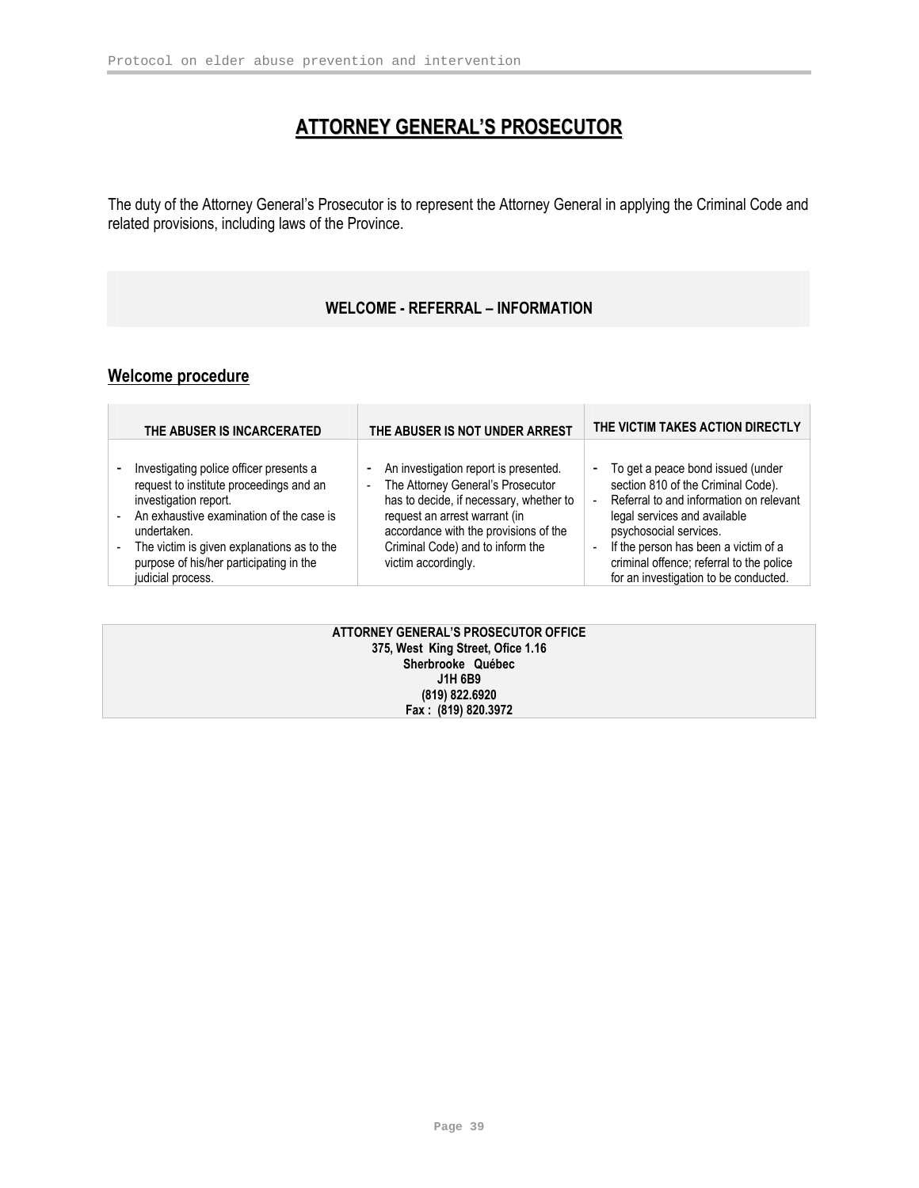# ATTORNEY GENERAL'S PROSECUTOR

The duty of the Attorney General's Prosecutor is to represent the Attorney General in applying the Criminal Code and related provisions, including laws of the Province.

### WELCOME - REFERRAL – INFORMATION

## Welcome procedure

| THE ABUSER IS INCARCERATED | THE ABUSER IS NOT UNDER ARREST | THE VICTIM TAKES ACTION DIRECTLY |
|---|---|---|
| - Investigating police officer presents a request to institute proceedings and an investigation report.<br>- An exhaustive examination of the case is undertaken.<br>- The victim is given explanations as to the purpose of his/her participating in the judicial process. | - An investigation report is presented.<br>- The Attorney General's Prosecutor has to decide, if necessary, whether to request an arrest warrant (in accordance with the provisions of the Criminal Code) and to inform the victim accordingly. | - To get a peace bond issued (under section 810 of the Criminal Code).<br>- Referral to and information on relevant legal services and available psychosocial services.<br>- If the person has been a victim of a criminal offence; referral to the police for an investigation to be conducted. |

**ATTORNEY GENERAL'S PROSECUTOR OFFICE**
**375, West King Street, Ofice 1.16**
**Sherbrooke Québec**
**J1H 6B9**
**(819) 822.6920**
**Fax : (819) 820.3972**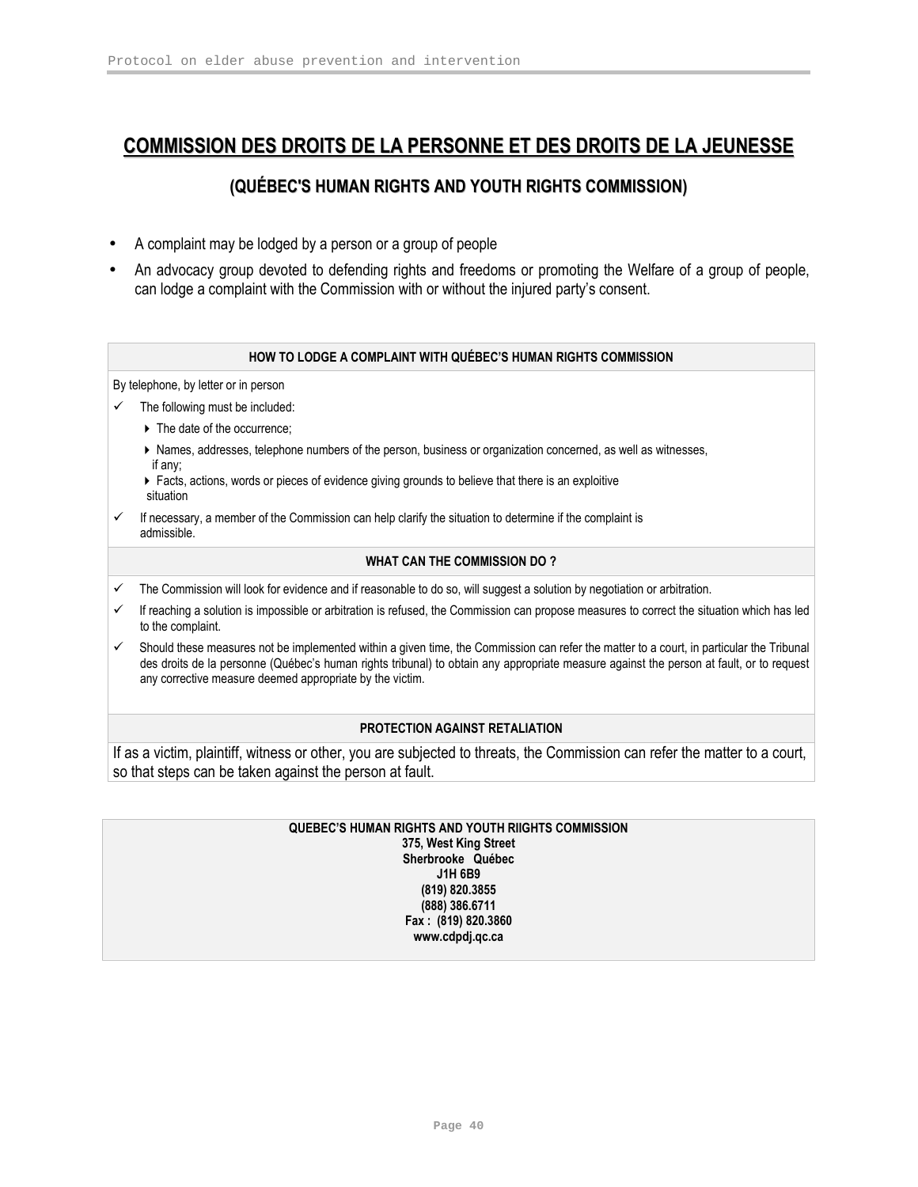# COMMISSION DES DROITS DE LA PERSONNE ET DES DROITS DE LA JEUNESSE

## (QUÉBEC'S HUMAN RIGHTS AND YOUTH RIGHTS COMMISSION)

- A complaint may be lodged by a person or a group of people
- An advocacy group devoted to defending rights and freedoms or promoting the Welfare of a group of people, can lodge a complaint with the Commission with or without the injured party's consent.

**HOW TO LODGE A COMPLAINT WITH QUÉBEC'S HUMAN RIGHTS COMMISSION**

By telephone, by letter or in person

- ✓ The following must be included:
  - ▸ The date of the occurrence;
  - ▸ Names, addresses, telephone numbers of the person, business or organization concerned, as well as witnesses, if any;
  - ▸ Facts, actions, words or pieces of evidence giving grounds to believe that there is an exploitive situation
- ✓ If necessary, a member of the Commission can help clarify the situation to determine if the complaint is admissible.

**WHAT CAN THE COMMISSION DO ?**

- ✓ The Commission will look for evidence and if reasonable to do so, will suggest a solution by negotiation or arbitration.
- ✓ If reaching a solution is impossible or arbitration is refused, the Commission can propose measures to correct the situation which has led to the complaint.
- ✓ Should these measures not be implemented within a given time, the Commission can refer the matter to a court, in particular the Tribunal des droits de la personne (Québec's human rights tribunal) to obtain any appropriate measure against the person at fault, or to request any corrective measure deemed appropriate by the victim.

**PROTECTION AGAINST RETALIATION**

If as a victim, plaintiff, witness or other, you are subjected to threats, the Commission can refer the matter to a court, so that steps can be taken against the person at fault.

**QUEBEC'S HUMAN RIGHTS AND YOUTH RIIGHTS COMMISSION**
**375, West King Street**
**Sherbrooke Québec**
**J1H 6B9**
**(819) 820.3855**
**(888) 386.6711**
**Fax : (819) 820.3860**
**www.cdpdj.qc.ca**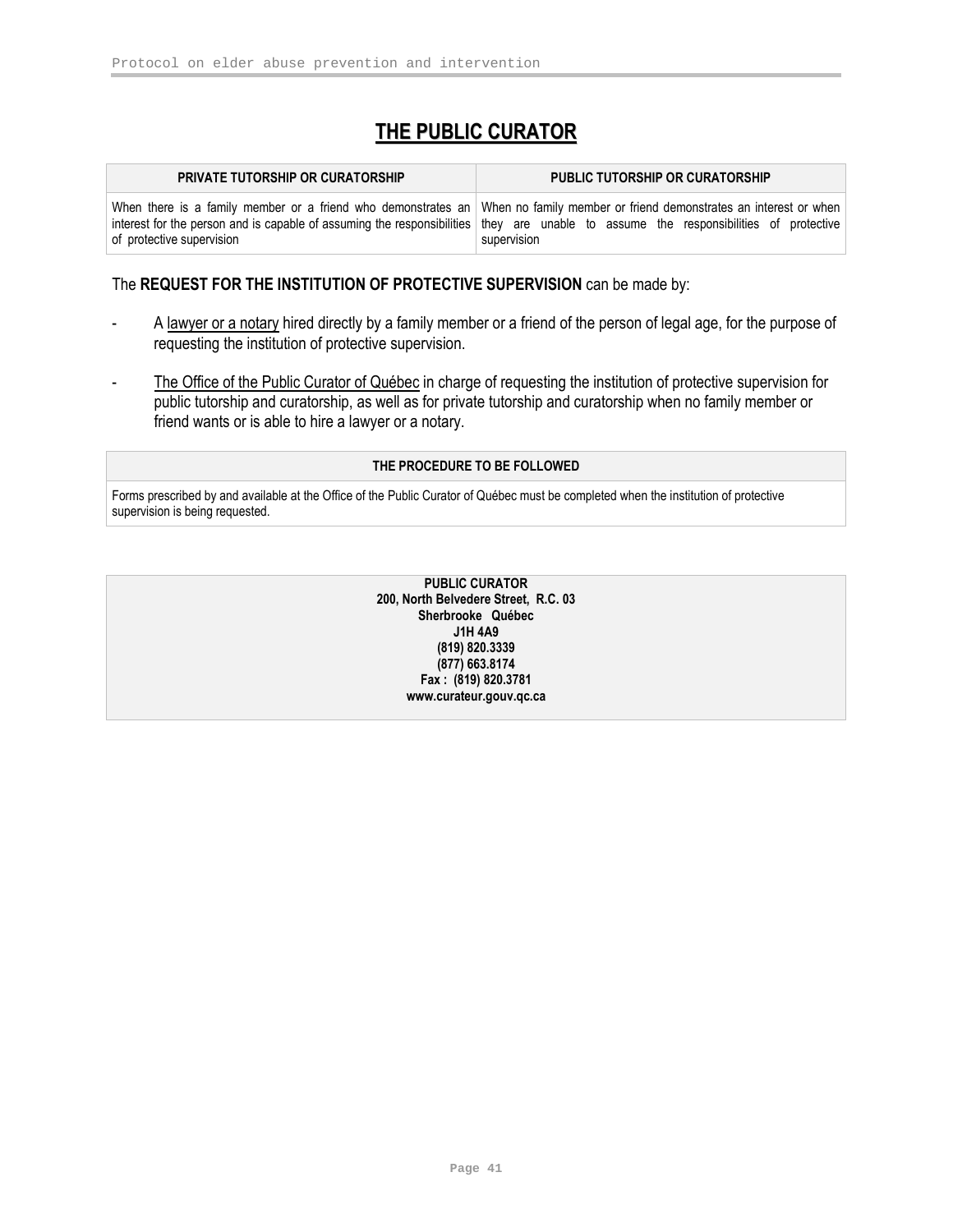# THE PUBLIC CURATOR

| PRIVATE TUTORSHIP OR CURATORSHIP | PUBLIC TUTORSHIP OR CURATORSHIP |
|---|---|
| When there is a family member or a friend who demonstrates an interest for the person and is capable of assuming the responsibilities of protective supervision | When no family member or friend demonstrates an interest or when they are unable to assume the responsibilities of protective supervision |

The **REQUEST FOR THE INSTITUTION OF PROTECTIVE SUPERVISION** can be made by:

- A lawyer or a notary hired directly by a family member or a friend of the person of legal age, for the purpose of requesting the institution of protective supervision.
- The Office of the Public Curator of Québec in charge of requesting the institution of protective supervision for public tutorship and curatorship, as well as for private tutorship and curatorship when no family member or friend wants or is able to hire a lawyer or a notary.

| THE PROCEDURE TO BE FOLLOWED |
|---|
| Forms prescribed by and available at the Office of the Public Curator of Québec must be completed when the institution of protective supervision is being requested. |

**PUBLIC CURATOR**
**200, North Belvedere Street, R.C. 03**
**Sherbrooke Québec**
**J1H 4A9**
**(819) 820.3339**
**(877) 663.8174**
**Fax : (819) 820.3781**
**www.curateur.gouv.qc.ca**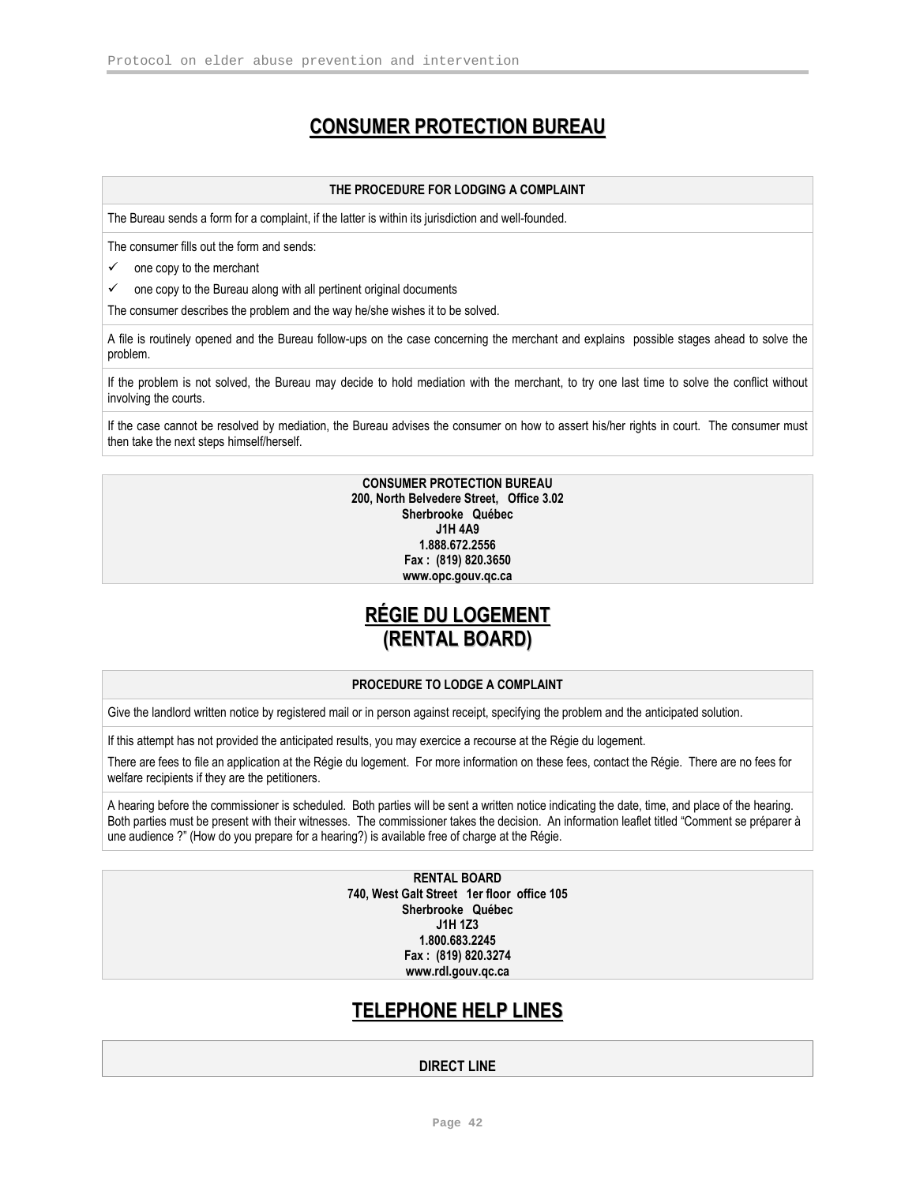## CONSUMER PROTECTION BUREAU

| THE PROCEDURE FOR LODGING A COMPLAINT |
|---|
| The Bureau sends a form for a complaint, if the latter is within its jurisdiction and well-founded. |
| The consumer fills out the form and sends:<br>✓ one copy to the merchant<br>✓ one copy to the Bureau along with all pertinent original documents<br>The consumer describes the problem and the way he/she wishes it to be solved. |
| A file is routinely opened and the Bureau follow-ups on the case concerning the merchant and explains possible stages ahead to solve the problem. |
| If the problem is not solved, the Bureau may decide to hold mediation with the merchant, to try one last time to solve the conflict without involving the courts. |
| If the case cannot be resolved by mediation, the Bureau advises the consumer on how to assert his/her rights in court. The consumer must then take the next steps himself/herself. |

**CONSUMER PROTECTION BUREAU**
**200, North Belvedere Street, Office 3.02**
**Sherbrooke Québec**
**J1H 4A9**
**1.888.672.2556**
**Fax : (819) 820.3650**
**www.opc.gouv.qc.ca**

## RÉGIE DU LOGEMENT (RENTAL BOARD)

| PROCEDURE TO LODGE A COMPLAINT |
|---|
| Give the landlord written notice by registered mail or in person against receipt, specifying the problem and the anticipated solution. |
| If this attempt has not provided the anticipated results, you may exercice a recourse at the Régie du logement.<br>There are fees to file an application at the Régie du logement. For more information on these fees, contact the Régie. There are no fees for welfare recipients if they are the petitioners. |
| A hearing before the commissioner is scheduled. Both parties will be sent a written notice indicating the date, time, and place of the hearing. Both parties must be present with their witnesses. The commissioner takes the decision. An information leaflet titled "Comment se préparer à une audience ?" (How do you prepare for a hearing?) is available free of charge at the Régie. |

**RENTAL BOARD**
**740, West Galt Street 1er floor office 105**
**Sherbrooke Québec**
**J1H 1Z3**
**1.800.683.2245**
**Fax : (819) 820.3274**
**www.rdl.gouv.qc.ca**

## TELEPHONE HELP LINES

| DIRECT LINE |
|---|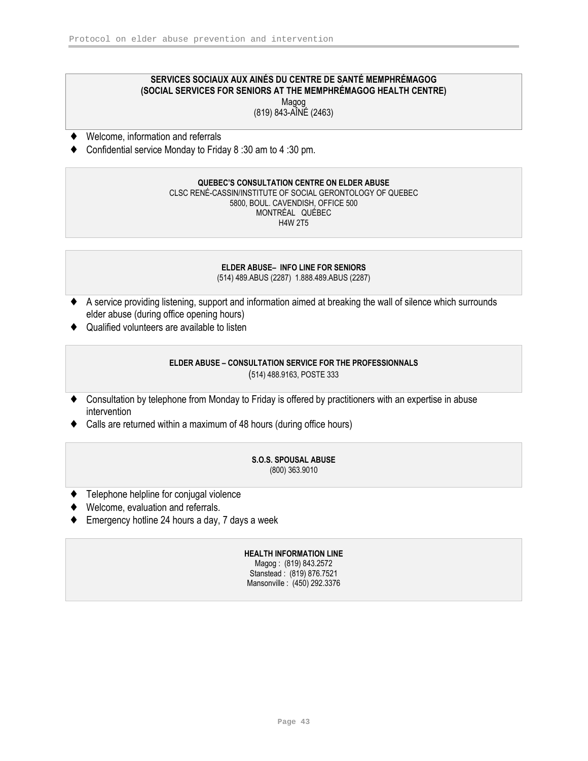**SERVICES SOCIAUX AUX AINÉS DU CENTRE DE SANTÉ MEMPHRÉMAGOG**
**(SOCIAL SERVICES FOR SENIORS AT THE MEMPHRÉMAGOG HEALTH CENTRE)**
Magog
(819) 843-AÎNÉ (2463)

- Welcome, information and referrals
- Confidential service Monday to Friday 8 :30 am to 4 :30 pm.

**QUEBEC'S CONSULTATION CENTRE ON ELDER ABUSE**
CLSC RENÉ-CASSIN/INSTITUTE OF SOCIAL GERONTOLOGY OF QUEBEC
5800, BOUL. CAVENDISH, OFFICE 500
MONTRÉAL QUÉBEC
H4W 2T5

**ELDER ABUSE– INFO LINE FOR SENIORS**
(514) 489.ABUS (2287) 1.888.489.ABUS (2287)

- A service providing listening, support and information aimed at breaking the wall of silence which surrounds elder abuse (during office opening hours)
- Qualified volunteers are available to listen

**ELDER ABUSE – CONSULTATION SERVICE FOR THE PROFESSIONNALS**
(514) 488.9163, POSTE 333

- Consultation by telephone from Monday to Friday is offered by practitioners with an expertise in abuse intervention
- Calls are returned within a maximum of 48 hours (during office hours)

**S.O.S. SPOUSAL ABUSE**
(800) 363.9010

- Telephone helpline for conjugal violence
- Welcome, evaluation and referrals.
- Emergency hotline 24 hours a day, 7 days a week

**HEALTH INFORMATION LINE**
Magog : (819) 843.2572
Stanstead : (819) 876.7521
Mansonville : (450) 292.3376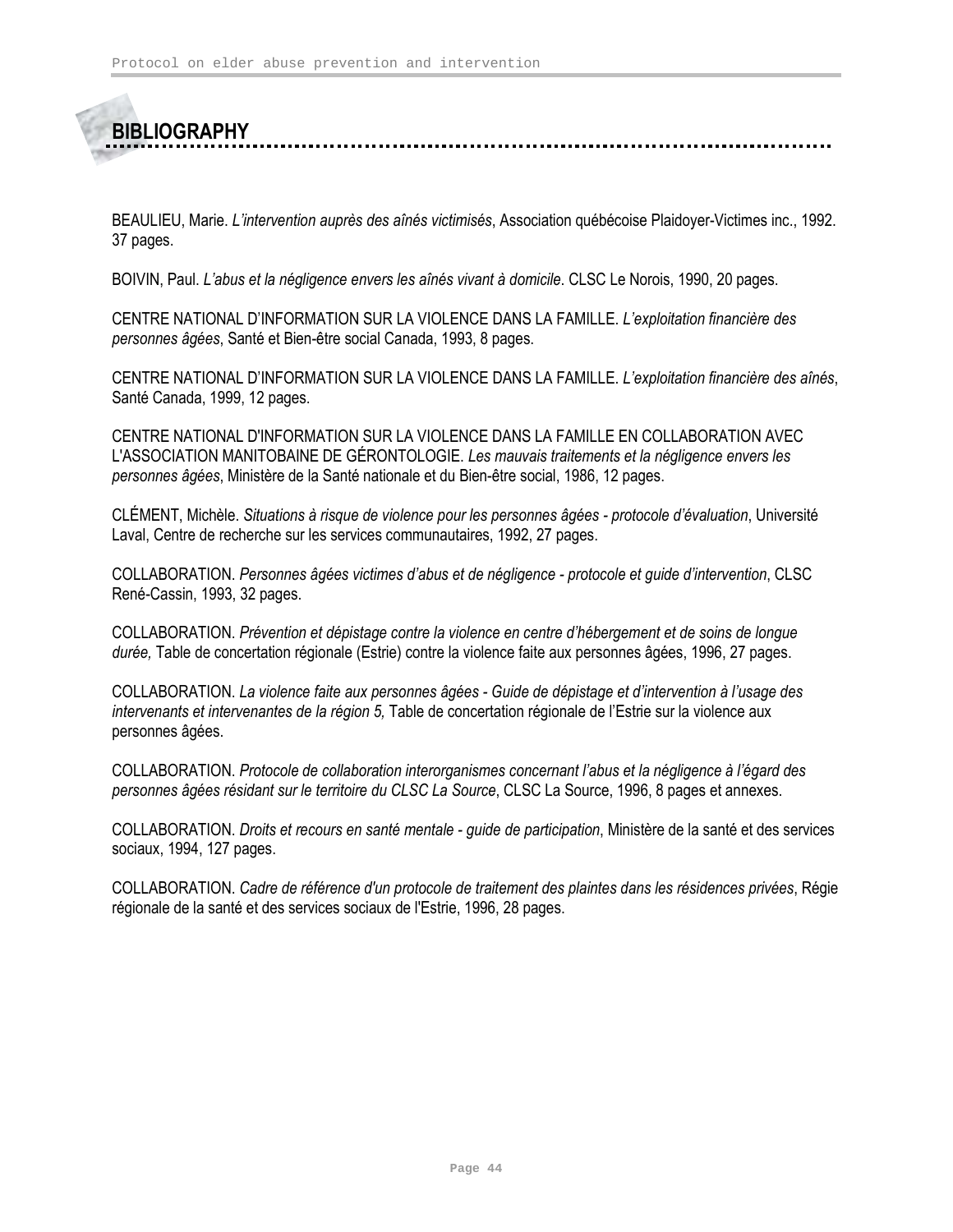# BIBLIOGRAPHY

BEAULIEU, Marie. *L'intervention auprès des aînés victimisés*, Association québécoise Plaidoyer-Victimes inc., 1992. 37 pages.

BOIVIN, Paul. *L'abus et la négligence envers les aînés vivant à domicile*. CLSC Le Norois, 1990, 20 pages.

CENTRE NATIONAL D'INFORMATION SUR LA VIOLENCE DANS LA FAMILLE. *L'exploitation financière des personnes âgées*, Santé et Bien-être social Canada, 1993, 8 pages.

CENTRE NATIONAL D'INFORMATION SUR LA VIOLENCE DANS LA FAMILLE. *L'exploitation financière des aînés*, Santé Canada, 1999, 12 pages.

CENTRE NATIONAL D'INFORMATION SUR LA VIOLENCE DANS LA FAMILLE EN COLLABORATION AVEC L'ASSOCIATION MANITOBAINE DE GÉRONTOLOGIE. *Les mauvais traitements et la négligence envers les personnes âgées*, Ministère de la Santé nationale et du Bien-être social, 1986, 12 pages.

CLÉMENT, Michèle. *Situations à risque de violence pour les personnes âgées - protocole d'évaluation*, Université Laval, Centre de recherche sur les services communautaires, 1992, 27 pages.

COLLABORATION. *Personnes âgées victimes d'abus et de négligence - protocole et guide d'intervention*, CLSC René-Cassin, 1993, 32 pages.

COLLABORATION. *Prévention et dépistage contre la violence en centre d'hébergement et de soins de longue durée,* Table de concertation régionale (Estrie) contre la violence faite aux personnes âgées, 1996, 27 pages.

COLLABORATION. *La violence faite aux personnes âgées - Guide de dépistage et d'intervention à l'usage des intervenants et intervenantes de la région 5,* Table de concertation régionale de l'Estrie sur la violence aux personnes âgées.

COLLABORATION. *Protocole de collaboration interorganismes concernant l'abus et la négligence à l'égard des personnes âgées résidant sur le territoire du CLSC La Source*, CLSC La Source, 1996, 8 pages et annexes.

COLLABORATION. *Droits et recours en santé mentale - guide de participation*, Ministère de la santé et des services sociaux, 1994, 127 pages.

COLLABORATION. *Cadre de référence d'un protocole de traitement des plaintes dans les résidences privées*, Régie régionale de la santé et des services sociaux de l'Estrie, 1996, 28 pages.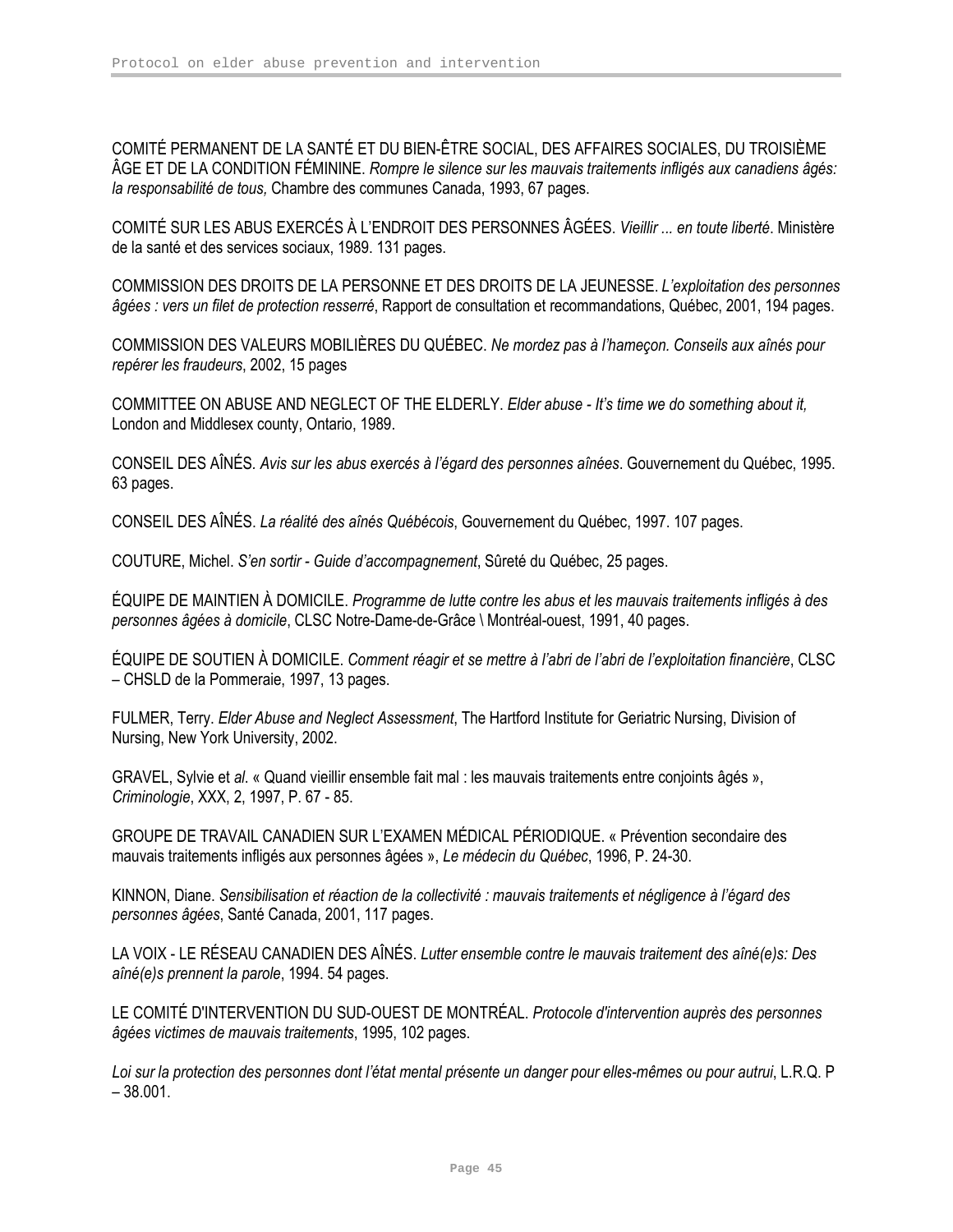COMITÉ PERMANENT DE LA SANTÉ ET DU BIEN-ÊTRE SOCIAL, DES AFFAIRES SOCIALES, DU TROISIÈME ÂGE ET DE LA CONDITION FÉMININE. *Rompre le silence sur les mauvais traitements infligés aux canadiens âgés: la responsabilité de tous,* Chambre des communes Canada, 1993, 67 pages.

COMITÉ SUR LES ABUS EXERCÉS À L'ENDROIT DES PERSONNES ÂGÉES. *Vieillir ... en toute liberté*. Ministère de la santé et des services sociaux, 1989. 131 pages.

COMMISSION DES DROITS DE LA PERSONNE ET DES DROITS DE LA JEUNESSE. *L'exploitation des personnes âgées : vers un filet de protection resserré*, Rapport de consultation et recommandations, Québec, 2001, 194 pages.

COMMISSION DES VALEURS MOBILIÈRES DU QUÉBEC. *Ne mordez pas à l'hameçon. Conseils aux aînés pour repérer les fraudeurs*, 2002, 15 pages

COMMITTEE ON ABUSE AND NEGLECT OF THE ELDERLY. *Elder abuse - It's time we do something about it,* London and Middlesex county, Ontario, 1989.

CONSEIL DES AÎNÉS. *Avis sur les abus exercés à l'égard des personnes aînées*. Gouvernement du Québec, 1995. 63 pages.

CONSEIL DES AÎNÉS. *La réalité des aînés Québécois*, Gouvernement du Québec, 1997. 107 pages.

COUTURE, Michel. *S'en sortir - Guide d'accompagnement*, Sûreté du Québec, 25 pages.

ÉQUIPE DE MAINTIEN À DOMICILE. *Programme de lutte contre les abus et les mauvais traitements infligés à des personnes âgées à domicile*, CLSC Notre-Dame-de-Grâce \ Montréal-ouest, 1991, 40 pages.

ÉQUIPE DE SOUTIEN À DOMICILE. *Comment réagir et se mettre à l'abri de l'abri de l'exploitation financière*, CLSC – CHSLD de la Pommeraie, 1997, 13 pages.

FULMER, Terry. *Elder Abuse and Neglect Assessment*, The Hartford Institute for Geriatric Nursing, Division of Nursing, New York University, 2002.

GRAVEL, Sylvie et *al*. « Quand vieillir ensemble fait mal : les mauvais traitements entre conjoints âgés », *Criminologie*, XXX, 2, 1997, P. 67 - 85.

GROUPE DE TRAVAIL CANADIEN SUR L'EXAMEN MÉDICAL PÉRIODIQUE. « Prévention secondaire des mauvais traitements infligés aux personnes âgées », *Le médecin du Québec*, 1996, P. 24-30.

KINNON, Diane. *Sensibilisation et réaction de la collectivité : mauvais traitements et négligence à l'égard des personnes âgées*, Santé Canada, 2001, 117 pages.

LA VOIX - LE RÉSEAU CANADIEN DES AÎNÉS. *Lutter ensemble contre le mauvais traitement des aîné(e)s: Des aîné(e)s prennent la parole*, 1994. 54 pages.

LE COMITÉ D'INTERVENTION DU SUD-OUEST DE MONTRÉAL. *Protocole d'intervention auprès des personnes âgées victimes de mauvais traitements*, 1995, 102 pages.

*Loi sur la protection des personnes dont l'état mental présente un danger pour elles-mêmes ou pour autrui*, L.R.Q. P – 38.001.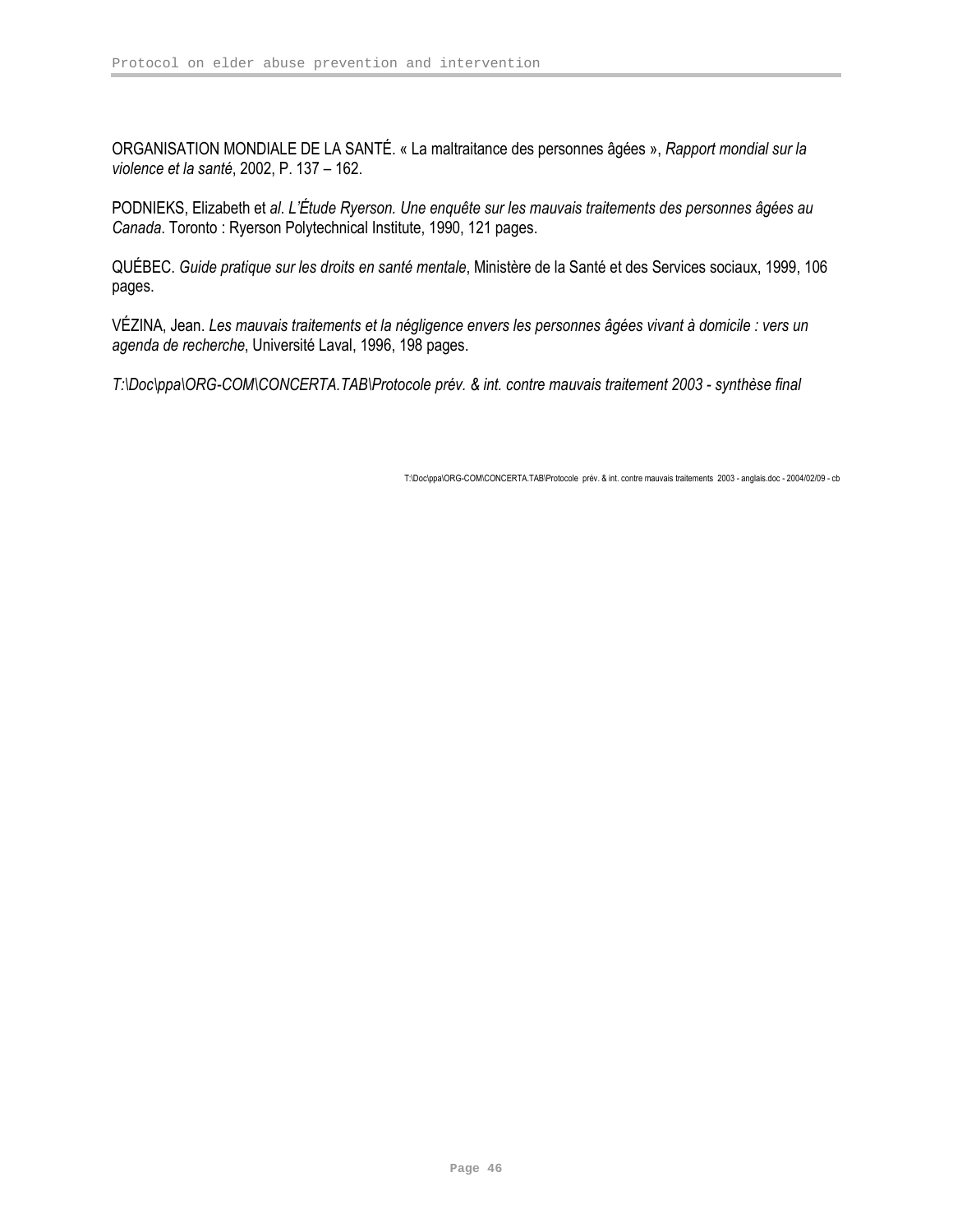ORGANISATION MONDIALE DE LA SANTÉ. « La maltraitance des personnes âgées », *Rapport mondial sur la violence et la santé*, 2002, P. 137 – 162.

PODNIEKS, Elizabeth et *al*. *L'Étude Ryerson. Une enquête sur les mauvais traitements des personnes âgées au Canada*. Toronto : Ryerson Polytechnical Institute, 1990, 121 pages.

QUÉBEC. *Guide pratique sur les droits en santé mentale*, Ministère de la Santé et des Services sociaux, 1999, 106 pages.

VÉZINA, Jean. *Les mauvais traitements et la négligence envers les personnes âgées vivant à domicile : vers un agenda de recherche*, Université Laval, 1996, 198 pages.

*T:\Doc\ppa\ORG-COM\CONCERTA.TAB\Protocole prév. & int. contre mauvais traitement 2003 - synthèse final*

T:\Doc\ppa\ORG-COM\CONCERTA.TAB\Protocole prév. & int. contre mauvais traitements 2003 - anglais.doc - 2004/02/09 - cb